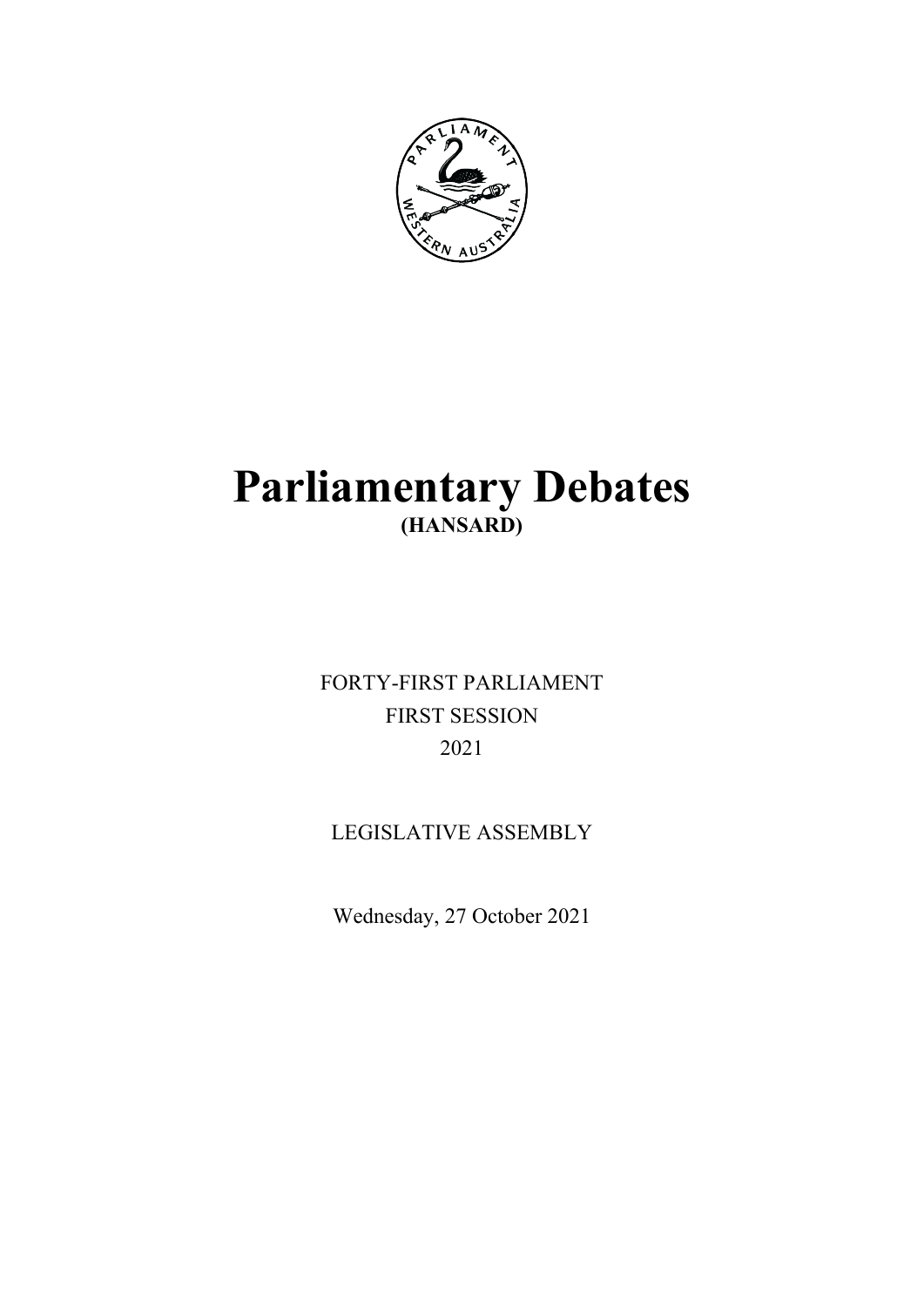# Parliamentary Debates

**(HANSARD)**

FORTY-FIRST PARLIAMENT

FIRST SESSION

2021

LEGISLATIVE ASSEMBLY

Wednesday, 27 October 2021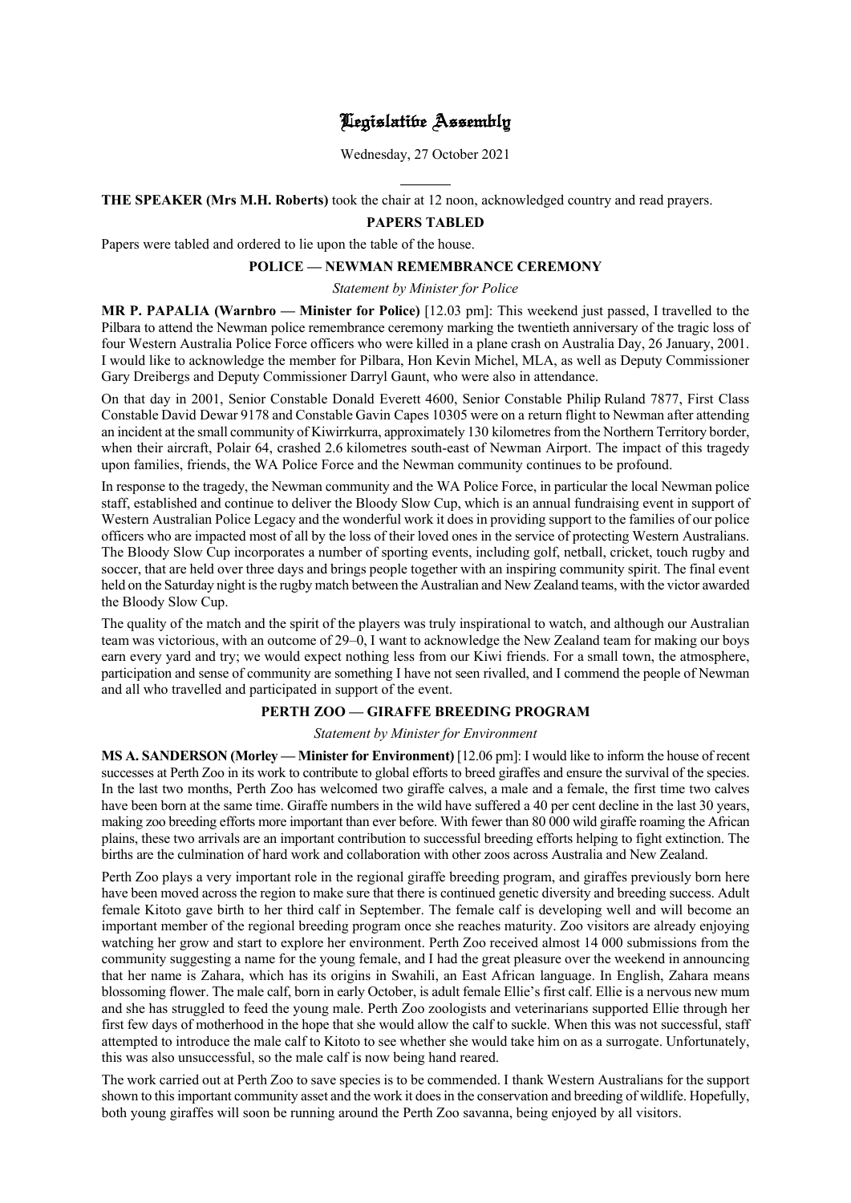# Legislative Assembly

Wednesday, 27 October 2021

**THE SPEAKER (Mrs M.H. Roberts)** took the chair at 12 noon, acknowledged country and read prayers.

## PAPERS TABLED

Papers were tabled and ordered to lie upon the table of the house.

## POLICE — NEWMAN REMEMBRANCE CEREMONY

*Statement by Minister for Police*

**MR P. PAPALIA (Warnbro — Minister for Police)** [12.03 pm]: This weekend just passed, I travelled to the Pilbara to attend the Newman police remembrance ceremony marking the twentieth anniversary of the tragic loss of four Western Australia Police Force officers who were killed in a plane crash on Australia Day, 26 January, 2001. I would like to acknowledge the member for Pilbara, Hon Kevin Michel, MLA, as well as Deputy Commissioner Gary Dreibergs and Deputy Commissioner Darryl Gaunt, who were also in attendance.

On that day in 2001, Senior Constable Donald Everett 4600, Senior Constable Philip Ruland 7877, First Class Constable David Dewar 9178 and Constable Gavin Capes 10305 were on a return flight to Newman after attending an incident at the small community of Kiwirrkurra, approximately 130 kilometres from the Northern Territory border, when their aircraft, Polair 64, crashed 2.6 kilometres south-east of Newman Airport. The impact of this tragedy upon families, friends, the WA Police Force and the Newman community continues to be profound.

In response to the tragedy, the Newman community and the WA Police Force, in particular the local Newman police staff, established and continue to deliver the Bloody Slow Cup, which is an annual fundraising event in support of Western Australian Police Legacy and the wonderful work it does in providing support to the families of our police officers who are impacted most of all by the loss of their loved ones in the service of protecting Western Australians. The Bloody Slow Cup incorporates a number of sporting events, including golf, netball, cricket, touch rugby and soccer, that are held over three days and brings people together with an inspiring community spirit. The final event held on the Saturday night is the rugby match between the Australian and New Zealand teams, with the victor awarded the Bloody Slow Cup.

The quality of the match and the spirit of the players was truly inspirational to watch, and although our Australian team was victorious, with an outcome of 29–0, I want to acknowledge the New Zealand team for making our boys earn every yard and try; we would expect nothing less from our Kiwi friends. For a small town, the atmosphere, participation and sense of community are something I have not seen rivalled, and I commend the people of Newman and all who travelled and participated in support of the event.

## PERTH ZOO — GIRAFFE BREEDING PROGRAM

*Statement by Minister for Environment*

**MS A. SANDERSON (Morley — Minister for Environment)** [12.06 pm]: I would like to inform the house of recent successes at Perth Zoo in its work to contribute to global efforts to breed giraffes and ensure the survival of the species. In the last two months, Perth Zoo has welcomed two giraffe calves, a male and a female, the first time two calves have been born at the same time. Giraffe numbers in the wild have suffered a 40 per cent decline in the last 30 years, making zoo breeding efforts more important than ever before. With fewer than 80 000 wild giraffe roaming the African plains, these two arrivals are an important contribution to successful breeding efforts helping to fight extinction. The births are the culmination of hard work and collaboration with other zoos across Australia and New Zealand.

Perth Zoo plays a very important role in the regional giraffe breeding program, and giraffes previously born here have been moved across the region to make sure that there is continued genetic diversity and breeding success. Adult female Kitoto gave birth to her third calf in September. The female calf is developing well and will become an important member of the regional breeding program once she reaches maturity. Zoo visitors are already enjoying watching her grow and start to explore her environment. Perth Zoo received almost 14 000 submissions from the community suggesting a name for the young female, and I had the great pleasure over the weekend in announcing that her name is Zahara, which has its origins in Swahili, an East African language. In English, Zahara means blossoming flower. The male calf, born in early October, is adult female Ellie's first calf. Ellie is a nervous new mum and she has struggled to feed the young male. Perth Zoo zoologists and veterinarians supported Ellie through her first few days of motherhood in the hope that she would allow the calf to suckle. When this was not successful, staff attempted to introduce the male calf to Kitoto to see whether she would take him on as a surrogate. Unfortunately, this was also unsuccessful, so the male calf is now being hand reared.

The work carried out at Perth Zoo to save species is to be commended. I thank Western Australians for the support shown to this important community asset and the work it does in the conservation and breeding of wildlife. Hopefully, both young giraffes will soon be running around the Perth Zoo savanna, being enjoyed by all visitors.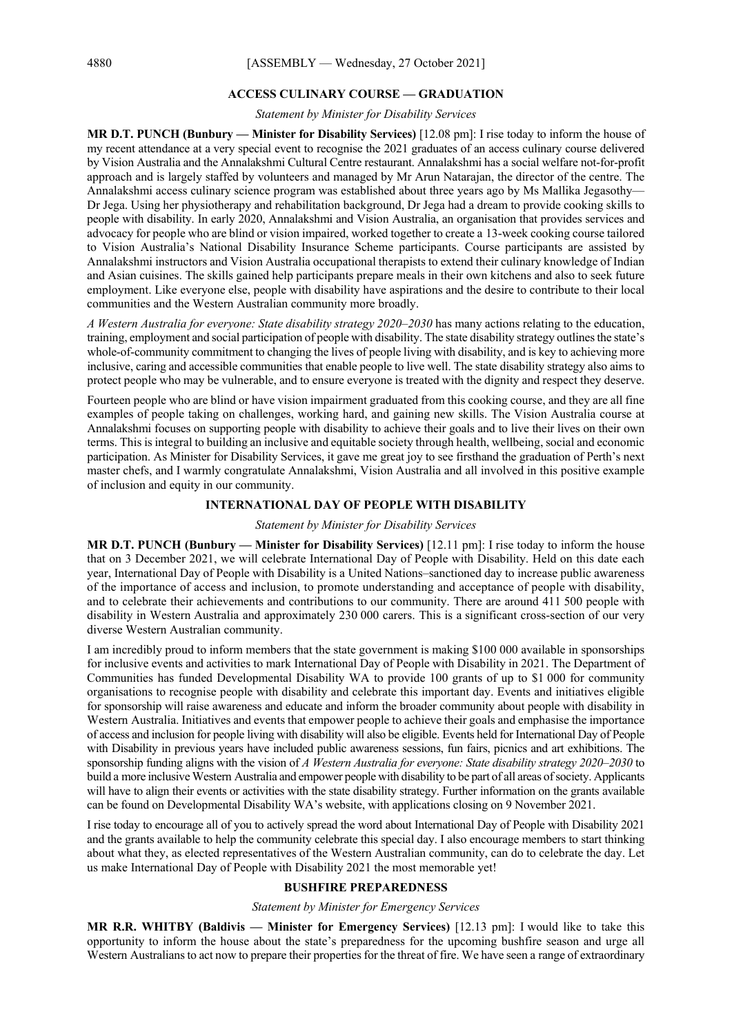## ACCESS CULINARY COURSE — GRADUATION

*Statement by Minister for Disability Services*

**MR D.T. PUNCH (Bunbury — Minister for Disability Services)** [12.08 pm]: I rise today to inform the house of my recent attendance at a very special event to recognise the 2021 graduates of an access culinary course delivered by Vision Australia and the Annalakshmi Cultural Centre restaurant. Annalakshmi has a social welfare not-for-profit approach and is largely staffed by volunteers and managed by Mr Arun Natarajan, the director of the centre. The Annalakshmi access culinary science program was established about three years ago by Ms Mallika Jegasothy—Dr Jega. Using her physiotherapy and rehabilitation background, Dr Jega had a dream to provide cooking skills to people with disability. In early 2020, Annalakshmi and Vision Australia, an organisation that provides services and advocacy for people who are blind or vision impaired, worked together to create a 13-week cooking course tailored to Vision Australia's National Disability Insurance Scheme participants. Course participants are assisted by Annalakshmi instructors and Vision Australia occupational therapists to extend their culinary knowledge of Indian and Asian cuisines. The skills gained help participants prepare meals in their own kitchens and also to seek future employment. Like everyone else, people with disability have aspirations and the desire to contribute to their local communities and the Western Australian community more broadly.

*A Western Australia for everyone: State disability strategy 2020–2030* has many actions relating to the education, training, employment and social participation of people with disability. The state disability strategy outlines the state's whole-of-community commitment to changing the lives of people living with disability, and is key to achieving more inclusive, caring and accessible communities that enable people to live well. The state disability strategy also aims to protect people who may be vulnerable, and to ensure everyone is treated with the dignity and respect they deserve.

Fourteen people who are blind or have vision impairment graduated from this cooking course, and they are all fine examples of people taking on challenges, working hard, and gaining new skills. The Vision Australia course at Annalakshmi focuses on supporting people with disability to achieve their goals and to live their lives on their own terms. This is integral to building an inclusive and equitable society through health, wellbeing, social and economic participation. As Minister for Disability Services, it gave me great joy to see firsthand the graduation of Perth's next master chefs, and I warmly congratulate Annalakshmi, Vision Australia and all involved in this positive example of inclusion and equity in our community.

## INTERNATIONAL DAY OF PEOPLE WITH DISABILITY

*Statement by Minister for Disability Services*

**MR D.T. PUNCH (Bunbury — Minister for Disability Services)** [12.11 pm]: I rise today to inform the house that on 3 December 2021, we will celebrate International Day of People with Disability. Held on this date each year, International Day of People with Disability is a United Nations–sanctioned day to increase public awareness of the importance of access and inclusion, to promote understanding and acceptance of people with disability, and to celebrate their achievements and contributions to our community. There are around 411 500 people with disability in Western Australia and approximately 230 000 carers. This is a significant cross-section of our very diverse Western Australian community.

I am incredibly proud to inform members that the state government is making \$100 000 available in sponsorships for inclusive events and activities to mark International Day of People with Disability in 2021. The Department of Communities has funded Developmental Disability WA to provide 100 grants of up to \$1 000 for community organisations to recognise people with disability and celebrate this important day. Events and initiatives eligible for sponsorship will raise awareness and educate and inform the broader community about people with disability in Western Australia. Initiatives and events that empower people to achieve their goals and emphasise the importance of access and inclusion for people living with disability will also be eligible. Events held for International Day of People with Disability in previous years have included public awareness sessions, fun fairs, picnics and art exhibitions. The sponsorship funding aligns with the vision of *A Western Australia for everyone: State disability strategy 2020–2030* to build a more inclusive Western Australia and empower people with disability to be part of all areas of society. Applicants will have to align their events or activities with the state disability strategy. Further information on the grants available can be found on Developmental Disability WA's website, with applications closing on 9 November 2021.

I rise today to encourage all of you to actively spread the word about International Day of People with Disability 2021 and the grants available to help the community celebrate this special day. I also encourage members to start thinking about what they, as elected representatives of the Western Australian community, can do to celebrate the day. Let us make International Day of People with Disability 2021 the most memorable yet!

## BUSHFIRE PREPAREDNESS

*Statement by Minister for Emergency Services*

**MR R.R. WHITBY (Baldivis — Minister for Emergency Services)** [12.13 pm]: I would like to take this opportunity to inform the house about the state's preparedness for the upcoming bushfire season and urge all Western Australians to act now to prepare their properties for the threat of fire. We have seen a range of extraordinary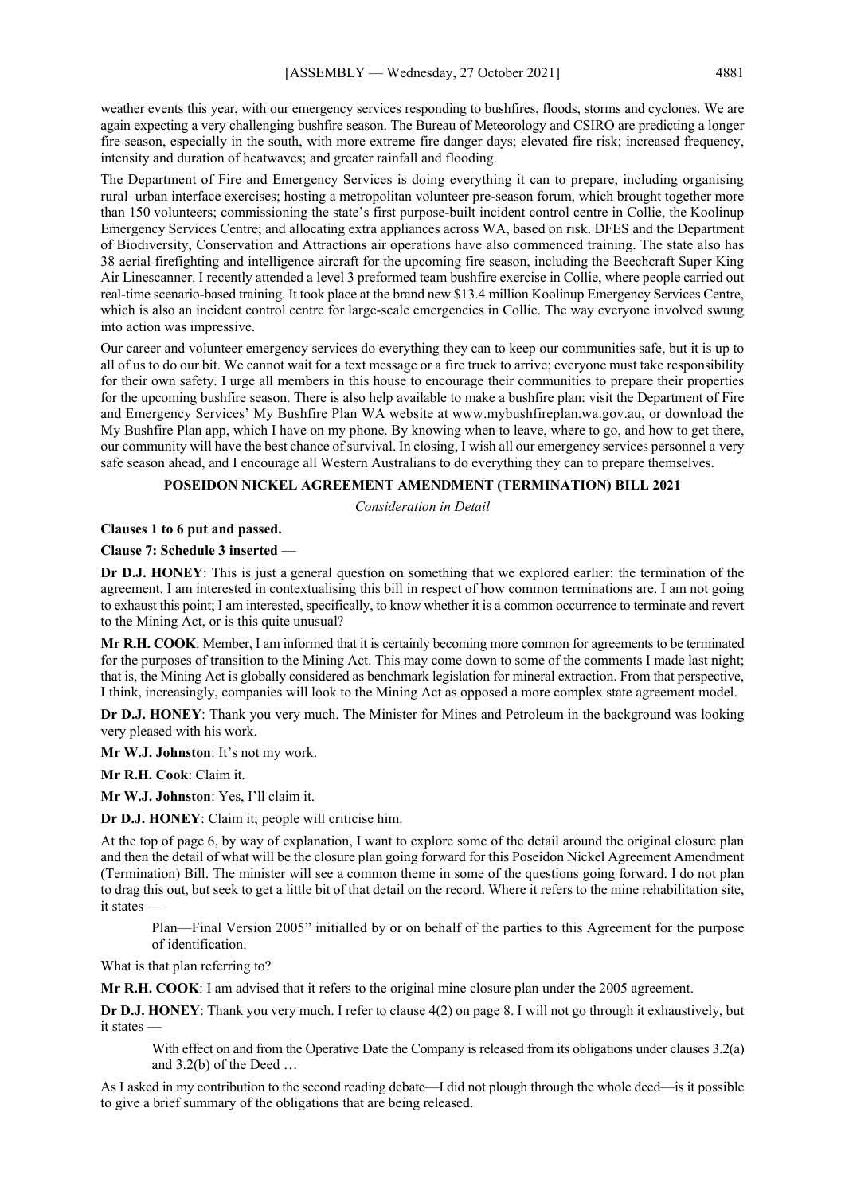weather events this year, with our emergency services responding to bushfires, floods, storms and cyclones. We are again expecting a very challenging bushfire season. The Bureau of Meteorology and CSIRO are predicting a longer fire season, especially in the south, with more extreme fire danger days; elevated fire risk; increased frequency, intensity and duration of heatwaves; and greater rainfall and flooding.

The Department of Fire and Emergency Services is doing everything it can to prepare, including organising rural–urban interface exercises; hosting a metropolitan volunteer pre-season forum, which brought together more than 150 volunteers; commissioning the state's first purpose-built incident control centre in Collie, the Koolinup Emergency Services Centre; and allocating extra appliances across WA, based on risk. DFES and the Department of Biodiversity, Conservation and Attractions air operations have also commenced training. The state also has 38 aerial firefighting and intelligence aircraft for the upcoming fire season, including the Beechcraft Super King Air Linescanner. I recently attended a level 3 preformed team bushfire exercise in Collie, where people carried out real-time scenario-based training. It took place at the brand new $13.4 million Koolinup Emergency Services Centre, which is also an incident control centre for large-scale emergencies in Collie. The way everyone involved swung into action was impressive.

Our career and volunteer emergency services do everything they can to keep our communities safe, but it is up to all of us to do our bit. We cannot wait for a text message or a fire truck to arrive; everyone must take responsibility for their own safety. I urge all members in this house to encourage their communities to prepare their properties for the upcoming bushfire season. There is also help available to make a bushfire plan: visit the Department of Fire and Emergency Services' My Bushfire Plan WA website at www.mybushfireplan.wa.gov.au, or download the My Bushfire Plan app, which I have on my phone. By knowing when to leave, where to go, and how to get there, our community will have the best chance of survival. In closing, I wish all our emergency services personnel a very safe season ahead, and I encourage all Western Australians to do everything they can to prepare themselves.

## POSEIDON NICKEL AGREEMENT AMENDMENT (TERMINATION) BILL 2021

*Consideration in Detail*

**Clauses 1 to 6 put and passed.**

**Clause 7: Schedule 3 inserted —**

**Dr D.J. HONEY**: This is just a general question on something that we explored earlier: the termination of the agreement. I am interested in contextualising this bill in respect of how common terminations are. I am not going to exhaust this point; I am interested, specifically, to know whether it is a common occurrence to terminate and revert to the Mining Act, or is this quite unusual?

**Mr R.H. COOK**: Member, I am informed that it is certainly becoming more common for agreements to be terminated for the purposes of transition to the Mining Act. This may come down to some of the comments I made last night; that is, the Mining Act is globally considered as benchmark legislation for mineral extraction. From that perspective, I think, increasingly, companies will look to the Mining Act as opposed a more complex state agreement model.

**Dr D.J. HONEY**: Thank you very much. The Minister for Mines and Petroleum in the background was looking very pleased with his work.

**Mr W.J. Johnston**: It's not my work.

**Mr R.H. Cook**: Claim it.

**Mr W.J. Johnston**: Yes, I'll claim it.

**Dr D.J. HONEY**: Claim it; people will criticise him.

At the top of page 6, by way of explanation, I want to explore some of the detail around the original closure plan and then the detail of what will be the closure plan going forward for this Poseidon Nickel Agreement Amendment (Termination) Bill. The minister will see a common theme in some of the questions going forward. I do not plan to drag this out, but seek to get a little bit of that detail on the record. Where it refers to the mine rehabilitation site, it states —

> Plan—Final Version 2005" initialled by or on behalf of the parties to this Agreement for the purpose of identification.

What is that plan referring to?

**Mr R.H. COOK**: I am advised that it refers to the original mine closure plan under the 2005 agreement.

**Dr D.J. HONEY**: Thank you very much. I refer to clause 4(2) on page 8. I will not go through it exhaustively, but it states —

> With effect on and from the Operative Date the Company is released from its obligations under clauses 3.2(a) and 3.2(b) of the Deed …

As I asked in my contribution to the second reading debate—I did not plough through the whole deed—is it possible to give a brief summary of the obligations that are being released.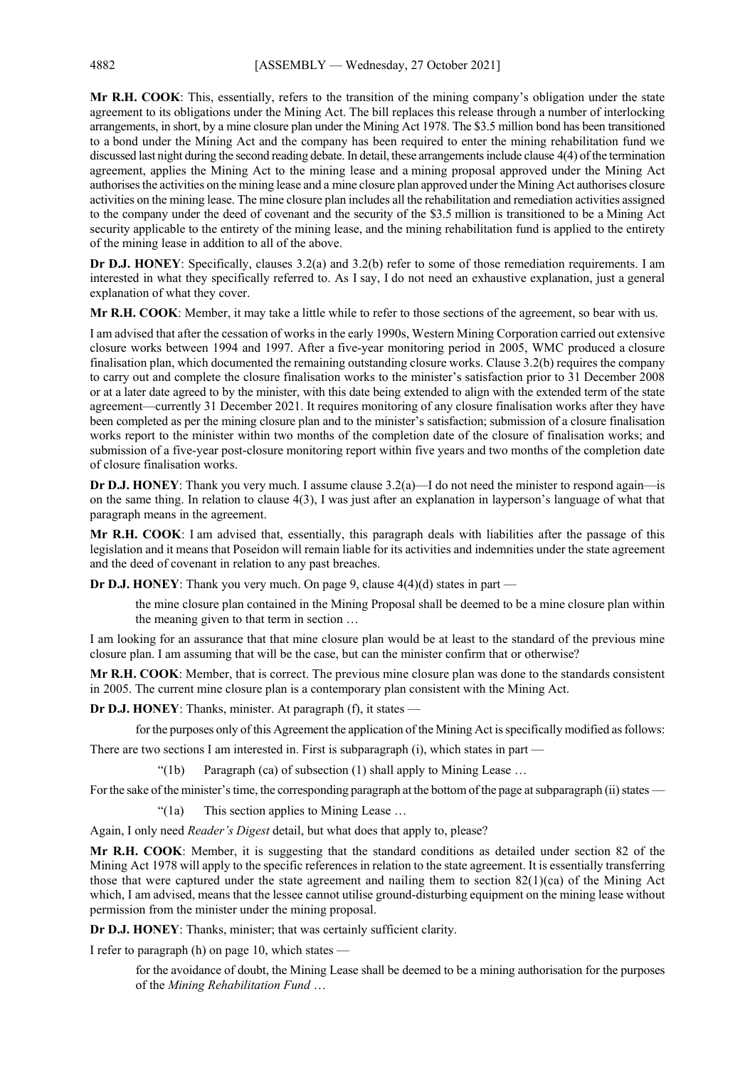**Mr R.H. COOK**: This, essentially, refers to the transition of the mining company's obligation under the state agreement to its obligations under the Mining Act. The bill replaces this release through a number of interlocking arrangements, in short, by a mine closure plan under the Mining Act 1978. The $3.5 million bond has been transitioned to a bond under the Mining Act and the company has been required to enter the mining rehabilitation fund we discussed last night during the second reading debate. In detail, these arrangements include clause 4(4) of the termination agreement, applies the Mining Act to the mining lease and a mining proposal approved under the Mining Act authorises the activities on the mining lease and a mine closure plan approved under the Mining Act authorises closure activities on the mining lease. The mine closure plan includes all the rehabilitation and remediation activities assigned to the company under the deed of covenant and the security of the $3.5 million is transitioned to be a Mining Act security applicable to the entirety of the mining lease, and the mining rehabilitation fund is applied to the entirety of the mining lease in addition to all of the above.

**Dr D.J. HONEY**: Specifically, clauses 3.2(a) and 3.2(b) refer to some of those remediation requirements. I am interested in what they specifically referred to. As I say, I do not need an exhaustive explanation, just a general explanation of what they cover.

**Mr R.H. COOK**: Member, it may take a little while to refer to those sections of the agreement, so bear with us.

I am advised that after the cessation of works in the early 1990s, Western Mining Corporation carried out extensive closure works between 1994 and 1997. After a five-year monitoring period in 2005, WMC produced a closure finalisation plan, which documented the remaining outstanding closure works. Clause 3.2(b) requires the company to carry out and complete the closure finalisation works to the minister's satisfaction prior to 31 December 2008 or at a later date agreed to by the minister, with this date being extended to align with the extended term of the state agreement—currently 31 December 2021. It requires monitoring of any closure finalisation works after they have been completed as per the mining closure plan and to the minister's satisfaction; submission of a closure finalisation works report to the minister within two months of the completion date of the closure of finalisation works; and submission of a five-year post-closure monitoring report within five years and two months of the completion date of closure finalisation works.

**Dr D.J. HONEY**: Thank you very much. I assume clause 3.2(a)—I do not need the minister to respond again—is on the same thing. In relation to clause 4(3), I was just after an explanation in layperson's language of what that paragraph means in the agreement.

**Mr R.H. COOK**: I am advised that, essentially, this paragraph deals with liabilities after the passage of this legislation and it means that Poseidon will remain liable for its activities and indemnities under the state agreement and the deed of covenant in relation to any past breaches.

**Dr D.J. HONEY**: Thank you very much. On page 9, clause 4(4)(d) states in part —

> the mine closure plan contained in the Mining Proposal shall be deemed to be a mine closure plan within the meaning given to that term in section …

I am looking for an assurance that that mine closure plan would be at least to the standard of the previous mine closure plan. I am assuming that will be the case, but can the minister confirm that or otherwise?

**Mr R.H. COOK**: Member, that is correct. The previous mine closure plan was done to the standards consistent in 2005. The current mine closure plan is a contemporary plan consistent with the Mining Act.

**Dr D.J. HONEY**: Thanks, minister. At paragraph (f), it states —

> for the purposes only of this Agreement the application of the Mining Act is specifically modified as follows:

There are two sections I am interested in. First is subparagraph (i), which states in part —

> "(1b) Paragraph (ca) of subsection (1) shall apply to Mining Lease …

For the sake of the minister's time, the corresponding paragraph at the bottom of the page at subparagraph (ii) states —

> "(1a) This section applies to Mining Lease …

Again, I only need *Reader's Digest* detail, but what does that apply to, please?

**Mr R.H. COOK**: Member, it is suggesting that the standard conditions as detailed under section 82 of the Mining Act 1978 will apply to the specific references in relation to the state agreement. It is essentially transferring those that were captured under the state agreement and nailing them to section 82(1)(ca) of the Mining Act which, I am advised, means that the lessee cannot utilise ground-disturbing equipment on the mining lease without permission from the minister under the mining proposal.

**Dr D.J. HONEY**: Thanks, minister; that was certainly sufficient clarity.

I refer to paragraph (h) on page 10, which states —

> for the avoidance of doubt, the Mining Lease shall be deemed to be a mining authorisation for the purposes of the *Mining Rehabilitation Fund …*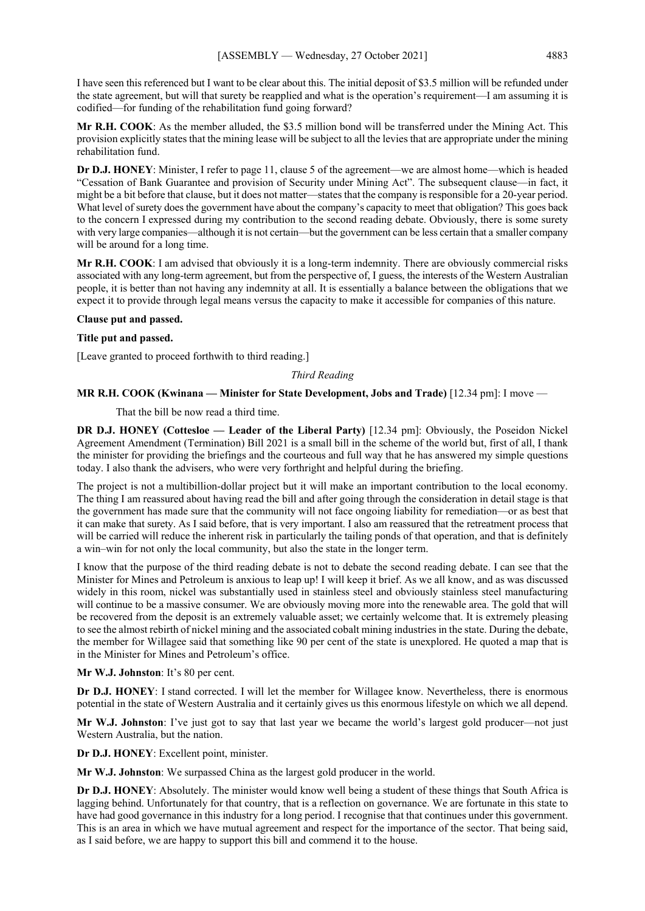I have seen this referenced but I want to be clear about this. The initial deposit of $3.5 million will be refunded under the state agreement, but will that surety be reapplied and what is the operation's requirement—I am assuming it is codified—for funding of the rehabilitation fund going forward?

**Mr R.H. COOK**: As the member alluded, the $3.5 million bond will be transferred under the Mining Act. This provision explicitly states that the mining lease will be subject to all the levies that are appropriate under the mining rehabilitation fund.

**Dr D.J. HONEY**: Minister, I refer to page 11, clause 5 of the agreement—we are almost home—which is headed "Cessation of Bank Guarantee and provision of Security under Mining Act". The subsequent clause—in fact, it might be a bit before that clause, but it does not matter—states that the company is responsible for a 20-year period. What level of surety does the government have about the company's capacity to meet that obligation? This goes back to the concern I expressed during my contribution to the second reading debate. Obviously, there is some surety with very large companies—although it is not certain—but the government can be less certain that a smaller company will be around for a long time.

**Mr R.H. COOK**: I am advised that obviously it is a long-term indemnity. There are obviously commercial risks associated with any long-term agreement, but from the perspective of, I guess, the interests of the Western Australian people, it is better than not having any indemnity at all. It is essentially a balance between the obligations that we expect it to provide through legal means versus the capacity to make it accessible for companies of this nature.

**Clause put and passed.**

**Title put and passed.**

[Leave granted to proceed forthwith to third reading.]

*Third Reading*

**MR R.H. COOK (Kwinana — Minister for State Development, Jobs and Trade)** [12.34 pm]: I move —

That the bill be now read a third time.

**DR D.J. HONEY (Cottesloe — Leader of the Liberal Party)** [12.34 pm]: Obviously, the Poseidon Nickel Agreement Amendment (Termination) Bill 2021 is a small bill in the scheme of the world but, first of all, I thank the minister for providing the briefings and the courteous and full way that he has answered my simple questions today. I also thank the advisers, who were very forthright and helpful during the briefing.

The project is not a multibillion-dollar project but it will make an important contribution to the local economy. The thing I am reassured about having read the bill and after going through the consideration in detail stage is that the government has made sure that the community will not face ongoing liability for remediation—or as best that it can make that surety. As I said before, that is very important. I also am reassured that the retreatment process that will be carried will reduce the inherent risk in particularly the tailing ponds of that operation, and that is definitely a win–win for not only the local community, but also the state in the longer term.

I know that the purpose of the third reading debate is not to debate the second reading debate. I can see that the Minister for Mines and Petroleum is anxious to leap up! I will keep it brief. As we all know, and as was discussed widely in this room, nickel was substantially used in stainless steel and obviously stainless steel manufacturing will continue to be a massive consumer. We are obviously moving more into the renewable area. The gold that will be recovered from the deposit is an extremely valuable asset; we certainly welcome that. It is extremely pleasing to see the almost rebirth of nickel mining and the associated cobalt mining industries in the state. During the debate, the member for Willagee said that something like 90 per cent of the state is unexplored. He quoted a map that is in the Minister for Mines and Petroleum's office.

**Mr W.J. Johnston**: It's 80 per cent.

**Dr D.J. HONEY**: I stand corrected. I will let the member for Willagee know. Nevertheless, there is enormous potential in the state of Western Australia and it certainly gives us this enormous lifestyle on which we all depend.

**Mr W.J. Johnston**: I've just got to say that last year we became the world's largest gold producer—not just Western Australia, but the nation.

**Dr D.J. HONEY**: Excellent point, minister.

**Mr W.J. Johnston**: We surpassed China as the largest gold producer in the world.

**Dr D.J. HONEY**: Absolutely. The minister would know well being a student of these things that South Africa is lagging behind. Unfortunately for that country, that is a reflection on governance. We are fortunate in this state to have had good governance in this industry for a long period. I recognise that that continues under this government. This is an area in which we have mutual agreement and respect for the importance of the sector. That being said, as I said before, we are happy to support this bill and commend it to the house.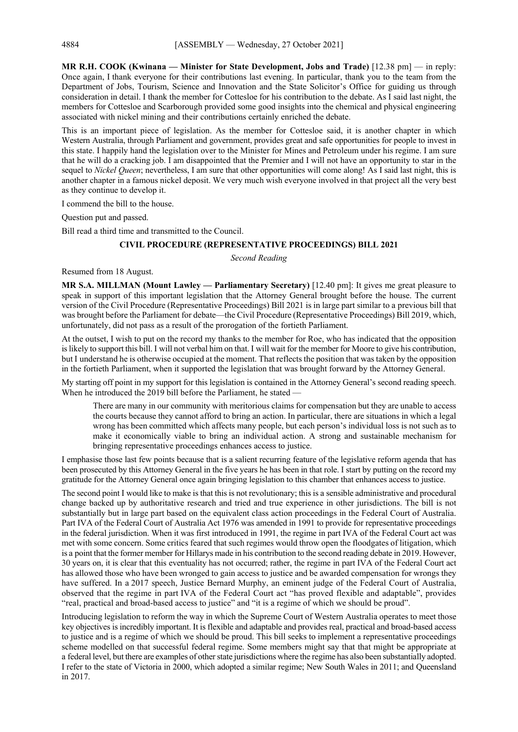**MR R.H. COOK (Kwinana — Minister for State Development, Jobs and Trade)** [12.38 pm] — in reply: Once again, I thank everyone for their contributions last evening. In particular, thank you to the team from the Department of Jobs, Tourism, Science and Innovation and the State Solicitor's Office for guiding us through consideration in detail. I thank the member for Cottesloe for his contribution to the debate. As I said last night, the members for Cottesloe and Scarborough provided some good insights into the chemical and physical engineering associated with nickel mining and their contributions certainly enriched the debate.

This is an important piece of legislation. As the member for Cottesloe said, it is another chapter in which Western Australia, through Parliament and government, provides great and safe opportunities for people to invest in this state. I happily hand the legislation over to the Minister for Mines and Petroleum under his regime. I am sure that he will do a cracking job. I am disappointed that the Premier and I will not have an opportunity to star in the sequel to *Nickel Queen*; nevertheless, I am sure that other opportunities will come along! As I said last night, this is another chapter in a famous nickel deposit. We very much wish everyone involved in that project all the very best as they continue to develop it.

I commend the bill to the house.

Question put and passed.

Bill read a third time and transmitted to the Council.

## CIVIL PROCEDURE (REPRESENTATIVE PROCEEDINGS) BILL 2021

*Second Reading*

Resumed from 18 August.

**MR S.A. MILLMAN (Mount Lawley — Parliamentary Secretary)** [12.40 pm]: It gives me great pleasure to speak in support of this important legislation that the Attorney General brought before the house. The current version of the Civil Procedure (Representative Proceedings) Bill 2021 is in large part similar to a previous bill that was brought before the Parliament for debate—the Civil Procedure (Representative Proceedings) Bill 2019, which, unfortunately, did not pass as a result of the prorogation of the fortieth Parliament.

At the outset, I wish to put on the record my thanks to the member for Roe, who has indicated that the opposition is likely to support this bill. I will not verbal him on that. I will wait for the member for Moore to give his contribution, but I understand he is otherwise occupied at the moment. That reflects the position that was taken by the opposition in the fortieth Parliament, when it supported the legislation that was brought forward by the Attorney General.

My starting off point in my support for this legislation is contained in the Attorney General's second reading speech. When he introduced the 2019 bill before the Parliament, he stated —

> There are many in our community with meritorious claims for compensation but they are unable to access the courts because they cannot afford to bring an action. In particular, there are situations in which a legal wrong has been committed which affects many people, but each person's individual loss is not such as to make it economically viable to bring an individual action. A strong and sustainable mechanism for bringing representative proceedings enhances access to justice.

I emphasise those last few points because that is a salient recurring feature of the legislative reform agenda that has been prosecuted by this Attorney General in the five years he has been in that role. I start by putting on the record my gratitude for the Attorney General once again bringing legislation to this chamber that enhances access to justice.

The second point I would like to make is that this is not revolutionary; this is a sensible administrative and procedural change backed up by authoritative research and tried and true experience in other jurisdictions. The bill is not substantially but in large part based on the equivalent class action proceedings in the Federal Court of Australia. Part IVA of the Federal Court of Australia Act 1976 was amended in 1991 to provide for representative proceedings in the federal jurisdiction. When it was first introduced in 1991, the regime in part IVA of the Federal Court act was met with some concern. Some critics feared that such regimes would throw open the floodgates of litigation, which is a point that the former member for Hillarys made in his contribution to the second reading debate in 2019. However, 30 years on, it is clear that this eventuality has not occurred; rather, the regime in part IVA of the Federal Court act has allowed those who have been wronged to gain access to justice and be awarded compensation for wrongs they have suffered. In a 2017 speech, Justice Bernard Murphy, an eminent judge of the Federal Court of Australia, observed that the regime in part IVA of the Federal Court act "has proved flexible and adaptable", provides "real, practical and broad-based access to justice" and "it is a regime of which we should be proud".

Introducing legislation to reform the way in which the Supreme Court of Western Australia operates to meet those key objectives is incredibly important. It is flexible and adaptable and provides real, practical and broad-based access to justice and is a regime of which we should be proud. This bill seeks to implement a representative proceedings scheme modelled on that successful federal regime. Some members might say that that might be appropriate at a federal level, but there are examples of other state jurisdictions where the regime has also been substantially adopted. I refer to the state of Victoria in 2000, which adopted a similar regime; New South Wales in 2011; and Queensland in 2017.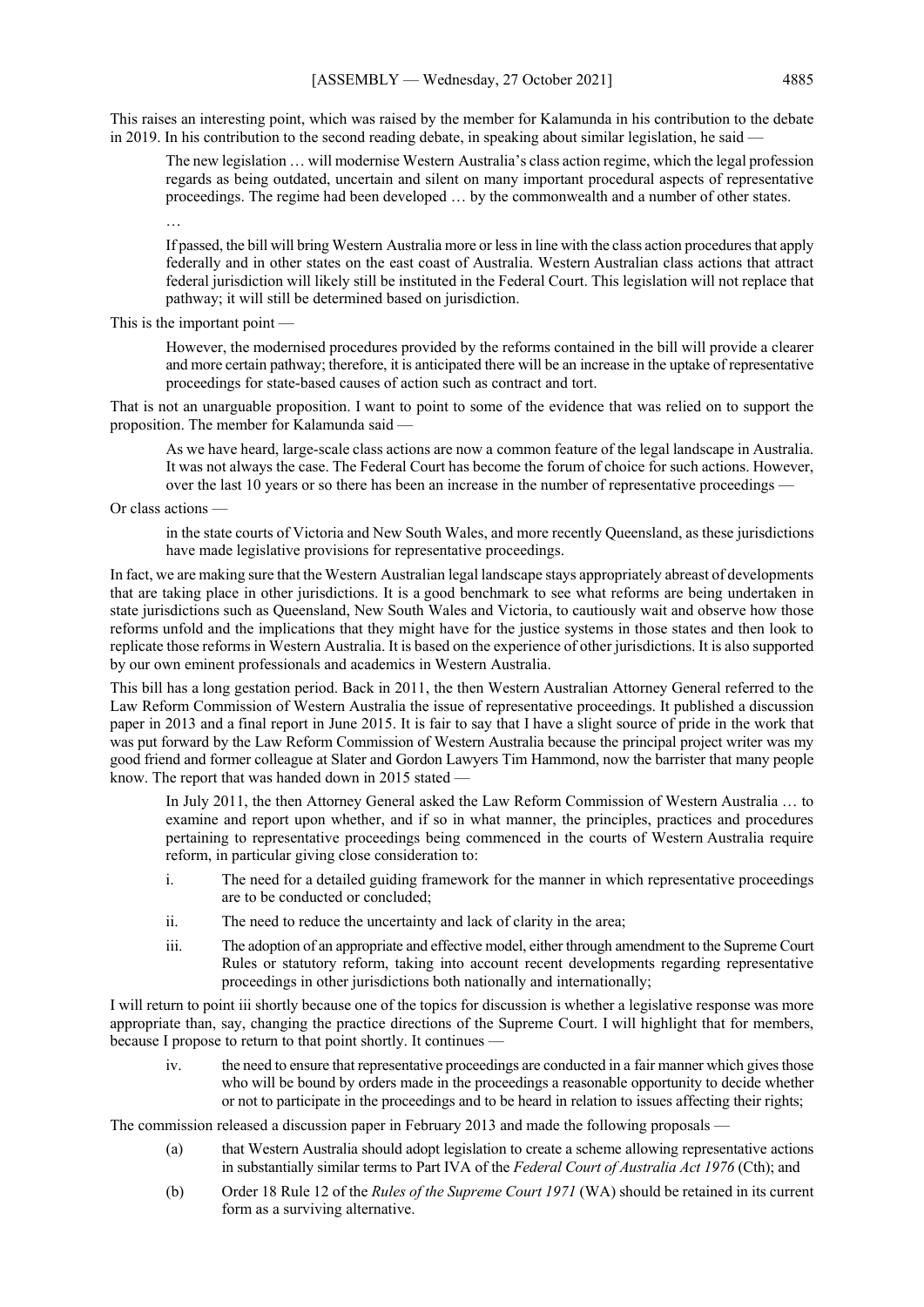This raises an interesting point, which was raised by the member for Kalamunda in his contribution to the debate in 2019. In his contribution to the second reading debate, in speaking about similar legislation, he said —

> The new legislation … will modernise Western Australia's class action regime, which the legal profession regards as being outdated, uncertain and silent on many important procedural aspects of representative proceedings. The regime had been developed … by the commonwealth and a number of other states.
>
> …
>
> If passed, the bill will bring Western Australia more or less in line with the class action procedures that apply federally and in other states on the east coast of Australia. Western Australian class actions that attract federal jurisdiction will likely still be instituted in the Federal Court. This legislation will not replace that pathway; it will still be determined based on jurisdiction.

This is the important point —

> However, the modernised procedures provided by the reforms contained in the bill will provide a clearer and more certain pathway; therefore, it is anticipated there will be an increase in the uptake of representative proceedings for state-based causes of action such as contract and tort.

That is not an unarguable proposition. I want to point to some of the evidence that was relied on to support the proposition. The member for Kalamunda said —

> As we have heard, large-scale class actions are now a common feature of the legal landscape in Australia. It was not always the case. The Federal Court has become the forum of choice for such actions. However, over the last 10 years or so there has been an increase in the number of representative proceedings —

Or class actions —

> in the state courts of Victoria and New South Wales, and more recently Queensland, as these jurisdictions have made legislative provisions for representative proceedings.

In fact, we are making sure that the Western Australian legal landscape stays appropriately abreast of developments that are taking place in other jurisdictions. It is a good benchmark to see what reforms are being undertaken in state jurisdictions such as Queensland, New South Wales and Victoria, to cautiously wait and observe how those reforms unfold and the implications that they might have for the justice systems in those states and then look to replicate those reforms in Western Australia. It is based on the experience of other jurisdictions. It is also supported by our own eminent professionals and academics in Western Australia.

This bill has a long gestation period. Back in 2011, the then Western Australian Attorney General referred to the Law Reform Commission of Western Australia the issue of representative proceedings. It published a discussion paper in 2013 and a final report in June 2015. It is fair to say that I have a slight source of pride in the work that was put forward by the Law Reform Commission of Western Australia because the principal project writer was my good friend and former colleague at Slater and Gordon Lawyers Tim Hammond, now the barrister that many people know. The report that was handed down in 2015 stated —

> In July 2011, the then Attorney General asked the Law Reform Commission of Western Australia … to examine and report upon whether, and if so in what manner, the principles, practices and procedures pertaining to representative proceedings being commenced in the courts of Western Australia require reform, in particular giving close consideration to:
>
> i. The need for a detailed guiding framework for the manner in which representative proceedings are to be conducted or concluded;
>
> ii. The need to reduce the uncertainty and lack of clarity in the area;
>
> iii. The adoption of an appropriate and effective model, either through amendment to the Supreme Court Rules or statutory reform, taking into account recent developments regarding representative proceedings in other jurisdictions both nationally and internationally;

I will return to point iii shortly because one of the topics for discussion is whether a legislative response was more appropriate than, say, changing the practice directions of the Supreme Court. I will highlight that for members, because I propose to return to that point shortly. It continues —

> iv. the need to ensure that representative proceedings are conducted in a fair manner which gives those who will be bound by orders made in the proceedings a reasonable opportunity to decide whether or not to participate in the proceedings and to be heard in relation to issues affecting their rights;

The commission released a discussion paper in February 2013 and made the following proposals —

> (a) that Western Australia should adopt legislation to create a scheme allowing representative actions in substantially similar terms to Part IVA of the *Federal Court of Australia Act 1976* (Cth); and
>
> (b) Order 18 Rule 12 of the *Rules of the Supreme Court 1971* (WA) should be retained in its current form as a surviving alternative.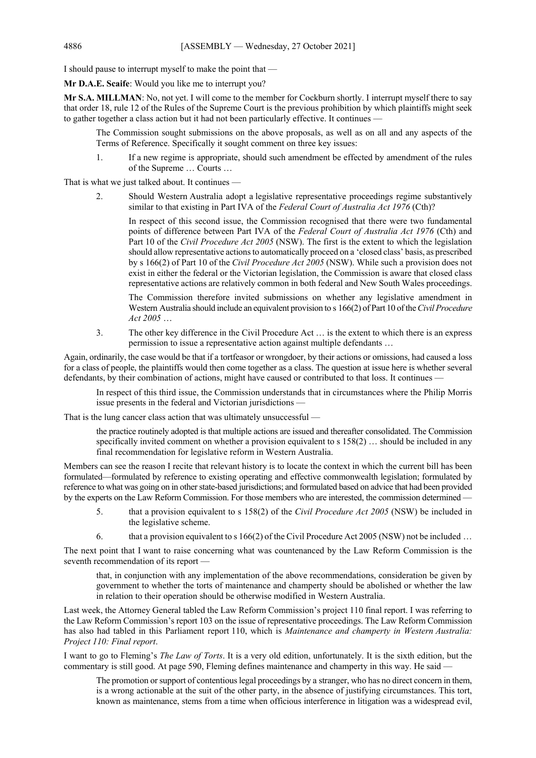I should pause to interrupt myself to make the point that —

**Mr D.A.E. Scaife**: Would you like me to interrupt you?

**Mr S.A. MILLMAN**: No, not yet. I will come to the member for Cockburn shortly. I interrupt myself there to say that order 18, rule 12 of the Rules of the Supreme Court is the previous prohibition by which plaintiffs might seek to gather together a class action but it had not been particularly effective. It continues —

> The Commission sought submissions on the above proposals, as well as on all and any aspects of the Terms of Reference. Specifically it sought comment on three key issues:
>
> 1. If a new regime is appropriate, should such amendment be effected by amendment of the rules of the Supreme … Courts …

That is what we just talked about. It continues —

> 2. Should Western Australia adopt a legislative representative proceedings regime substantively similar to that existing in Part IVA of the *Federal Court of Australia Act 1976* (Cth)?
>
> In respect of this second issue, the Commission recognised that there were two fundamental points of difference between Part IVA of the *Federal Court of Australia Act 1976* (Cth) and Part 10 of the *Civil Procedure Act 2005* (NSW). The first is the extent to which the legislation should allow representative actions to automatically proceed on a 'closed class' basis, as prescribed by s 166(2) of Part 10 of the *Civil Procedure Act 2005* (NSW). While such a provision does not exist in either the federal or the Victorian legislation, the Commission is aware that closed class representative actions are relatively common in both federal and New South Wales proceedings.
>
> The Commission therefore invited submissions on whether any legislative amendment in Western Australia should include an equivalent provision to s 166(2) of Part 10 of the *Civil Procedure Act 2005* …
>
> 3. The other key difference in the Civil Procedure Act … is the extent to which there is an express permission to issue a representative action against multiple defendants …

Again, ordinarily, the case would be that if a tortfeasor or wrongdoer, by their actions or omissions, had caused a loss for a class of people, the plaintiffs would then come together as a class. The question at issue here is whether several defendants, by their combination of actions, might have caused or contributed to that loss. It continues —

> In respect of this third issue, the Commission understands that in circumstances where the Philip Morris issue presents in the federal and Victorian jurisdictions —

That is the lung cancer class action that was ultimately unsuccessful —

> the practice routinely adopted is that multiple actions are issued and thereafter consolidated. The Commission specifically invited comment on whether a provision equivalent to s 158(2) … should be included in any final recommendation for legislative reform in Western Australia.

Members can see the reason I recite that relevant history is to locate the context in which the current bill has been formulated—formulated by reference to existing operating and effective commonwealth legislation; formulated by reference to what was going on in other state-based jurisdictions; and formulated based on advice that had been provided by the experts on the Law Reform Commission. For those members who are interested, the commission determined —

> 5. that a provision equivalent to s 158(2) of the *Civil Procedure Act 2005* (NSW) be included in the legislative scheme.
>
> 6. that a provision equivalent to s 166(2) of the Civil Procedure Act 2005 (NSW) not be included …

The next point that I want to raise concerning what was countenanced by the Law Reform Commission is the seventh recommendation of its report —

> that, in conjunction with any implementation of the above recommendations, consideration be given by government to whether the torts of maintenance and champerty should be abolished or whether the law in relation to their operation should be otherwise modified in Western Australia.

Last week, the Attorney General tabled the Law Reform Commission's project 110 final report. I was referring to the Law Reform Commission's report 103 on the issue of representative proceedings. The Law Reform Commission has also had tabled in this Parliament report 110, which is *Maintenance and champerty in Western Australia: Project 110: Final report*.

I want to go to Fleming's *The Law of Torts*. It is a very old edition, unfortunately. It is the sixth edition, but the commentary is still good. At page 590, Fleming defines maintenance and champerty in this way. He said —

> The promotion or support of contentious legal proceedings by a stranger, who has no direct concern in them, is a wrong actionable at the suit of the other party, in the absence of justifying circumstances. This tort, known as maintenance, stems from a time when officious interference in litigation was a widespread evil,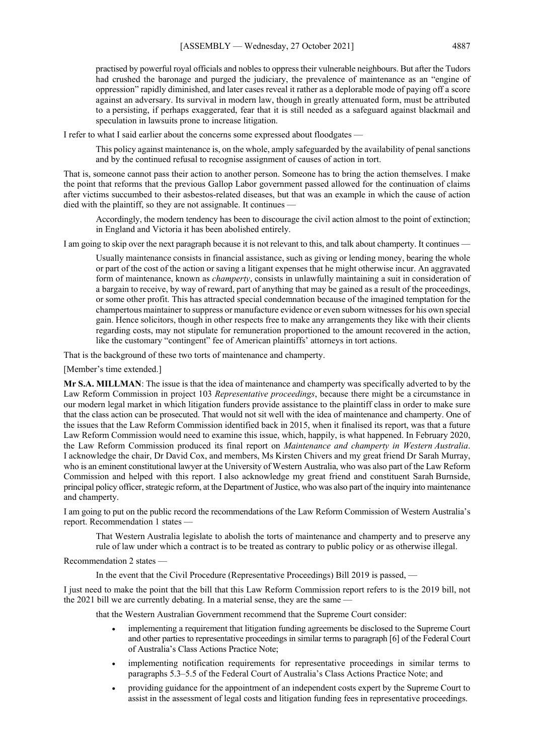> practised by powerful royal officials and nobles to oppress their vulnerable neighbours. But after the Tudors had crushed the baronage and purged the judiciary, the prevalence of maintenance as an "engine of oppression" rapidly diminished, and later cases reveal it rather as a deplorable mode of paying off a score against an adversary. Its survival in modern law, though in greatly attenuated form, must be attributed to a persisting, if perhaps exaggerated, fear that it is still needed as a safeguard against blackmail and speculation in lawsuits prone to increase litigation.

I refer to what I said earlier about the concerns some expressed about floodgates —

> This policy against maintenance is, on the whole, amply safeguarded by the availability of penal sanctions and by the continued refusal to recognise assignment of causes of action in tort.

That is, someone cannot pass their action to another person. Someone has to bring the action themselves. I make the point that reforms that the previous Gallop Labor government passed allowed for the continuation of claims after victims succumbed to their asbestos-related diseases, but that was an example in which the cause of action died with the plaintiff, so they are not assignable. It continues —

> Accordingly, the modern tendency has been to discourage the civil action almost to the point of extinction; in England and Victoria it has been abolished entirely.

I am going to skip over the next paragraph because it is not relevant to this, and talk about champerty. It continues —

> Usually maintenance consists in financial assistance, such as giving or lending money, bearing the whole or part of the cost of the action or saving a litigant expenses that he might otherwise incur. An aggravated form of maintenance, known as *champerty*, consists in unlawfully maintaining a suit in consideration of a bargain to receive, by way of reward, part of anything that may be gained as a result of the proceedings, or some other profit. This has attracted special condemnation because of the imagined temptation for the champertous maintainer to suppress or manufacture evidence or even suborn witnesses for his own special gain. Hence solicitors, though in other respects free to make any arrangements they like with their clients regarding costs, may not stipulate for remuneration proportioned to the amount recovered in the action, like the customary "contingent" fee of American plaintiffs' attorneys in tort actions.

That is the background of these two torts of maintenance and champerty.

[Member's time extended.]

**Mr S.A. MILLMAN**: The issue is that the idea of maintenance and champerty was specifically adverted to by the Law Reform Commission in project 103 *Representative proceedings*, because there might be a circumstance in our modern legal market in which litigation funders provide assistance to the plaintiff class in order to make sure that the class action can be prosecuted. That would not sit well with the idea of maintenance and champerty. One of the issues that the Law Reform Commission identified back in 2015, when it finalised its report, was that a future Law Reform Commission would need to examine this issue, which, happily, is what happened. In February 2020, the Law Reform Commission produced its final report on *Maintenance and champerty in Western Australia*. I acknowledge the chair, Dr David Cox, and members, Ms Kirsten Chivers and my great friend Dr Sarah Murray, who is an eminent constitutional lawyer at the University of Western Australia, who was also part of the Law Reform Commission and helped with this report. I also acknowledge my great friend and constituent Sarah Burnside, principal policy officer, strategic reform, at the Department of Justice, who was also part of the inquiry into maintenance and champerty.

I am going to put on the public record the recommendations of the Law Reform Commission of Western Australia's report. Recommendation 1 states —

> That Western Australia legislate to abolish the torts of maintenance and champerty and to preserve any rule of law under which a contract is to be treated as contrary to public policy or as otherwise illegal.

Recommendation 2 states —

> In the event that the Civil Procedure (Representative Proceedings) Bill 2019 is passed, —

I just need to make the point that the bill that this Law Reform Commission report refers to is the 2019 bill, not the 2021 bill we are currently debating. In a material sense, they are the same —

> that the Western Australian Government recommend that the Supreme Court consider:
>
> - implementing a requirement that litigation funding agreements be disclosed to the Supreme Court and other parties to representative proceedings in similar terms to paragraph [6] of the Federal Court of Australia's Class Actions Practice Note;
> - implementing notification requirements for representative proceedings in similar terms to paragraphs 5.3–5.5 of the Federal Court of Australia's Class Actions Practice Note; and
> - providing guidance for the appointment of an independent costs expert by the Supreme Court to assist in the assessment of legal costs and litigation funding fees in representative proceedings.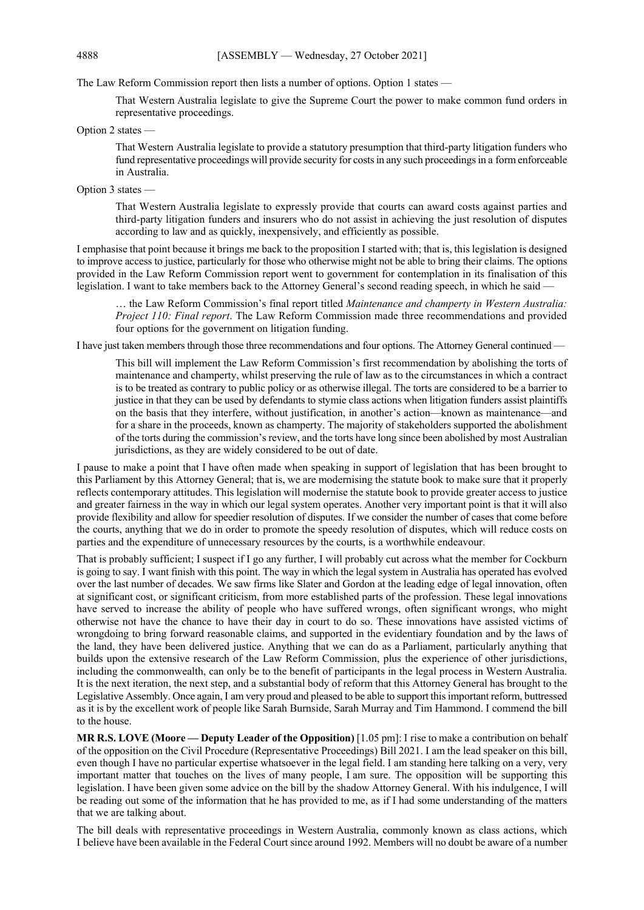The Law Reform Commission report then lists a number of options. Option 1 states —

> That Western Australia legislate to give the Supreme Court the power to make common fund orders in representative proceedings.

Option 2 states —

> That Western Australia legislate to provide a statutory presumption that third-party litigation funders who fund representative proceedings will provide security for costs in any such proceedings in a form enforceable in Australia.

Option 3 states —

> That Western Australia legislate to expressly provide that courts can award costs against parties and third-party litigation funders and insurers who do not assist in achieving the just resolution of disputes according to law and as quickly, inexpensively, and efficiently as possible.

I emphasise that point because it brings me back to the proposition I started with; that is, this legislation is designed to improve access to justice, particularly for those who otherwise might not be able to bring their claims. The options provided in the Law Reform Commission report went to government for contemplation in its finalisation of this legislation. I want to take members back to the Attorney General's second reading speech, in which he said —

> … the Law Reform Commission's final report titled *Maintenance and champerty in Western Australia: Project 110: Final report*. The Law Reform Commission made three recommendations and provided four options for the government on litigation funding.

I have just taken members through those three recommendations and four options. The Attorney General continued —

> This bill will implement the Law Reform Commission's first recommendation by abolishing the torts of maintenance and champerty, whilst preserving the rule of law as to the circumstances in which a contract is to be treated as contrary to public policy or as otherwise illegal. The torts are considered to be a barrier to justice in that they can be used by defendants to stymie class actions when litigation funders assist plaintiffs on the basis that they interfere, without justification, in another's action—known as maintenance—and for a share in the proceeds, known as champerty. The majority of stakeholders supported the abolishment of the torts during the commission's review, and the torts have long since been abolished by most Australian jurisdictions, as they are widely considered to be out of date.

I pause to make a point that I have often made when speaking in support of legislation that has been brought to this Parliament by this Attorney General; that is, we are modernising the statute book to make sure that it properly reflects contemporary attitudes. This legislation will modernise the statute book to provide greater access to justice and greater fairness in the way in which our legal system operates. Another very important point is that it will also provide flexibility and allow for speedier resolution of disputes. If we consider the number of cases that come before the courts, anything that we do in order to promote the speedy resolution of disputes, which will reduce costs on parties and the expenditure of unnecessary resources by the courts, is a worthwhile endeavour.

That is probably sufficient; I suspect if I go any further, I will probably cut across what the member for Cockburn is going to say. I want finish with this point. The way in which the legal system in Australia has operated has evolved over the last number of decades. We saw firms like Slater and Gordon at the leading edge of legal innovation, often at significant cost, or significant criticism, from more established parts of the profession. These legal innovations have served to increase the ability of people who have suffered wrongs, often significant wrongs, who might otherwise not have the chance to have their day in court to do so. These innovations have assisted victims of wrongdoing to bring forward reasonable claims, and supported in the evidentiary foundation and by the laws of the land, they have been delivered justice. Anything that we can do as a Parliament, particularly anything that builds upon the extensive research of the Law Reform Commission, plus the experience of other jurisdictions, including the commonwealth, can only be to the benefit of participants in the legal process in Western Australia. It is the next iteration, the next step, and a substantial body of reform that this Attorney General has brought to the Legislative Assembly. Once again, I am very proud and pleased to be able to support this important reform, buttressed as it is by the excellent work of people like Sarah Burnside, Sarah Murray and Tim Hammond. I commend the bill to the house.

**MR R.S. LOVE (Moore — Deputy Leader of the Opposition)** [1.05 pm]: I rise to make a contribution on behalf of the opposition on the Civil Procedure (Representative Proceedings) Bill 2021. I am the lead speaker on this bill, even though I have no particular expertise whatsoever in the legal field. I am standing here talking on a very, very important matter that touches on the lives of many people, I am sure. The opposition will be supporting this legislation. I have been given some advice on the bill by the shadow Attorney General. With his indulgence, I will be reading out some of the information that he has provided to me, as if I had some understanding of the matters that we are talking about.

The bill deals with representative proceedings in Western Australia, commonly known as class actions, which I believe have been available in the Federal Court since around 1992. Members will no doubt be aware of a number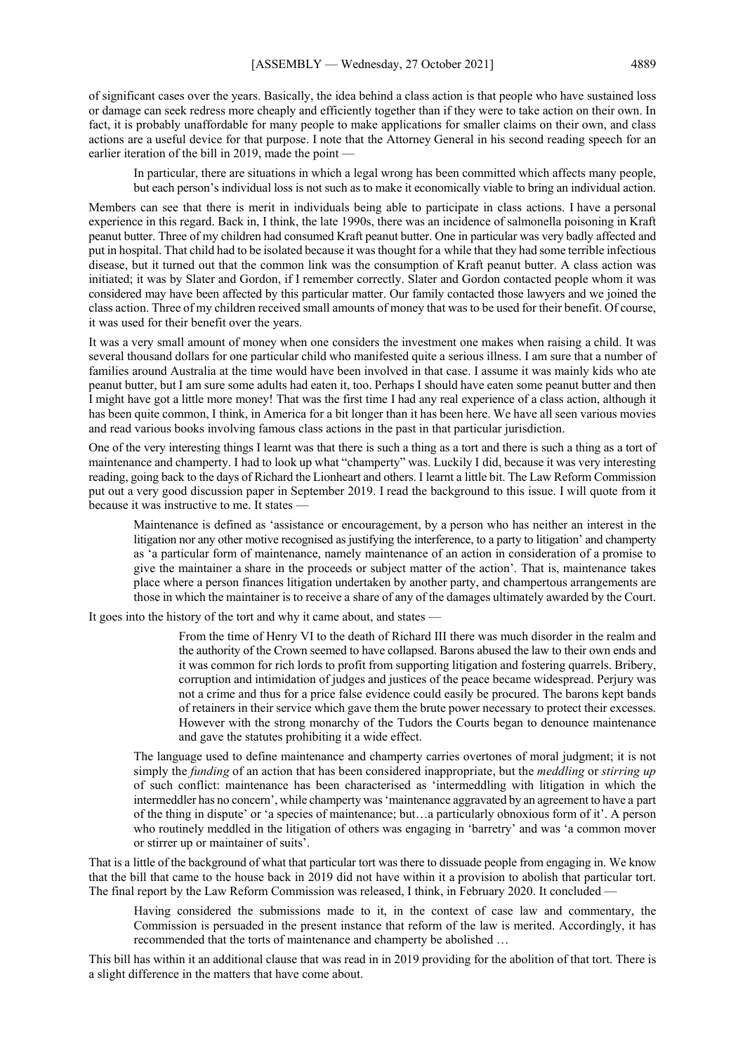of significant cases over the years. Basically, the idea behind a class action is that people who have sustained loss or damage can seek redress more cheaply and efficiently together than if they were to take action on their own. In fact, it is probably unaffordable for many people to make applications for smaller claims on their own, and class actions are a useful device for that purpose. I note that the Attorney General in his second reading speech for an earlier iteration of the bill in 2019, made the point —

> In particular, there are situations in which a legal wrong has been committed which affects many people, but each person's individual loss is not such as to make it economically viable to bring an individual action.

Members can see that there is merit in individuals being able to participate in class actions. I have a personal experience in this regard. Back in, I think, the late 1990s, there was an incidence of salmonella poisoning in Kraft peanut butter. Three of my children had consumed Kraft peanut butter. One in particular was very badly affected and put in hospital. That child had to be isolated because it was thought for a while that they had some terrible infectious disease, but it turned out that the common link was the consumption of Kraft peanut butter. A class action was initiated; it was by Slater and Gordon, if I remember correctly. Slater and Gordon contacted people whom it was considered may have been affected by this particular matter. Our family contacted those lawyers and we joined the class action. Three of my children received small amounts of money that was to be used for their benefit. Of course, it was used for their benefit over the years.

It was a very small amount of money when one considers the investment one makes when raising a child. It was several thousand dollars for one particular child who manifested quite a serious illness. I am sure that a number of families around Australia at the time would have been involved in that case. I assume it was mainly kids who ate peanut butter, but I am sure some adults had eaten it, too. Perhaps I should have eaten some peanut butter and then I might have got a little more money! That was the first time I had any real experience of a class action, although it has been quite common, I think, in America for a bit longer than it has been here. We have all seen various movies and read various books involving famous class actions in the past in that particular jurisdiction.

One of the very interesting things I learnt was that there is such a thing as a tort and there is such a thing as a tort of maintenance and champerty. I had to look up what "champerty" was. Luckily I did, because it was very interesting reading, going back to the days of Richard the Lionheart and others. I learnt a little bit. The Law Reform Commission put out a very good discussion paper in September 2019. I read the background to this issue. I will quote from it because it was instructive to me. It states —

> Maintenance is defined as 'assistance or encouragement, by a person who has neither an interest in the litigation nor any other motive recognised as justifying the interference, to a party to litigation' and champerty as 'a particular form of maintenance, namely maintenance of an action in consideration of a promise to give the maintainer a share in the proceeds or subject matter of the action'. That is, maintenance takes place where a person finances litigation undertaken by another party, and champertous arrangements are those in which the maintainer is to receive a share of any of the damages ultimately awarded by the Court.

It goes into the history of the tort and why it came about, and states —

>> From the time of Henry VI to the death of Richard III there was much disorder in the realm and the authority of the Crown seemed to have collapsed. Barons abused the law to their own ends and it was common for rich lords to profit from supporting litigation and fostering quarrels. Bribery, corruption and intimidation of judges and justices of the peace became widespread. Perjury was not a crime and thus for a price false evidence could easily be procured. The barons kept bands of retainers in their service which gave them the brute power necessary to protect their excesses. However with the strong monarchy of the Tudors the Courts began to denounce maintenance and gave the statutes prohibiting it a wide effect.
>
> The language used to define maintenance and champerty carries overtones of moral judgment; it is not simply the *funding* of an action that has been considered inappropriate, but the *meddling* or *stirring up* of such conflict: maintenance has been characterised as 'intermeddling with litigation in which the intermeddler has no concern', while champerty was 'maintenance aggravated by an agreement to have a part of the thing in dispute' or 'a species of maintenance; but…a particularly obnoxious form of it'. A person who routinely meddled in the litigation of others was engaging in 'barretry' and was 'a common mover or stirrer up or maintainer of suits'.

That is a little of the background of what that particular tort was there to dissuade people from engaging in. We know that the bill that came to the house back in 2019 did not have within it a provision to abolish that particular tort. The final report by the Law Reform Commission was released, I think, in February 2020. It concluded —

> Having considered the submissions made to it, in the context of case law and commentary, the Commission is persuaded in the present instance that reform of the law is merited. Accordingly, it has recommended that the torts of maintenance and champerty be abolished …

This bill has within it an additional clause that was read in in 2019 providing for the abolition of that tort. There is a slight difference in the matters that have come about.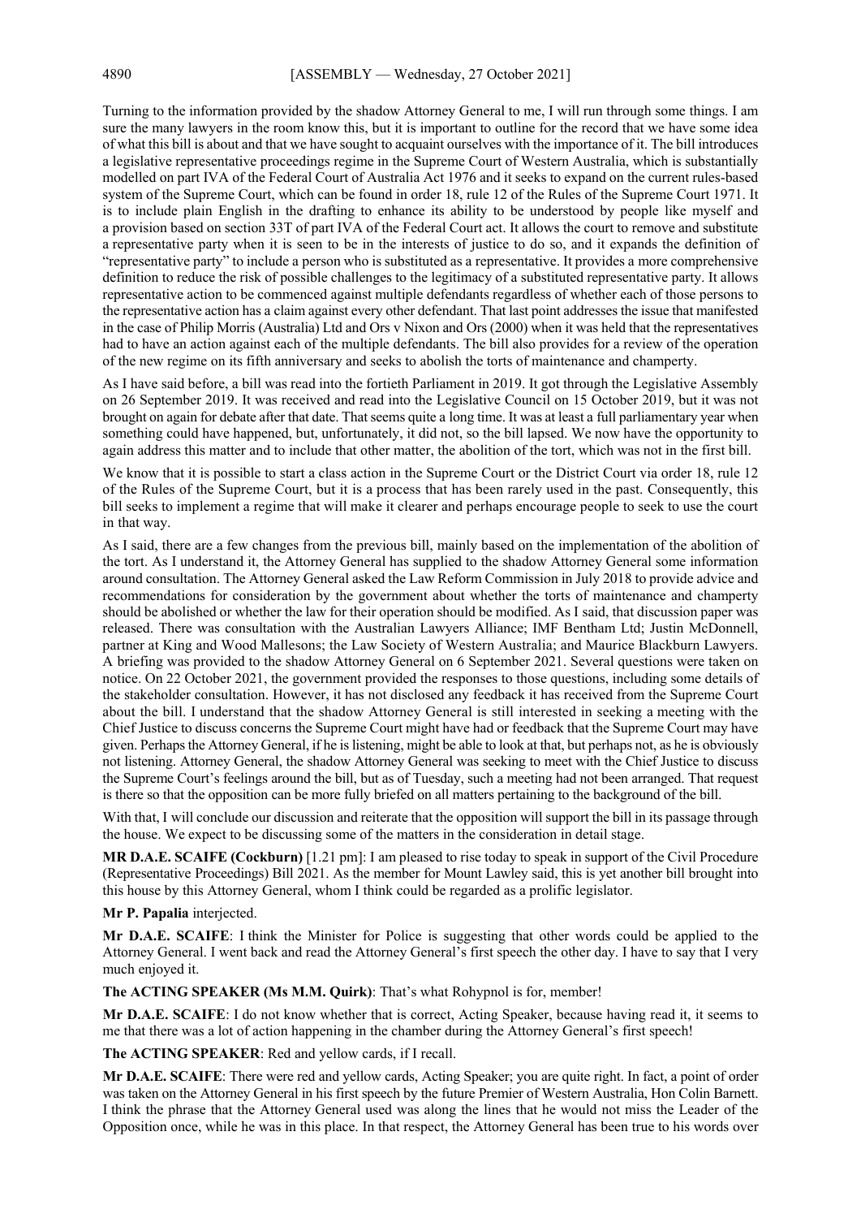Turning to the information provided by the shadow Attorney General to me, I will run through some things. I am sure the many lawyers in the room know this, but it is important to outline for the record that we have some idea of what this bill is about and that we have sought to acquaint ourselves with the importance of it. The bill introduces a legislative representative proceedings regime in the Supreme Court of Western Australia, which is substantially modelled on part IVA of the Federal Court of Australia Act 1976 and it seeks to expand on the current rules-based system of the Supreme Court, which can be found in order 18, rule 12 of the Rules of the Supreme Court 1971. It is to include plain English in the drafting to enhance its ability to be understood by people like myself and a provision based on section 33T of part IVA of the Federal Court act. It allows the court to remove and substitute a representative party when it is seen to be in the interests of justice to do so, and it expands the definition of "representative party" to include a person who is substituted as a representative. It provides a more comprehensive definition to reduce the risk of possible challenges to the legitimacy of a substituted representative party. It allows representative action to be commenced against multiple defendants regardless of whether each of those persons to the representative action has a claim against every other defendant. That last point addresses the issue that manifested in the case of Philip Morris (Australia) Ltd and Ors v Nixon and Ors (2000) when it was held that the representatives had to have an action against each of the multiple defendants. The bill also provides for a review of the operation of the new regime on its fifth anniversary and seeks to abolish the torts of maintenance and champerty.

As I have said before, a bill was read into the fortieth Parliament in 2019. It got through the Legislative Assembly on 26 September 2019. It was received and read into the Legislative Council on 15 October 2019, but it was not brought on again for debate after that date. That seems quite a long time. It was at least a full parliamentary year when something could have happened, but, unfortunately, it did not, so the bill lapsed. We now have the opportunity to again address this matter and to include that other matter, the abolition of the tort, which was not in the first bill.

We know that it is possible to start a class action in the Supreme Court or the District Court via order 18, rule 12 of the Rules of the Supreme Court, but it is a process that has been rarely used in the past. Consequently, this bill seeks to implement a regime that will make it clearer and perhaps encourage people to seek to use the court in that way.

As I said, there are a few changes from the previous bill, mainly based on the implementation of the abolition of the tort. As I understand it, the Attorney General has supplied to the shadow Attorney General some information around consultation. The Attorney General asked the Law Reform Commission in July 2018 to provide advice and recommendations for consideration by the government about whether the torts of maintenance and champerty should be abolished or whether the law for their operation should be modified. As I said, that discussion paper was released. There was consultation with the Australian Lawyers Alliance; IMF Bentham Ltd; Justin McDonnell, partner at King and Wood Mallesons; the Law Society of Western Australia; and Maurice Blackburn Lawyers. A briefing was provided to the shadow Attorney General on 6 September 2021. Several questions were taken on notice. On 22 October 2021, the government provided the responses to those questions, including some details of the stakeholder consultation. However, it has not disclosed any feedback it has received from the Supreme Court about the bill. I understand that the shadow Attorney General is still interested in seeking a meeting with the Chief Justice to discuss concerns the Supreme Court might have had or feedback that the Supreme Court may have given. Perhaps the Attorney General, if he is listening, might be able to look at that, but perhaps not, as he is obviously not listening. Attorney General, the shadow Attorney General was seeking to meet with the Chief Justice to discuss the Supreme Court's feelings around the bill, but as of Tuesday, such a meeting had not been arranged. That request is there so that the opposition can be more fully briefed on all matters pertaining to the background of the bill.

With that, I will conclude our discussion and reiterate that the opposition will support the bill in its passage through the house. We expect to be discussing some of the matters in the consideration in detail stage.

**MR D.A.E. SCAIFE (Cockburn)** [1.21 pm]: I am pleased to rise today to speak in support of the Civil Procedure (Representative Proceedings) Bill 2021. As the member for Mount Lawley said, this is yet another bill brought into this house by this Attorney General, whom I think could be regarded as a prolific legislator.

**Mr P. Papalia** interjected.

**Mr D.A.E. SCAIFE**: I think the Minister for Police is suggesting that other words could be applied to the Attorney General. I went back and read the Attorney General's first speech the other day. I have to say that I very much enjoyed it.

**The ACTING SPEAKER (Ms M.M. Quirk)**: That's what Rohypnol is for, member!

**Mr D.A.E. SCAIFE**: I do not know whether that is correct, Acting Speaker, because having read it, it seems to me that there was a lot of action happening in the chamber during the Attorney General's first speech!

**The ACTING SPEAKER**: Red and yellow cards, if I recall.

**Mr D.A.E. SCAIFE**: There were red and yellow cards, Acting Speaker; you are quite right. In fact, a point of order was taken on the Attorney General in his first speech by the future Premier of Western Australia, Hon Colin Barnett. I think the phrase that the Attorney General used was along the lines that he would not miss the Leader of the Opposition once, while he was in this place. In that respect, the Attorney General has been true to his words over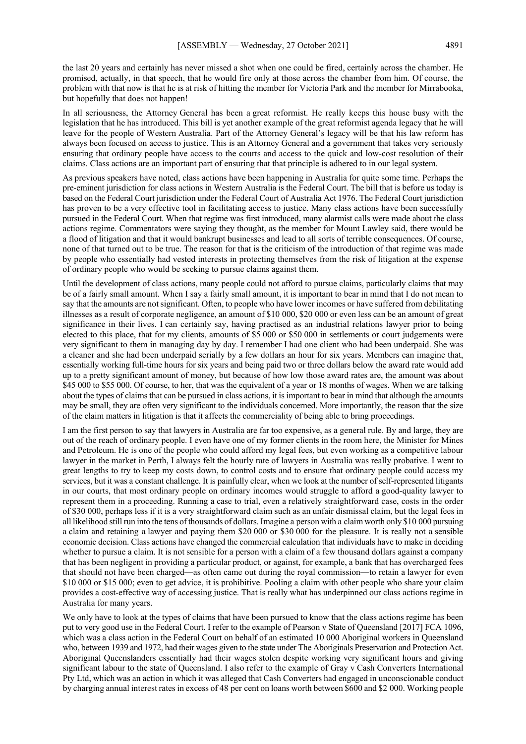the last 20 years and certainly has never missed a shot when one could be fired, certainly across the chamber. He promised, actually, in that speech, that he would fire only at those across the chamber from him. Of course, the problem with that now is that he is at risk of hitting the member for Victoria Park and the member for Mirrabooka, but hopefully that does not happen!

In all seriousness, the Attorney General has been a great reformist. He really keeps this house busy with the legislation that he has introduced. This bill is yet another example of the great reformist agenda legacy that he will leave for the people of Western Australia. Part of the Attorney General's legacy will be that his law reform has always been focused on access to justice. This is an Attorney General and a government that takes very seriously ensuring that ordinary people have access to the courts and access to the quick and low-cost resolution of their claims. Class actions are an important part of ensuring that that principle is adhered to in our legal system.

As previous speakers have noted, class actions have been happening in Australia for quite some time. Perhaps the pre-eminent jurisdiction for class actions in Western Australia is the Federal Court. The bill that is before us today is based on the Federal Court jurisdiction under the Federal Court of Australia Act 1976. The Federal Court jurisdiction has proven to be a very effective tool in facilitating access to justice. Many class actions have been successfully pursued in the Federal Court. When that regime was first introduced, many alarmist calls were made about the class actions regime. Commentators were saying they thought, as the member for Mount Lawley said, there would be a flood of litigation and that it would bankrupt businesses and lead to all sorts of terrible consequences. Of course, none of that turned out to be true. The reason for that is the criticism of the introduction of that regime was made by people who essentially had vested interests in protecting themselves from the risk of litigation at the expense of ordinary people who would be seeking to pursue claims against them.

Until the development of class actions, many people could not afford to pursue claims, particularly claims that may be of a fairly small amount. When I say a fairly small amount, it is important to bear in mind that I do not mean to say that the amounts are not significant. Often, to people who have lower incomes or have suffered from debilitating illnesses as a result of corporate negligence, an amount of $10 000, $20 000 or even less can be an amount of great significance in their lives. I can certainly say, having practised as an industrial relations lawyer prior to being elected to this place, that for my clients, amounts of $5 000 or $50 000 in settlements or court judgements were very significant to them in managing day by day. I remember I had one client who had been underpaid. She was a cleaner and she had been underpaid serially by a few dollars an hour for six years. Members can imagine that, essentially working full-time hours for six years and being paid two or three dollars below the award rate would add up to a pretty significant amount of money, but because of how low those award rates are, the amount was about $45 000 to $55 000. Of course, to her, that was the equivalent of a year or 18 months of wages. When we are talking about the types of claims that can be pursued in class actions, it is important to bear in mind that although the amounts may be small, they are often very significant to the individuals concerned. More importantly, the reason that the size of the claim matters in litigation is that it affects the commerciality of being able to bring proceedings.

I am the first person to say that lawyers in Australia are far too expensive, as a general rule. By and large, they are out of the reach of ordinary people. I even have one of my former clients in the room here, the Minister for Mines and Petroleum. He is one of the people who could afford my legal fees, but even working as a competitive labour lawyer in the market in Perth, I always felt the hourly rate of lawyers in Australia was really probative. I went to great lengths to try to keep my costs down, to control costs and to ensure that ordinary people could access my services, but it was a constant challenge. It is painfully clear, when we look at the number of self-represented litigants in our courts, that most ordinary people on ordinary incomes would struggle to afford a good-quality lawyer to represent them in a proceeding. Running a case to trial, even a relatively straightforward case, costs in the order of $30 000, perhaps less if it is a very straightforward claim such as an unfair dismissal claim, but the legal fees in all likelihood still run into the tens of thousands of dollars. Imagine a person with a claim worth only $10 000 pursuing a claim and retaining a lawyer and paying them $20 000 or $30 000 for the pleasure. It is really not a sensible economic decision. Class actions have changed the commercial calculation that individuals have to make in deciding whether to pursue a claim. It is not sensible for a person with a claim of a few thousand dollars against a company that has been negligent in providing a particular product, or against, for example, a bank that has overcharged fees that should not have been charged—as often came out during the royal commission—to retain a lawyer for even $10 000 or $15 000; even to get advice, it is prohibitive. Pooling a claim with other people who share your claim provides a cost-effective way of accessing justice. That is really what has underpinned our class actions regime in Australia for many years.

We only have to look at the types of claims that have been pursued to know that the class actions regime has been put to very good use in the Federal Court. I refer to the example of Pearson v State of Queensland [2017] FCA 1096, which was a class action in the Federal Court on behalf of an estimated 10 000 Aboriginal workers in Queensland who, between 1939 and 1972, had their wages given to the state under The Aboriginals Preservation and Protection Act. Aboriginal Queenslanders essentially had their wages stolen despite working very significant hours and giving significant labour to the state of Queensland. I also refer to the example of Gray v Cash Converters International Pty Ltd, which was an action in which it was alleged that Cash Converters had engaged in unconscionable conduct by charging annual interest rates in excess of 48 per cent on loans worth between $600 and $2 000. Working people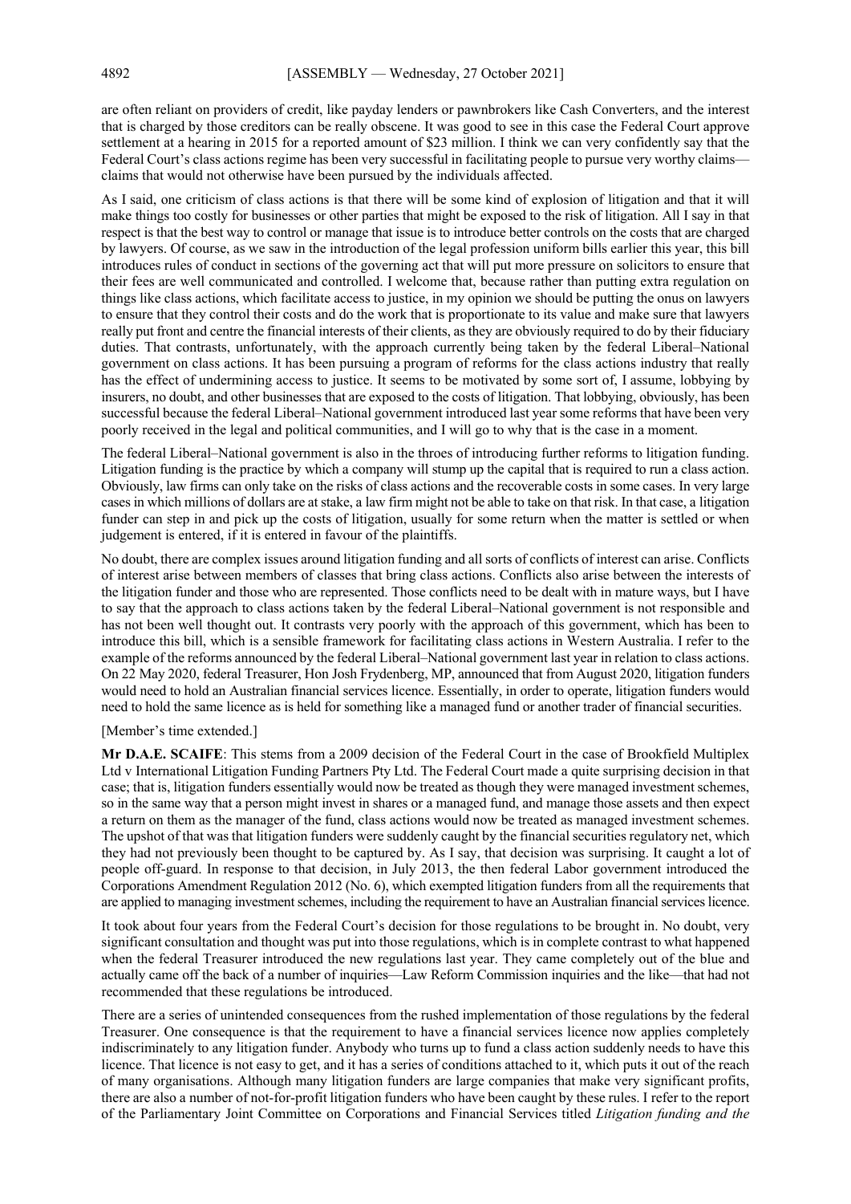are often reliant on providers of credit, like payday lenders or pawnbrokers like Cash Converters, and the interest that is charged by those creditors can be really obscene. It was good to see in this case the Federal Court approve settlement at a hearing in 2015 for a reported amount of $23 million. I think we can very confidently say that the Federal Court's class actions regime has been very successful in facilitating people to pursue very worthy claims—claims that would not otherwise have been pursued by the individuals affected.

As I said, one criticism of class actions is that there will be some kind of explosion of litigation and that it will make things too costly for businesses or other parties that might be exposed to the risk of litigation. All I say in that respect is that the best way to control or manage that issue is to introduce better controls on the costs that are charged by lawyers. Of course, as we saw in the introduction of the legal profession uniform bills earlier this year, this bill introduces rules of conduct in sections of the governing act that will put more pressure on solicitors to ensure that their fees are well communicated and controlled. I welcome that, because rather than putting extra regulation on things like class actions, which facilitate access to justice, in my opinion we should be putting the onus on lawyers to ensure that they control their costs and do the work that is proportionate to its value and make sure that lawyers really put front and centre the financial interests of their clients, as they are obviously required to do by their fiduciary duties. That contrasts, unfortunately, with the approach currently being taken by the federal Liberal–National government on class actions. It has been pursuing a program of reforms for the class actions industry that really has the effect of undermining access to justice. It seems to be motivated by some sort of, I assume, lobbying by insurers, no doubt, and other businesses that are exposed to the costs of litigation. That lobbying, obviously, has been successful because the federal Liberal–National government introduced last year some reforms that have been very poorly received in the legal and political communities, and I will go to why that is the case in a moment.

The federal Liberal–National government is also in the throes of introducing further reforms to litigation funding. Litigation funding is the practice by which a company will stump up the capital that is required to run a class action. Obviously, law firms can only take on the risks of class actions and the recoverable costs in some cases. In very large cases in which millions of dollars are at stake, a law firm might not be able to take on that risk. In that case, a litigation funder can step in and pick up the costs of litigation, usually for some return when the matter is settled or when judgement is entered, if it is entered in favour of the plaintiffs.

No doubt, there are complex issues around litigation funding and all sorts of conflicts of interest can arise. Conflicts of interest arise between members of classes that bring class actions. Conflicts also arise between the interests of the litigation funder and those who are represented. Those conflicts need to be dealt with in mature ways, but I have to say that the approach to class actions taken by the federal Liberal–National government is not responsible and has not been well thought out. It contrasts very poorly with the approach of this government, which has been to introduce this bill, which is a sensible framework for facilitating class actions in Western Australia. I refer to the example of the reforms announced by the federal Liberal–National government last year in relation to class actions. On 22 May 2020, federal Treasurer, Hon Josh Frydenberg, MP, announced that from August 2020, litigation funders would need to hold an Australian financial services licence. Essentially, in order to operate, litigation funders would need to hold the same licence as is held for something like a managed fund or another trader of financial securities.

[Member's time extended.]

**Mr D.A.E. SCAIFE**: This stems from a 2009 decision of the Federal Court in the case of Brookfield Multiplex Ltd v International Litigation Funding Partners Pty Ltd. The Federal Court made a quite surprising decision in that case; that is, litigation funders essentially would now be treated as though they were managed investment schemes, so in the same way that a person might invest in shares or a managed fund, and manage those assets and then expect a return on them as the manager of the fund, class actions would now be treated as managed investment schemes. The upshot of that was that litigation funders were suddenly caught by the financial securities regulatory net, which they had not previously been thought to be captured by. As I say, that decision was surprising. It caught a lot of people off-guard. In response to that decision, in July 2013, the then federal Labor government introduced the Corporations Amendment Regulation 2012 (No. 6), which exempted litigation funders from all the requirements that are applied to managing investment schemes, including the requirement to have an Australian financial services licence.

It took about four years from the Federal Court's decision for those regulations to be brought in. No doubt, very significant consultation and thought was put into those regulations, which is in complete contrast to what happened when the federal Treasurer introduced the new regulations last year. They came completely out of the blue and actually came off the back of a number of inquiries—Law Reform Commission inquiries and the like—that had not recommended that these regulations be introduced.

There are a series of unintended consequences from the rushed implementation of those regulations by the federal Treasurer. One consequence is that the requirement to have a financial services licence now applies completely indiscriminately to any litigation funder. Anybody who turns up to fund a class action suddenly needs to have this licence. That licence is not easy to get, and it has a series of conditions attached to it, which puts it out of the reach of many organisations. Although many litigation funders are large companies that make very significant profits, there are also a number of not-for-profit litigation funders who have been caught by these rules. I refer to the report of the Parliamentary Joint Committee on Corporations and Financial Services titled *Litigation funding and the*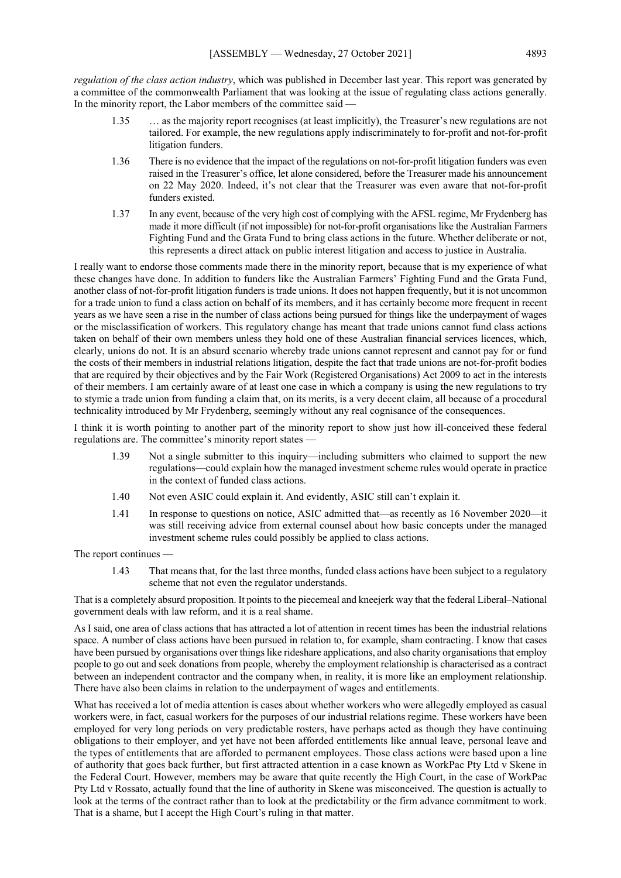*regulation of the class action industry*, which was published in December last year. This report was generated by a committee of the commonwealth Parliament that was looking at the issue of regulating class actions generally. In the minority report, the Labor members of the committee said —

> 1.35 … as the majority report recognises (at least implicitly), the Treasurer's new regulations are not tailored. For example, the new regulations apply indiscriminately to for-profit and not-for-profit litigation funders.
>
> 1.36 There is no evidence that the impact of the regulations on not-for-profit litigation funders was even raised in the Treasurer's office, let alone considered, before the Treasurer made his announcement on 22 May 2020. Indeed, it's not clear that the Treasurer was even aware that not-for-profit funders existed.
>
> 1.37 In any event, because of the very high cost of complying with the AFSL regime, Mr Frydenberg has made it more difficult (if not impossible) for not-for-profit organisations like the Australian Farmers Fighting Fund and the Grata Fund to bring class actions in the future. Whether deliberate or not, this represents a direct attack on public interest litigation and access to justice in Australia.

I really want to endorse those comments made there in the minority report, because that is my experience of what these changes have done. In addition to funders like the Australian Farmers' Fighting Fund and the Grata Fund, another class of not-for-profit litigation funders is trade unions. It does not happen frequently, but it is not uncommon for a trade union to fund a class action on behalf of its members, and it has certainly become more frequent in recent years as we have seen a rise in the number of class actions being pursued for things like the underpayment of wages or the misclassification of workers. This regulatory change has meant that trade unions cannot fund class actions taken on behalf of their own members unless they hold one of these Australian financial services licences, which, clearly, unions do not. It is an absurd scenario whereby trade unions cannot represent and cannot pay for or fund the costs of their members in industrial relations litigation, despite the fact that trade unions are not-for-profit bodies that are required by their objectives and by the Fair Work (Registered Organisations) Act 2009 to act in the interests of their members. I am certainly aware of at least one case in which a company is using the new regulations to try to stymie a trade union from funding a claim that, on its merits, is a very decent claim, all because of a procedural technicality introduced by Mr Frydenberg, seemingly without any real cognisance of the consequences.

I think it is worth pointing to another part of the minority report to show just how ill-conceived these federal regulations are. The committee's minority report states —

> 1.39 Not a single submitter to this inquiry—including submitters who claimed to support the new regulations—could explain how the managed investment scheme rules would operate in practice in the context of funded class actions.
>
> 1.40 Not even ASIC could explain it. And evidently, ASIC still can't explain it.
>
> 1.41 In response to questions on notice, ASIC admitted that—as recently as 16 November 2020—it was still receiving advice from external counsel about how basic concepts under the managed investment scheme rules could possibly be applied to class actions.

The report continues —

> 1.43 That means that, for the last three months, funded class actions have been subject to a regulatory scheme that not even the regulator understands.

That is a completely absurd proposition. It points to the piecemeal and kneejerk way that the federal Liberal–National government deals with law reform, and it is a real shame.

As I said, one area of class actions that has attracted a lot of attention in recent times has been the industrial relations space. A number of class actions have been pursued in relation to, for example, sham contracting. I know that cases have been pursued by organisations over things like rideshare applications, and also charity organisations that employ people to go out and seek donations from people, whereby the employment relationship is characterised as a contract between an independent contractor and the company when, in reality, it is more like an employment relationship. There have also been claims in relation to the underpayment of wages and entitlements.

What has received a lot of media attention is cases about whether workers who were allegedly employed as casual workers were, in fact, casual workers for the purposes of our industrial relations regime. These workers have been employed for very long periods on very predictable rosters, have perhaps acted as though they have continuing obligations to their employer, and yet have not been afforded entitlements like annual leave, personal leave and the types of entitlements that are afforded to permanent employees. Those class actions were based upon a line of authority that goes back further, but first attracted attention in a case known as WorkPac Pty Ltd v Skene in the Federal Court. However, members may be aware that quite recently the High Court, in the case of WorkPac Pty Ltd v Rossato, actually found that the line of authority in Skene was misconceived. The question is actually to look at the terms of the contract rather than to look at the predictability or the firm advance commitment to work. That is a shame, but I accept the High Court's ruling in that matter.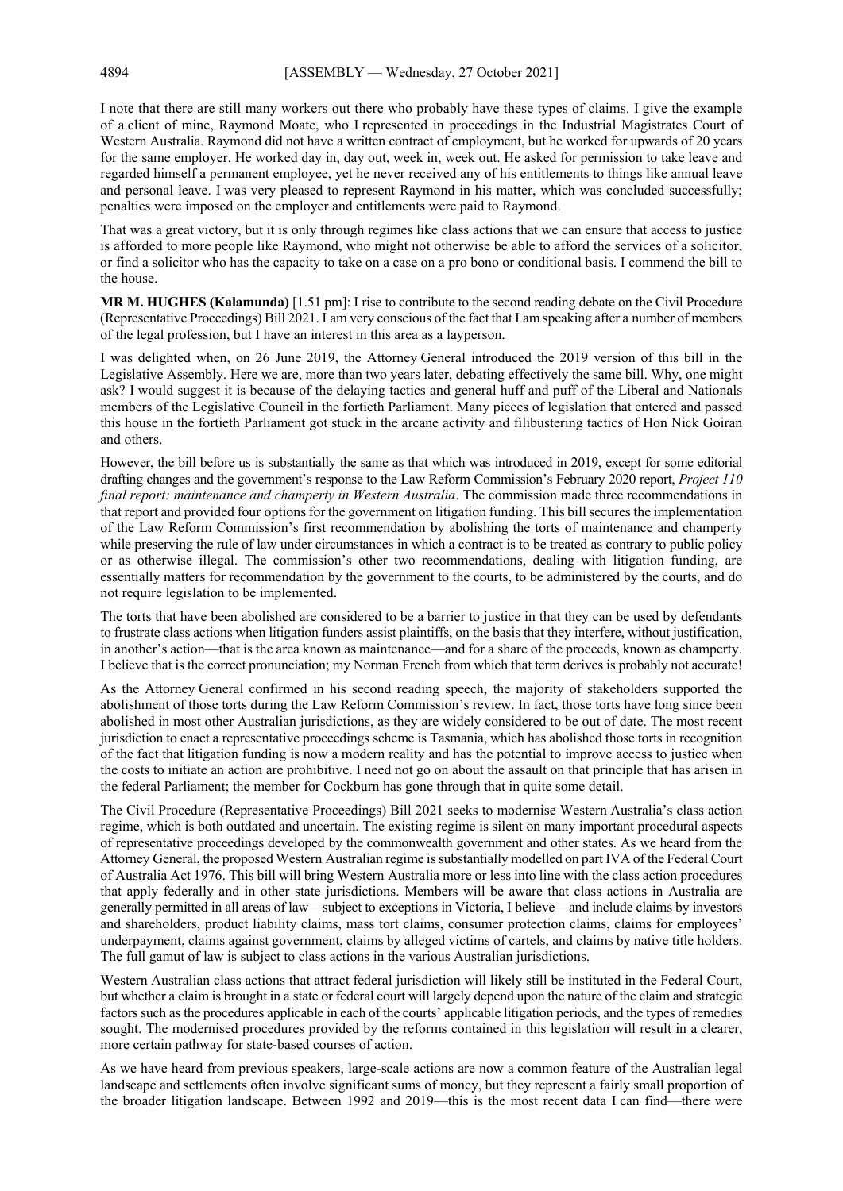I note that there are still many workers out there who probably have these types of claims. I give the example of a client of mine, Raymond Moate, who I represented in proceedings in the Industrial Magistrates Court of Western Australia. Raymond did not have a written contract of employment, but he worked for upwards of 20 years for the same employer. He worked day in, day out, week in, week out. He asked for permission to take leave and regarded himself a permanent employee, yet he never received any of his entitlements to things like annual leave and personal leave. I was very pleased to represent Raymond in his matter, which was concluded successfully; penalties were imposed on the employer and entitlements were paid to Raymond.

That was a great victory, but it is only through regimes like class actions that we can ensure that access to justice is afforded to more people like Raymond, who might not otherwise be able to afford the services of a solicitor, or find a solicitor who has the capacity to take on a case on a pro bono or conditional basis. I commend the bill to the house.

**MR M. HUGHES (Kalamunda)** [1.51 pm]: I rise to contribute to the second reading debate on the Civil Procedure (Representative Proceedings) Bill 2021. I am very conscious of the fact that I am speaking after a number of members of the legal profession, but I have an interest in this area as a layperson.

I was delighted when, on 26 June 2019, the Attorney General introduced the 2019 version of this bill in the Legislative Assembly. Here we are, more than two years later, debating effectively the same bill. Why, one might ask? I would suggest it is because of the delaying tactics and general huff and puff of the Liberal and Nationals members of the Legislative Council in the fortieth Parliament. Many pieces of legislation that entered and passed this house in the fortieth Parliament got stuck in the arcane activity and filibustering tactics of Hon Nick Goiran and others.

However, the bill before us is substantially the same as that which was introduced in 2019, except for some editorial drafting changes and the government's response to the Law Reform Commission's February 2020 report, *Project 110 final report: maintenance and champerty in Western Australia*. The commission made three recommendations in that report and provided four options for the government on litigation funding. This bill secures the implementation of the Law Reform Commission's first recommendation by abolishing the torts of maintenance and champerty while preserving the rule of law under circumstances in which a contract is to be treated as contrary to public policy or as otherwise illegal. The commission's other two recommendations, dealing with litigation funding, are essentially matters for recommendation by the government to the courts, to be administered by the courts, and do not require legislation to be implemented.

The torts that have been abolished are considered to be a barrier to justice in that they can be used by defendants to frustrate class actions when litigation funders assist plaintiffs, on the basis that they interfere, without justification, in another's action—that is the area known as maintenance—and for a share of the proceeds, known as champerty. I believe that is the correct pronunciation; my Norman French from which that term derives is probably not accurate!

As the Attorney General confirmed in his second reading speech, the majority of stakeholders supported the abolishment of those torts during the Law Reform Commission's review. In fact, those torts have long since been abolished in most other Australian jurisdictions, as they are widely considered to be out of date. The most recent jurisdiction to enact a representative proceedings scheme is Tasmania, which has abolished those torts in recognition of the fact that litigation funding is now a modern reality and has the potential to improve access to justice when the costs to initiate an action are prohibitive. I need not go on about the assault on that principle that has arisen in the federal Parliament; the member for Cockburn has gone through that in quite some detail.

The Civil Procedure (Representative Proceedings) Bill 2021 seeks to modernise Western Australia's class action regime, which is both outdated and uncertain. The existing regime is silent on many important procedural aspects of representative proceedings developed by the commonwealth government and other states. As we heard from the Attorney General, the proposed Western Australian regime is substantially modelled on part IVA of the Federal Court of Australia Act 1976. This bill will bring Western Australia more or less into line with the class action procedures that apply federally and in other state jurisdictions. Members will be aware that class actions in Australia are generally permitted in all areas of law—subject to exceptions in Victoria, I believe—and include claims by investors and shareholders, product liability claims, mass tort claims, consumer protection claims, claims for employees' underpayment, claims against government, claims by alleged victims of cartels, and claims by native title holders. The full gamut of law is subject to class actions in the various Australian jurisdictions.

Western Australian class actions that attract federal jurisdiction will likely still be instituted in the Federal Court, but whether a claim is brought in a state or federal court will largely depend upon the nature of the claim and strategic factors such as the procedures applicable in each of the courts' applicable litigation periods, and the types of remedies sought. The modernised procedures provided by the reforms contained in this legislation will result in a clearer, more certain pathway for state-based courses of action.

As we have heard from previous speakers, large-scale actions are now a common feature of the Australian legal landscape and settlements often involve significant sums of money, but they represent a fairly small proportion of the broader litigation landscape. Between 1992 and 2019—this is the most recent data I can find—there were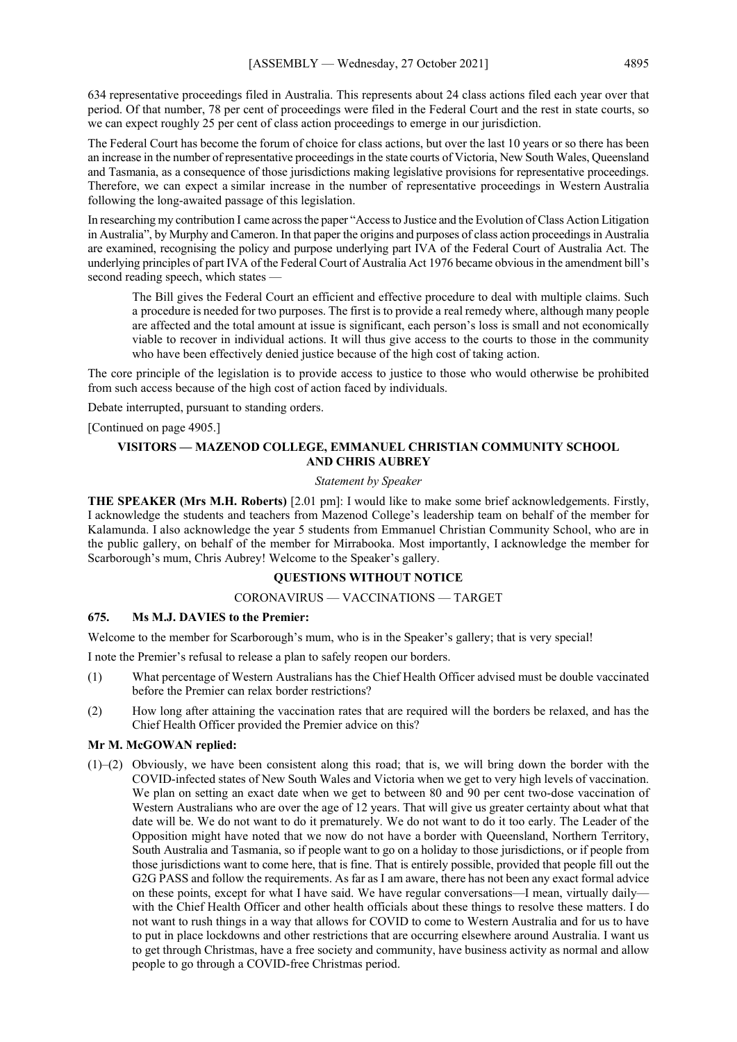634 representative proceedings filed in Australia. This represents about 24 class actions filed each year over that period. Of that number, 78 per cent of proceedings were filed in the Federal Court and the rest in state courts, so we can expect roughly 25 per cent of class action proceedings to emerge in our jurisdiction.

The Federal Court has become the forum of choice for class actions, but over the last 10 years or so there has been an increase in the number of representative proceedings in the state courts of Victoria, New South Wales, Queensland and Tasmania, as a consequence of those jurisdictions making legislative provisions for representative proceedings. Therefore, we can expect a similar increase in the number of representative proceedings in Western Australia following the long-awaited passage of this legislation.

In researching my contribution I came across the paper "Access to Justice and the Evolution of Class Action Litigation in Australia", by Murphy and Cameron. In that paper the origins and purposes of class action proceedings in Australia are examined, recognising the policy and purpose underlying part IVA of the Federal Court of Australia Act. The underlying principles of part IVA of the Federal Court of Australia Act 1976 became obvious in the amendment bill's second reading speech, which states —

> The Bill gives the Federal Court an efficient and effective procedure to deal with multiple claims. Such a procedure is needed for two purposes. The first is to provide a real remedy where, although many people are affected and the total amount at issue is significant, each person's loss is small and not economically viable to recover in individual actions. It will thus give access to the courts to those in the community who have been effectively denied justice because of the high cost of taking action.

The core principle of the legislation is to provide access to justice to those who would otherwise be prohibited from such access because of the high cost of action faced by individuals.

Debate interrupted, pursuant to standing orders.

[Continued on page 4905.]

## VISITORS — MAZENOD COLLEGE, EMMANUEL CHRISTIAN COMMUNITY SCHOOL AND CHRIS AUBREY

*Statement by Speaker*

**THE SPEAKER (Mrs M.H. Roberts)** [2.01 pm]: I would like to make some brief acknowledgements. Firstly, I acknowledge the students and teachers from Mazenod College's leadership team on behalf of the member for Kalamunda. I also acknowledge the year 5 students from Emmanuel Christian Community School, who are in the public gallery, on behalf of the member for Mirrabooka. Most importantly, I acknowledge the member for Scarborough's mum, Chris Aubrey! Welcome to the Speaker's gallery.

## QUESTIONS WITHOUT NOTICE

### CORONAVIRUS — VACCINATIONS — TARGET

**675. Ms M.J. DAVIES to the Premier:**

Welcome to the member for Scarborough's mum, who is in the Speaker's gallery; that is very special!

I note the Premier's refusal to release a plan to safely reopen our borders.

(1) What percentage of Western Australians has the Chief Health Officer advised must be double vaccinated before the Premier can relax border restrictions?

(2) How long after attaining the vaccination rates that are required will the borders be relaxed, and has the Chief Health Officer provided the Premier advice on this?

**Mr M. McGOWAN replied:**

(1)–(2) Obviously, we have been consistent along this road; that is, we will bring down the border with the COVID-infected states of New South Wales and Victoria when we get to very high levels of vaccination. We plan on setting an exact date when we get to between 80 and 90 per cent two-dose vaccination of Western Australians who are over the age of 12 years. That will give us greater certainty about what that date will be. We do not want to do it prematurely. We do not want to do it too early. The Leader of the Opposition might have noted that we now do not have a border with Queensland, Northern Territory, South Australia and Tasmania, so if people want to go on a holiday to those jurisdictions, or if people from those jurisdictions want to come here, that is fine. That is entirely possible, provided that people fill out the G2G PASS and follow the requirements. As far as I am aware, there has not been any exact formal advice on these points, except for what I have said. We have regular conversations—I mean, virtually daily—with the Chief Health Officer and other health officials about these things to resolve these matters. I do not want to rush things in a way that allows for COVID to come to Western Australia and for us to have to put in place lockdowns and other restrictions that are occurring elsewhere around Australia. I want us to get through Christmas, have a free society and community, have business activity as normal and allow people to go through a COVID-free Christmas period.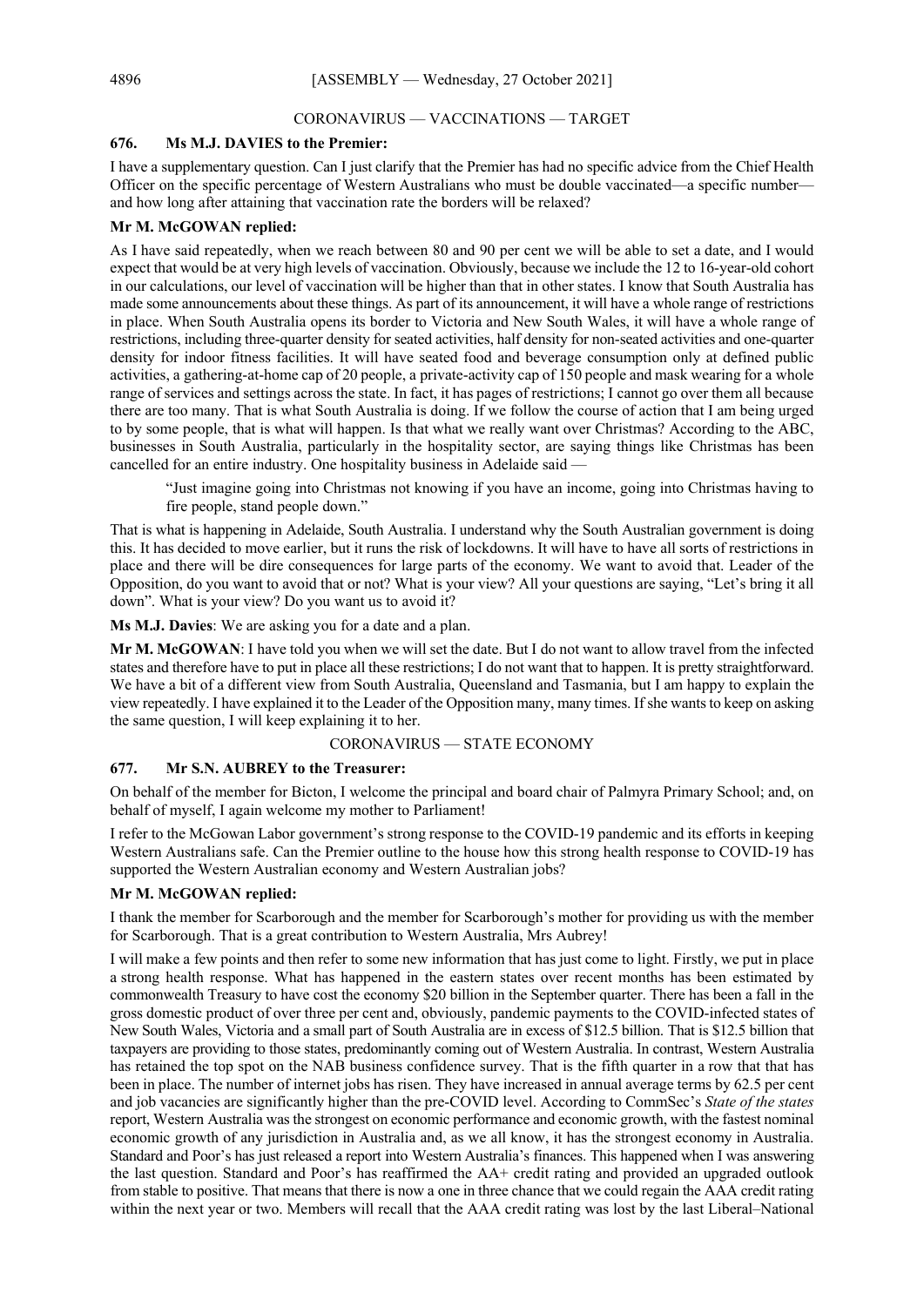## CORONAVIRUS — VACCINATIONS — TARGET

### 676. Ms M.J. DAVIES to the Premier:

I have a supplementary question. Can I just clarify that the Premier has had no specific advice from the Chief Health Officer on the specific percentage of Western Australians who must be double vaccinated—a specific number—and how long after attaining that vaccination rate the borders will be relaxed?

**Mr M. McGOWAN replied:**

As I have said repeatedly, when we reach between 80 and 90 per cent we will be able to set a date, and I would expect that would be at very high levels of vaccination. Obviously, because we include the 12 to 16-year-old cohort in our calculations, our level of vaccination will be higher than that in other states. I know that South Australia has made some announcements about these things. As part of its announcement, it will have a whole range of restrictions in place. When South Australia opens its border to Victoria and New South Wales, it will have a whole range of restrictions, including three-quarter density for seated activities, half density for non-seated activities and one-quarter density for indoor fitness facilities. It will have seated food and beverage consumption only at defined public activities, a gathering-at-home cap of 20 people, a private-activity cap of 150 people and mask wearing for a whole range of services and settings across the state. In fact, it has pages of restrictions; I cannot go over them all because there are too many. That is what South Australia is doing. If we follow the course of action that I am being urged to by some people, that is what will happen. Is that what we really want over Christmas? According to the ABC, businesses in South Australia, particularly in the hospitality sector, are saying things like Christmas has been cancelled for an entire industry. One hospitality business in Adelaide said —

> "Just imagine going into Christmas not knowing if you have an income, going into Christmas having to fire people, stand people down."

That is what is happening in Adelaide, South Australia. I understand why the South Australian government is doing this. It has decided to move earlier, but it runs the risk of lockdowns. It will have to have all sorts of restrictions in place and there will be dire consequences for large parts of the economy. We want to avoid that. Leader of the Opposition, do you want to avoid that or not? What is your view? All your questions are saying, "Let's bring it all down". What is your view? Do you want us to avoid it?

**Ms M.J. Davies**: We are asking you for a date and a plan.

**Mr M. McGOWAN**: I have told you when we will set the date. But I do not want to allow travel from the infected states and therefore have to put in place all these restrictions; I do not want that to happen. It is pretty straightforward. We have a bit of a different view from South Australia, Queensland and Tasmania, but I am happy to explain the view repeatedly. I have explained it to the Leader of the Opposition many, many times. If she wants to keep on asking the same question, I will keep explaining it to her.

## CORONAVIRUS — STATE ECONOMY

### 677. Mr S.N. AUBREY to the Treasurer:

On behalf of the member for Bicton, I welcome the principal and board chair of Palmyra Primary School; and, on behalf of myself, I again welcome my mother to Parliament!

I refer to the McGowan Labor government's strong response to the COVID-19 pandemic and its efforts in keeping Western Australians safe. Can the Premier outline to the house how this strong health response to COVID-19 has supported the Western Australian economy and Western Australian jobs?

**Mr M. McGOWAN replied:**

I thank the member for Scarborough and the member for Scarborough's mother for providing us with the member for Scarborough. That is a great contribution to Western Australia, Mrs Aubrey!

I will make a few points and then refer to some new information that has just come to light. Firstly, we put in place a strong health response. What has happened in the eastern states over recent months has been estimated by commonwealth Treasury to have cost the economy $20 billion in the September quarter. There has been a fall in the gross domestic product of over three per cent and, obviously, pandemic payments to the COVID-infected states of New South Wales, Victoria and a small part of South Australia are in excess of $12.5 billion. That is $12.5 billion that taxpayers are providing to those states, predominantly coming out of Western Australia. In contrast, Western Australia has retained the top spot on the NAB business confidence survey. That is the fifth quarter in a row that that has been in place. The number of internet jobs has risen. They have increased in annual average terms by 62.5 per cent and job vacancies are significantly higher than the pre-COVID level. According to CommSec's *State of the states* report, Western Australia was the strongest on economic performance and economic growth, with the fastest nominal economic growth of any jurisdiction in Australia and, as we all know, it has the strongest economy in Australia. Standard and Poor's has just released a report into Western Australia's finances. This happened when I was answering the last question. Standard and Poor's has reaffirmed the AA+ credit rating and provided an upgraded outlook from stable to positive. That means that there is now a one in three chance that we could regain the AAA credit rating within the next year or two. Members will recall that the AAA credit rating was lost by the last Liberal–National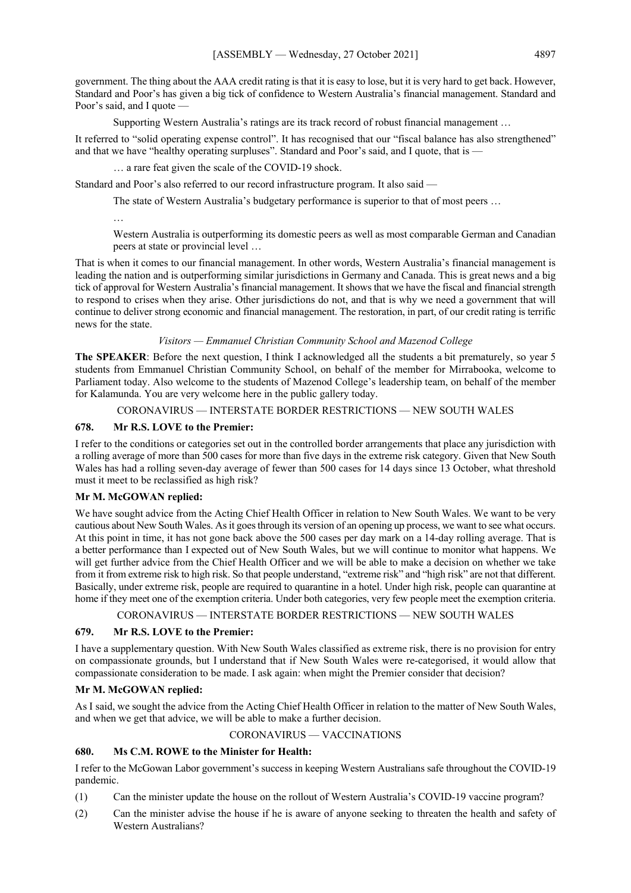government. The thing about the AAA credit rating is that it is easy to lose, but it is very hard to get back. However, Standard and Poor's has given a big tick of confidence to Western Australia's financial management. Standard and Poor's said, and I quote —

> Supporting Western Australia's ratings are its track record of robust financial management …

It referred to "solid operating expense control". It has recognised that our "fiscal balance has also strengthened" and that we have "healthy operating surpluses". Standard and Poor's said, and I quote, that is —

> … a rare feat given the scale of the COVID-19 shock.

Standard and Poor's also referred to our record infrastructure program. It also said —

> The state of Western Australia's budgetary performance is superior to that of most peers …
>
> …
>
> Western Australia is outperforming its domestic peers as well as most comparable German and Canadian peers at state or provincial level …

That is when it comes to our financial management. In other words, Western Australia's financial management is leading the nation and is outperforming similar jurisdictions in Germany and Canada. This is great news and a big tick of approval for Western Australia's financial management. It shows that we have the fiscal and financial strength to respond to crises when they arise. Other jurisdictions do not, and that is why we need a government that will continue to deliver strong economic and financial management. The restoration, in part, of our credit rating is terrific news for the state.

*Visitors — Emmanuel Christian Community School and Mazenod College*

**The SPEAKER**: Before the next question, I think I acknowledged all the students a bit prematurely, so year 5 students from Emmanuel Christian Community School, on behalf of the member for Mirrabooka, welcome to Parliament today. Also welcome to the students of Mazenod College's leadership team, on behalf of the member for Kalamunda. You are very welcome here in the public gallery today.

CORONAVIRUS — INTERSTATE BORDER RESTRICTIONS — NEW SOUTH WALES

### 678. Mr R.S. LOVE to the Premier:

I refer to the conditions or categories set out in the controlled border arrangements that place any jurisdiction with a rolling average of more than 500 cases for more than five days in the extreme risk category. Given that New South Wales has had a rolling seven-day average of fewer than 500 cases for 14 days since 13 October, what threshold must it meet to be reclassified as high risk?

### Mr M. McGOWAN replied:

We have sought advice from the Acting Chief Health Officer in relation to New South Wales. We want to be very cautious about New South Wales. As it goes through its version of an opening up process, we want to see what occurs. At this point in time, it has not gone back above the 500 cases per day mark on a 14-day rolling average. That is a better performance than I expected out of New South Wales, but we will continue to monitor what happens. We will get further advice from the Chief Health Officer and we will be able to make a decision on whether we take from it from extreme risk to high risk. So that people understand, "extreme risk" and "high risk" are not that different. Basically, under extreme risk, people are required to quarantine in a hotel. Under high risk, people can quarantine at home if they meet one of the exemption criteria. Under both categories, very few people meet the exemption criteria.

CORONAVIRUS — INTERSTATE BORDER RESTRICTIONS — NEW SOUTH WALES

### 679. Mr R.S. LOVE to the Premier:

I have a supplementary question. With New South Wales classified as extreme risk, there is no provision for entry on compassionate grounds, but I understand that if New South Wales were re-categorised, it would allow that compassionate consideration to be made. I ask again: when might the Premier consider that decision?

### Mr M. McGOWAN replied:

As I said, we sought the advice from the Acting Chief Health Officer in relation to the matter of New South Wales, and when we get that advice, we will be able to make a further decision.

CORONAVIRUS — VACCINATIONS

### 680. Ms C.M. ROWE to the Minister for Health:

I refer to the McGowan Labor government's success in keeping Western Australians safe throughout the COVID-19 pandemic.

(1) Can the minister update the house on the rollout of Western Australia's COVID-19 vaccine program?

(2) Can the minister advise the house if he is aware of anyone seeking to threaten the health and safety of Western Australians?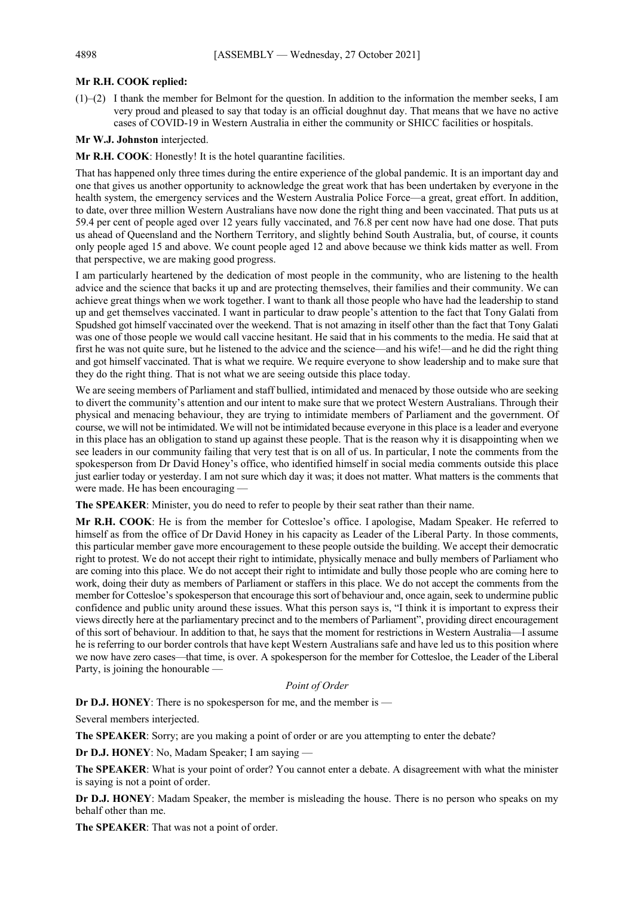**Mr R.H. COOK replied:**

(1)–(2) I thank the member for Belmont for the question. In addition to the information the member seeks, I am very proud and pleased to say that today is an official doughnut day. That means that we have no active cases of COVID-19 in Western Australia in either the community or SHICC facilities or hospitals.

**Mr W.J. Johnston** interjected.

**Mr R.H. COOK**: Honestly! It is the hotel quarantine facilities.

That has happened only three times during the entire experience of the global pandemic. It is an important day and one that gives us another opportunity to acknowledge the great work that has been undertaken by everyone in the health system, the emergency services and the Western Australia Police Force—a great, great effort. In addition, to date, over three million Western Australians have now done the right thing and been vaccinated. That puts us at 59.4 per cent of people aged over 12 years fully vaccinated, and 76.8 per cent now have had one dose. That puts us ahead of Queensland and the Northern Territory, and slightly behind South Australia, but, of course, it counts only people aged 15 and above. We count people aged 12 and above because we think kids matter as well. From that perspective, we are making good progress.

I am particularly heartened by the dedication of most people in the community, who are listening to the health advice and the science that backs it up and are protecting themselves, their families and their community. We can achieve great things when we work together. I want to thank all those people who have had the leadership to stand up and get themselves vaccinated. I want in particular to draw people's attention to the fact that Tony Galati from Spudshed got himself vaccinated over the weekend. That is not amazing in itself other than the fact that Tony Galati was one of those people we would call vaccine hesitant. He said that in his comments to the media. He said that at first he was not quite sure, but he listened to the advice and the science—and his wife!—and he did the right thing and got himself vaccinated. That is what we require. We require everyone to show leadership and to make sure that they do the right thing. That is not what we are seeing outside this place today.

We are seeing members of Parliament and staff bullied, intimidated and menaced by those outside who are seeking to divert the community's attention and our intent to make sure that we protect Western Australians. Through their physical and menacing behaviour, they are trying to intimidate members of Parliament and the government. Of course, we will not be intimidated. We will not be intimidated because everyone in this place is a leader and everyone in this place has an obligation to stand up against these people. That is the reason why it is disappointing when we see leaders in our community failing that very test that is on all of us. In particular, I note the comments from the spokesperson from Dr David Honey's office, who identified himself in social media comments outside this place just earlier today or yesterday. I am not sure which day it was; it does not matter. What matters is the comments that were made. He has been encouraging —

**The SPEAKER**: Minister, you do need to refer to people by their seat rather than their name.

**Mr R.H. COOK**: He is from the member for Cottesloe's office. I apologise, Madam Speaker. He referred to himself as from the office of Dr David Honey in his capacity as Leader of the Liberal Party. In those comments, this particular member gave more encouragement to these people outside the building. We accept their democratic right to protest. We do not accept their right to intimidate, physically menace and bully members of Parliament who are coming into this place. We do not accept their right to intimidate and bully those people who are coming here to work, doing their duty as members of Parliament or staffers in this place. We do not accept the comments from the member for Cottesloe's spokesperson that encourage this sort of behaviour and, once again, seek to undermine public confidence and public unity around these issues. What this person says is, "I think it is important to express their views directly here at the parliamentary precinct and to the members of Parliament", providing direct encouragement of this sort of behaviour. In addition to that, he says that the moment for restrictions in Western Australia—I assume he is referring to our border controls that have kept Western Australians safe and have led us to this position where we now have zero cases—that time, is over. A spokesperson for the member for Cottesloe, the Leader of the Liberal Party, is joining the honourable —

*Point of Order*

**Dr D.J. HONEY**: There is no spokesperson for me, and the member is —

Several members interjected.

**The SPEAKER**: Sorry; are you making a point of order or are you attempting to enter the debate?

**Dr D.J. HONEY**: No, Madam Speaker; I am saying —

**The SPEAKER**: What is your point of order? You cannot enter a debate. A disagreement with what the minister is saying is not a point of order.

**Dr D.J. HONEY**: Madam Speaker, the member is misleading the house. There is no person who speaks on my behalf other than me.

**The SPEAKER**: That was not a point of order.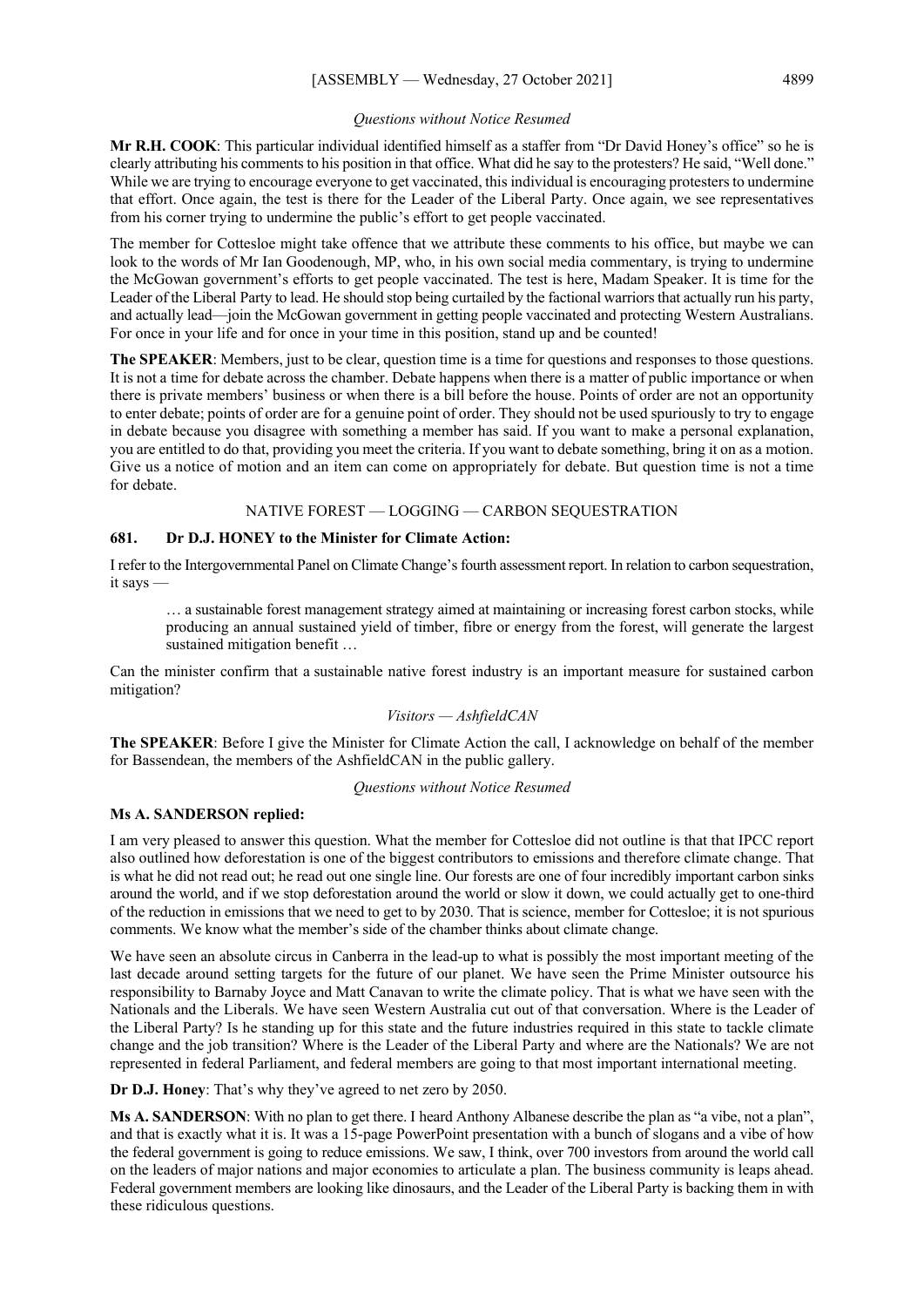*Questions without Notice Resumed*

**Mr R.H. COOK**: This particular individual identified himself as a staffer from "Dr David Honey's office" so he is clearly attributing his comments to his position in that office. What did he say to the protesters? He said, "Well done." While we are trying to encourage everyone to get vaccinated, this individual is encouraging protesters to undermine that effort. Once again, the test is there for the Leader of the Liberal Party. Once again, we see representatives from his corner trying to undermine the public's effort to get people vaccinated.

The member for Cottesloe might take offence that we attribute these comments to his office, but maybe we can look to the words of Mr Ian Goodenough, MP, who, in his own social media commentary, is trying to undermine the McGowan government's efforts to get people vaccinated. The test is here, Madam Speaker. It is time for the Leader of the Liberal Party to lead. He should stop being curtailed by the factional warriors that actually run his party, and actually lead—join the McGowan government in getting people vaccinated and protecting Western Australians. For once in your life and for once in your time in this position, stand up and be counted!

**The SPEAKER**: Members, just to be clear, question time is a time for questions and responses to those questions. It is not a time for debate across the chamber. Debate happens when there is a matter of public importance or when there is private members' business or when there is a bill before the house. Points of order are not an opportunity to enter debate; points of order are for a genuine point of order. They should not be used spuriously to try to engage in debate because you disagree with something a member has said. If you want to make a personal explanation, you are entitled to do that, providing you meet the criteria. If you want to debate something, bring it on as a motion. Give us a notice of motion and an item can come on appropriately for debate. But question time is not a time for debate.

NATIVE FOREST — LOGGING — CARBON SEQUESTRATION

**681. Dr D.J. HONEY to the Minister for Climate Action:**

I refer to the Intergovernmental Panel on Climate Change's fourth assessment report. In relation to carbon sequestration, it says —

> … a sustainable forest management strategy aimed at maintaining or increasing forest carbon stocks, while producing an annual sustained yield of timber, fibre or energy from the forest, will generate the largest sustained mitigation benefit …

Can the minister confirm that a sustainable native forest industry is an important measure for sustained carbon mitigation?

*Visitors — AshfieldCAN*

**The SPEAKER**: Before I give the Minister for Climate Action the call, I acknowledge on behalf of the member for Bassendean, the members of the AshfieldCAN in the public gallery.

*Questions without Notice Resumed*

**Ms A. SANDERSON replied:**

I am very pleased to answer this question. What the member for Cottesloe did not outline is that that IPCC report also outlined how deforestation is one of the biggest contributors to emissions and therefore climate change. That is what he did not read out; he read out one single line. Our forests are one of four incredibly important carbon sinks around the world, and if we stop deforestation around the world or slow it down, we could actually get to one-third of the reduction in emissions that we need to get to by 2030. That is science, member for Cottesloe; it is not spurious comments. We know what the member's side of the chamber thinks about climate change.

We have seen an absolute circus in Canberra in the lead-up to what is possibly the most important meeting of the last decade around setting targets for the future of our planet. We have seen the Prime Minister outsource his responsibility to Barnaby Joyce and Matt Canavan to write the climate policy. That is what we have seen with the Nationals and the Liberals. We have seen Western Australia cut out of that conversation. Where is the Leader of the Liberal Party? Is he standing up for this state and the future industries required in this state to tackle climate change and the job transition? Where is the Leader of the Liberal Party and where are the Nationals? We are not represented in federal Parliament, and federal members are going to that most important international meeting.

**Dr D.J. Honey**: That's why they've agreed to net zero by 2050.

**Ms A. SANDERSON**: With no plan to get there. I heard Anthony Albanese describe the plan as "a vibe, not a plan", and that is exactly what it is. It was a 15-page PowerPoint presentation with a bunch of slogans and a vibe of how the federal government is going to reduce emissions. We saw, I think, over 700 investors from around the world call on the leaders of major nations and major economies to articulate a plan. The business community is leaps ahead. Federal government members are looking like dinosaurs, and the Leader of the Liberal Party is backing them in with these ridiculous questions.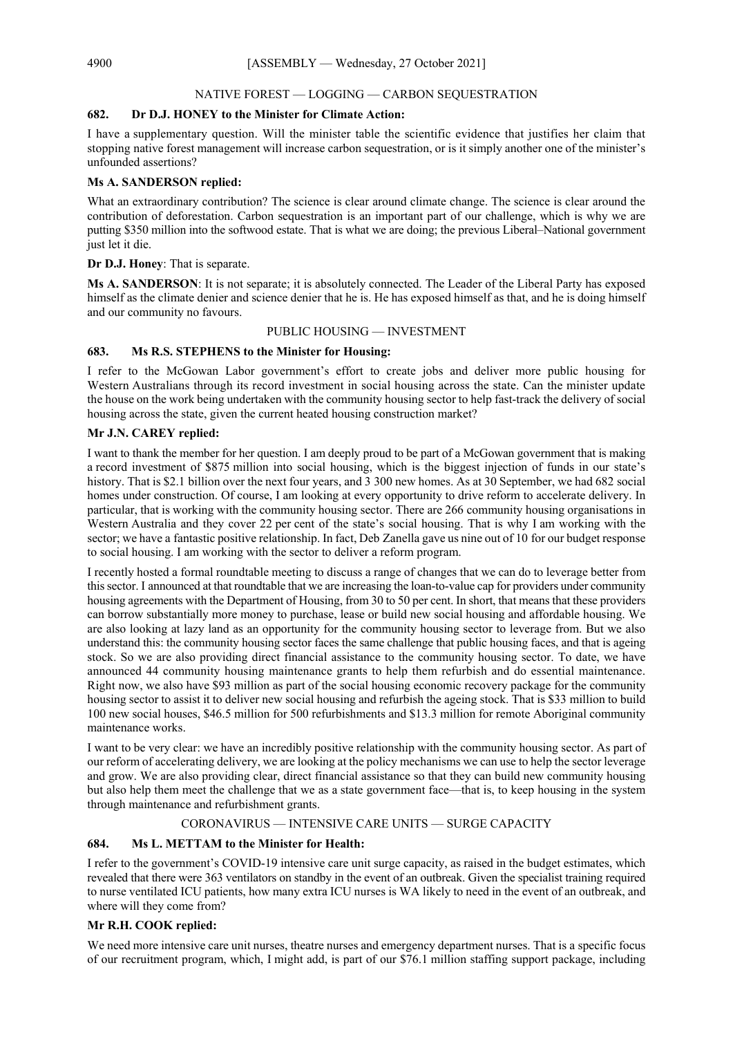## NATIVE FOREST — LOGGING — CARBON SEQUESTRATION

**682. Dr D.J. HONEY to the Minister for Climate Action:**

I have a supplementary question. Will the minister table the scientific evidence that justifies her claim that stopping native forest management will increase carbon sequestration, or is it simply another one of the minister's unfounded assertions?

**Ms A. SANDERSON replied:**

What an extraordinary contribution? The science is clear around climate change. The science is clear around the contribution of deforestation. Carbon sequestration is an important part of our challenge, which is why we are putting $350 million into the softwood estate. That is what we are doing; the previous Liberal–National government just let it die.

**Dr D.J. Honey**: That is separate.

**Ms A. SANDERSON**: It is not separate; it is absolutely connected. The Leader of the Liberal Party has exposed himself as the climate denier and science denier that he is. He has exposed himself as that, and he is doing himself and our community no favours.

## PUBLIC HOUSING — INVESTMENT

**683. Ms R.S. STEPHENS to the Minister for Housing:**

I refer to the McGowan Labor government's effort to create jobs and deliver more public housing for Western Australians through its record investment in social housing across the state. Can the minister update the house on the work being undertaken with the community housing sector to help fast-track the delivery of social housing across the state, given the current heated housing construction market?

**Mr J.N. CAREY replied:**

I want to thank the member for her question. I am deeply proud to be part of a McGowan government that is making a record investment of $875 million into social housing, which is the biggest injection of funds in our state's history. That is $2.1 billion over the next four years, and 3 300 new homes. As at 30 September, we had 682 social homes under construction. Of course, I am looking at every opportunity to drive reform to accelerate delivery. In particular, that is working with the community housing sector. There are 266 community housing organisations in Western Australia and they cover 22 per cent of the state's social housing. That is why I am working with the sector; we have a fantastic positive relationship. In fact, Deb Zanella gave us nine out of 10 for our budget response to social housing. I am working with the sector to deliver a reform program.

I recently hosted a formal roundtable meeting to discuss a range of changes that we can do to leverage better from this sector. I announced at that roundtable that we are increasing the loan-to-value cap for providers under community housing agreements with the Department of Housing, from 30 to 50 per cent. In short, that means that these providers can borrow substantially more money to purchase, lease or build new social housing and affordable housing. We are also looking at lazy land as an opportunity for the community housing sector to leverage from. But we also understand this: the community housing sector faces the same challenge that public housing faces, and that is ageing stock. So we are also providing direct financial assistance to the community housing sector. To date, we have announced 44 community housing maintenance grants to help them refurbish and do essential maintenance. Right now, we also have $93 million as part of the social housing economic recovery package for the community housing sector to assist it to deliver new social housing and refurbish the ageing stock. That is $33 million to build 100 new social houses, $46.5 million for 500 refurbishments and $13.3 million for remote Aboriginal community maintenance works.

I want to be very clear: we have an incredibly positive relationship with the community housing sector. As part of our reform of accelerating delivery, we are looking at the policy mechanisms we can use to help the sector leverage and grow. We are also providing clear, direct financial assistance so that they can build new community housing but also help them meet the challenge that we as a state government face—that is, to keep housing in the system through maintenance and refurbishment grants.

## CORONAVIRUS — INTENSIVE CARE UNITS — SURGE CAPACITY

**684. Ms L. METTAM to the Minister for Health:**

I refer to the government's COVID-19 intensive care unit surge capacity, as raised in the budget estimates, which revealed that there were 363 ventilators on standby in the event of an outbreak. Given the specialist training required to nurse ventilated ICU patients, how many extra ICU nurses is WA likely to need in the event of an outbreak, and where will they come from?

**Mr R.H. COOK replied:**

We need more intensive care unit nurses, theatre nurses and emergency department nurses. That is a specific focus of our recruitment program, which, I might add, is part of our $76.1 million staffing support package, including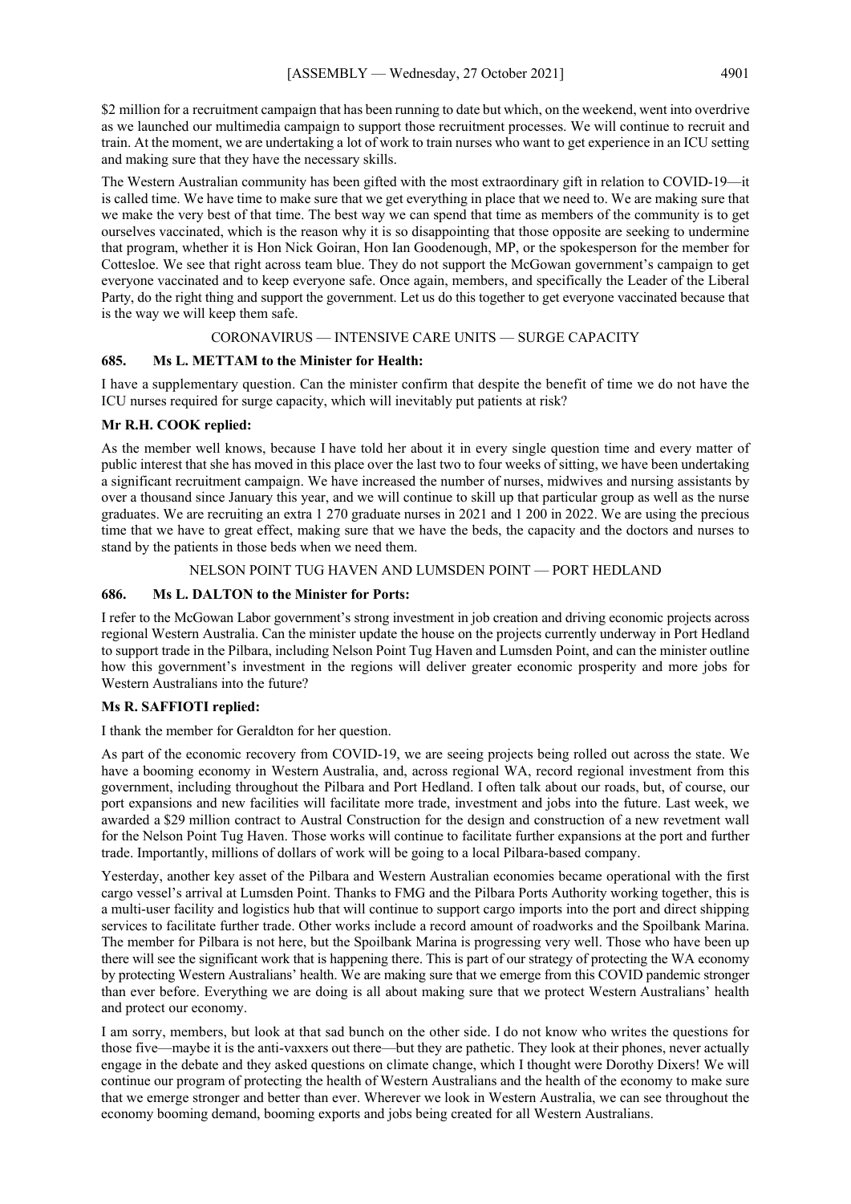$2 million for a recruitment campaign that has been running to date but which, on the weekend, went into overdrive as we launched our multimedia campaign to support those recruitment processes. We will continue to recruit and train. At the moment, we are undertaking a lot of work to train nurses who want to get experience in an ICU setting and making sure that they have the necessary skills.

The Western Australian community has been gifted with the most extraordinary gift in relation to COVID-19—it is called time. We have time to make sure that we get everything in place that we need to. We are making sure that we make the very best of that time. The best way we can spend that time as members of the community is to get ourselves vaccinated, which is the reason why it is so disappointing that those opposite are seeking to undermine that program, whether it is Hon Nick Goiran, Hon Ian Goodenough, MP, or the spokesperson for the member for Cottesloe. We see that right across team blue. They do not support the McGowan government's campaign to get everyone vaccinated and to keep everyone safe. Once again, members, and specifically the Leader of the Liberal Party, do the right thing and support the government. Let us do this together to get everyone vaccinated because that is the way we will keep them safe.

CORONAVIRUS — INTENSIVE CARE UNITS — SURGE CAPACITY

**685. Ms L. METTAM to the Minister for Health:**

I have a supplementary question. Can the minister confirm that despite the benefit of time we do not have the ICU nurses required for surge capacity, which will inevitably put patients at risk?

**Mr R.H. COOK replied:**

As the member well knows, because I have told her about it in every single question time and every matter of public interest that she has moved in this place over the last two to four weeks of sitting, we have been undertaking a significant recruitment campaign. We have increased the number of nurses, midwives and nursing assistants by over a thousand since January this year, and we will continue to skill up that particular group as well as the nurse graduates. We are recruiting an extra 1 270 graduate nurses in 2021 and 1 200 in 2022. We are using the precious time that we have to great effect, making sure that we have the beds, the capacity and the doctors and nurses to stand by the patients in those beds when we need them.

NELSON POINT TUG HAVEN AND LUMSDEN POINT — PORT HEDLAND

**686. Ms L. DALTON to the Minister for Ports:**

I refer to the McGowan Labor government's strong investment in job creation and driving economic projects across regional Western Australia. Can the minister update the house on the projects currently underway in Port Hedland to support trade in the Pilbara, including Nelson Point Tug Haven and Lumsden Point, and can the minister outline how this government's investment in the regions will deliver greater economic prosperity and more jobs for Western Australians into the future?

**Ms R. SAFFIOTI replied:**

I thank the member for Geraldton for her question.

As part of the economic recovery from COVID-19, we are seeing projects being rolled out across the state. We have a booming economy in Western Australia, and, across regional WA, record regional investment from this government, including throughout the Pilbara and Port Hedland. I often talk about our roads, but, of course, our port expansions and new facilities will facilitate more trade, investment and jobs into the future. Last week, we awarded a $29 million contract to Austral Construction for the design and construction of a new revetment wall for the Nelson Point Tug Haven. Those works will continue to facilitate further expansions at the port and further trade. Importantly, millions of dollars of work will be going to a local Pilbara-based company.

Yesterday, another key asset of the Pilbara and Western Australian economies became operational with the first cargo vessel's arrival at Lumsden Point. Thanks to FMG and the Pilbara Ports Authority working together, this is a multi-user facility and logistics hub that will continue to support cargo imports into the port and direct shipping services to facilitate further trade. Other works include a record amount of roadworks and the Spoilbank Marina. The member for Pilbara is not here, but the Spoilbank Marina is progressing very well. Those who have been up there will see the significant work that is happening there. This is part of our strategy of protecting the WA economy by protecting Western Australians' health. We are making sure that we emerge from this COVID pandemic stronger than ever before. Everything we are doing is all about making sure that we protect Western Australians' health and protect our economy.

I am sorry, members, but look at that sad bunch on the other side. I do not know who writes the questions for those five—maybe it is the anti-vaxxers out there—but they are pathetic. They look at their phones, never actually engage in the debate and they asked questions on climate change, which I thought were Dorothy Dixers! We will continue our program of protecting the health of Western Australians and the health of the economy to make sure that we emerge stronger and better than ever. Wherever we look in Western Australia, we can see throughout the economy booming demand, booming exports and jobs being created for all Western Australians.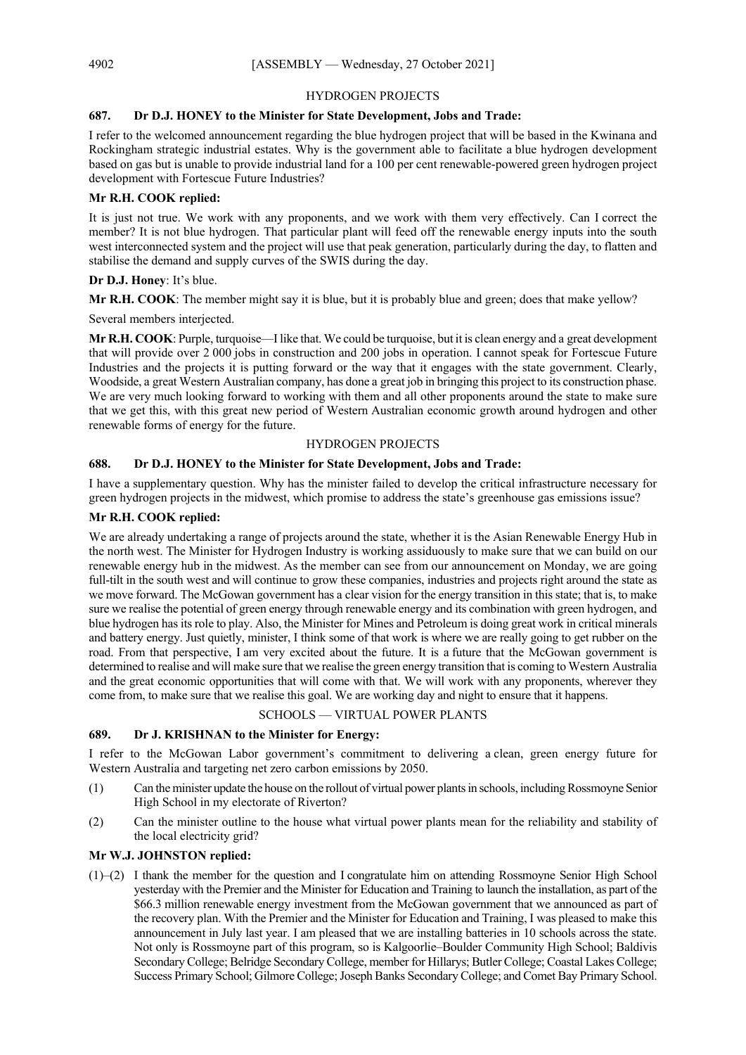## HYDROGEN PROJECTS

### 687. Dr D.J. HONEY to the Minister for State Development, Jobs and Trade:

I refer to the welcomed announcement regarding the blue hydrogen project that will be based in the Kwinana and Rockingham strategic industrial estates. Why is the government able to facilitate a blue hydrogen development based on gas but is unable to provide industrial land for a 100 per cent renewable-powered green hydrogen project development with Fortescue Future Industries?

**Mr R.H. COOK replied:**

It is just not true. We work with any proponents, and we work with them very effectively. Can I correct the member? It is not blue hydrogen. That particular plant will feed off the renewable energy inputs into the south west interconnected system and the project will use that peak generation, particularly during the day, to flatten and stabilise the demand and supply curves of the SWIS during the day.

**Dr D.J. Honey**: It's blue.

**Mr R.H. COOK**: The member might say it is blue, but it is probably blue and green; does that make yellow?

Several members interjected.

**Mr R.H. COOK**: Purple, turquoise—I like that. We could be turquoise, but it is clean energy and a great development that will provide over 2 000 jobs in construction and 200 jobs in operation. I cannot speak for Fortescue Future Industries and the projects it is putting forward or the way that it engages with the state government. Clearly, Woodside, a great Western Australian company, has done a great job in bringing this project to its construction phase. We are very much looking forward to working with them and all other proponents around the state to make sure that we get this, with this great new period of Western Australian economic growth around hydrogen and other renewable forms of energy for the future.

## HYDROGEN PROJECTS

### 688. Dr D.J. HONEY to the Minister for State Development, Jobs and Trade:

I have a supplementary question. Why has the minister failed to develop the critical infrastructure necessary for green hydrogen projects in the midwest, which promise to address the state's greenhouse gas emissions issue?

**Mr R.H. COOK replied:**

We are already undertaking a range of projects around the state, whether it is the Asian Renewable Energy Hub in the north west. The Minister for Hydrogen Industry is working assiduously to make sure that we can build on our renewable energy hub in the midwest. As the member can see from our announcement on Monday, we are going full-tilt in the south west and will continue to grow these companies, industries and projects right around the state as we move forward. The McGowan government has a clear vision for the energy transition in this state; that is, to make sure we realise the potential of green energy through renewable energy and its combination with green hydrogen, and blue hydrogen has its role to play. Also, the Minister for Mines and Petroleum is doing great work in critical minerals and battery energy. Just quietly, minister, I think some of that work is where we are really going to get rubber on the road. From that perspective, I am very excited about the future. It is a future that the McGowan government is determined to realise and will make sure that we realise the green energy transition that is coming to Western Australia and the great economic opportunities that will come with that. We will work with any proponents, wherever they come from, to make sure that we realise this goal. We are working day and night to ensure that it happens.

## SCHOOLS — VIRTUAL POWER PLANTS

### 689. Dr J. KRISHNAN to the Minister for Energy:

I refer to the McGowan Labor government's commitment to delivering a clean, green energy future for Western Australia and targeting net zero carbon emissions by 2050.

(1) Can the minister update the house on the rollout of virtual power plants in schools, including Rossmoyne Senior High School in my electorate of Riverton?

(2) Can the minister outline to the house what virtual power plants mean for the reliability and stability of the local electricity grid?

**Mr W.J. JOHNSTON replied:**

(1)–(2) I thank the member for the question and I congratulate him on attending Rossmoyne Senior High School yesterday with the Premier and the Minister for Education and Training to launch the installation, as part of the $66.3 million renewable energy investment from the McGowan government that we announced as part of the recovery plan. With the Premier and the Minister for Education and Training, I was pleased to make this announcement in July last year. I am pleased that we are installing batteries in 10 schools across the state. Not only is Rossmoyne part of this program, so is Kalgoorlie–Boulder Community High School; Baldivis Secondary College; Belridge Secondary College, member for Hillarys; Butler College; Coastal Lakes College; Success Primary School; Gilmore College; Joseph Banks Secondary College; and Comet Bay Primary School.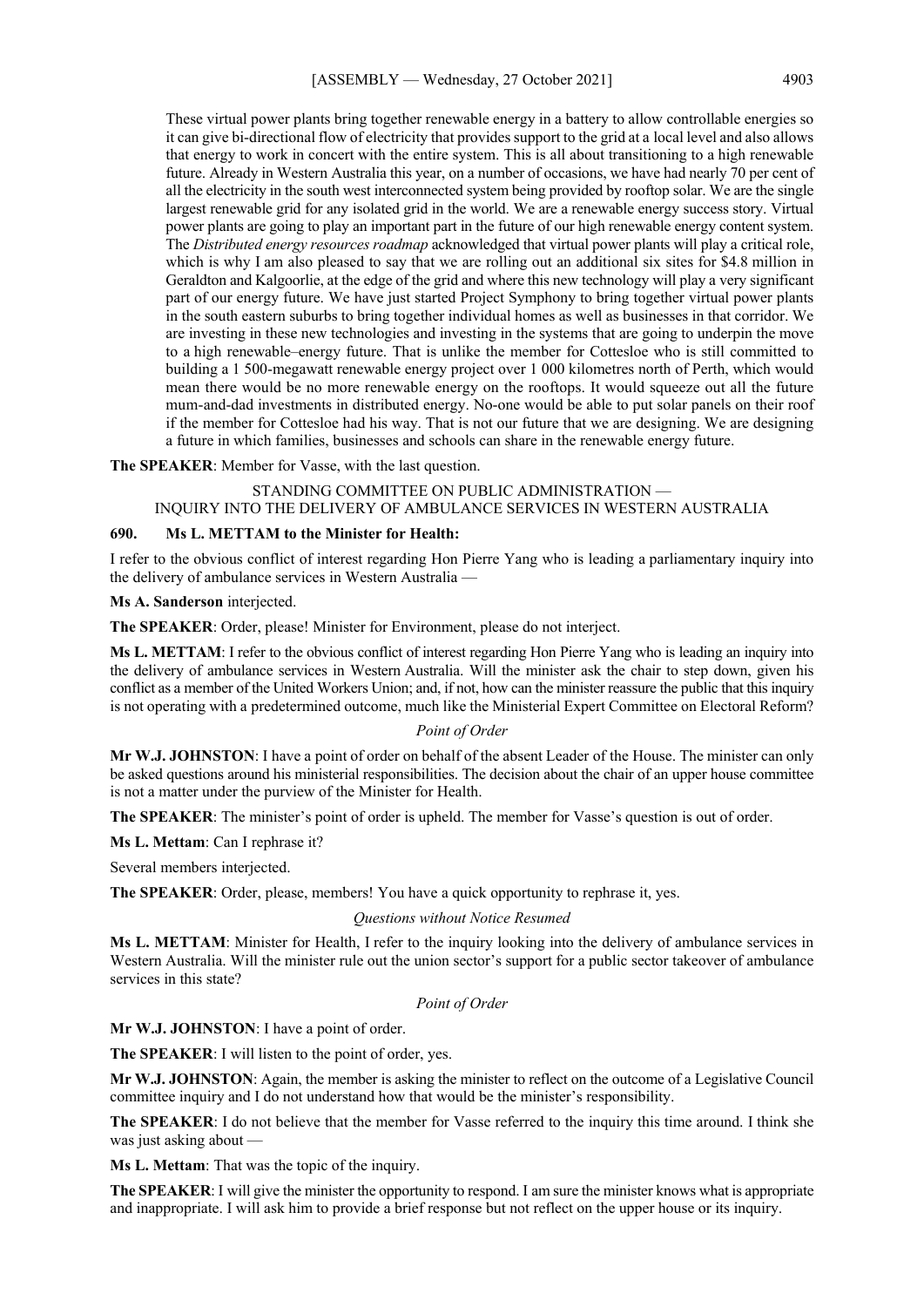These virtual power plants bring together renewable energy in a battery to allow controllable energies so it can give bi-directional flow of electricity that provides support to the grid at a local level and also allows that energy to work in concert with the entire system. This is all about transitioning to a high renewable future. Already in Western Australia this year, on a number of occasions, we have had nearly 70 per cent of all the electricity in the south west interconnected system being provided by rooftop solar. We are the single largest renewable grid for any isolated grid in the world. We are a renewable energy success story. Virtual power plants are going to play an important part in the future of our high renewable energy content system. The *Distributed energy resources roadmap* acknowledged that virtual power plants will play a critical role, which is why I am also pleased to say that we are rolling out an additional six sites for $4.8 million in Geraldton and Kalgoorlie, at the edge of the grid and where this new technology will play a very significant part of our energy future. We have just started Project Symphony to bring together virtual power plants in the south eastern suburbs to bring together individual homes as well as businesses in that corridor. We are investing in these new technologies and investing in the systems that are going to underpin the move to a high renewable–energy future. That is unlike the member for Cottesloe who is still committed to building a 1 500-megawatt renewable energy project over 1 000 kilometres north of Perth, which would mean there would be no more renewable energy on the rooftops. It would squeeze out all the future mum-and-dad investments in distributed energy. No-one would be able to put solar panels on their roof if the member for Cottesloe had his way. That is not our future that we are designing. We are designing a future in which families, businesses and schools can share in the renewable energy future.

**The SPEAKER**: Member for Vasse, with the last question.

STANDING COMMITTEE ON PUBLIC ADMINISTRATION — INQUIRY INTO THE DELIVERY OF AMBULANCE SERVICES IN WESTERN AUSTRALIA

**690. Ms L. METTAM to the Minister for Health:**

I refer to the obvious conflict of interest regarding Hon Pierre Yang who is leading a parliamentary inquiry into the delivery of ambulance services in Western Australia —

**Ms A. Sanderson** interjected.

**The SPEAKER**: Order, please! Minister for Environment, please do not interject.

**Ms L. METTAM**: I refer to the obvious conflict of interest regarding Hon Pierre Yang who is leading an inquiry into the delivery of ambulance services in Western Australia. Will the minister ask the chair to step down, given his conflict as a member of the United Workers Union; and, if not, how can the minister reassure the public that this inquiry is not operating with a predetermined outcome, much like the Ministerial Expert Committee on Electoral Reform?

*Point of Order*

**Mr W.J. JOHNSTON**: I have a point of order on behalf of the absent Leader of the House. The minister can only be asked questions around his ministerial responsibilities. The decision about the chair of an upper house committee is not a matter under the purview of the Minister for Health.

**The SPEAKER**: The minister's point of order is upheld. The member for Vasse's question is out of order.

**Ms L. Mettam**: Can I rephrase it?

Several members interjected.

**The SPEAKER**: Order, please, members! You have a quick opportunity to rephrase it, yes.

*Questions without Notice Resumed*

**Ms L. METTAM**: Minister for Health, I refer to the inquiry looking into the delivery of ambulance services in Western Australia. Will the minister rule out the union sector's support for a public sector takeover of ambulance services in this state?

*Point of Order*

**Mr W.J. JOHNSTON**: I have a point of order.

**The SPEAKER**: I will listen to the point of order, yes.

**Mr W.J. JOHNSTON**: Again, the member is asking the minister to reflect on the outcome of a Legislative Council committee inquiry and I do not understand how that would be the minister's responsibility.

**The SPEAKER**: I do not believe that the member for Vasse referred to the inquiry this time around. I think she was just asking about —

**Ms L. Mettam**: That was the topic of the inquiry.

**The SPEAKER**: I will give the minister the opportunity to respond. I am sure the minister knows what is appropriate and inappropriate. I will ask him to provide a brief response but not reflect on the upper house or its inquiry.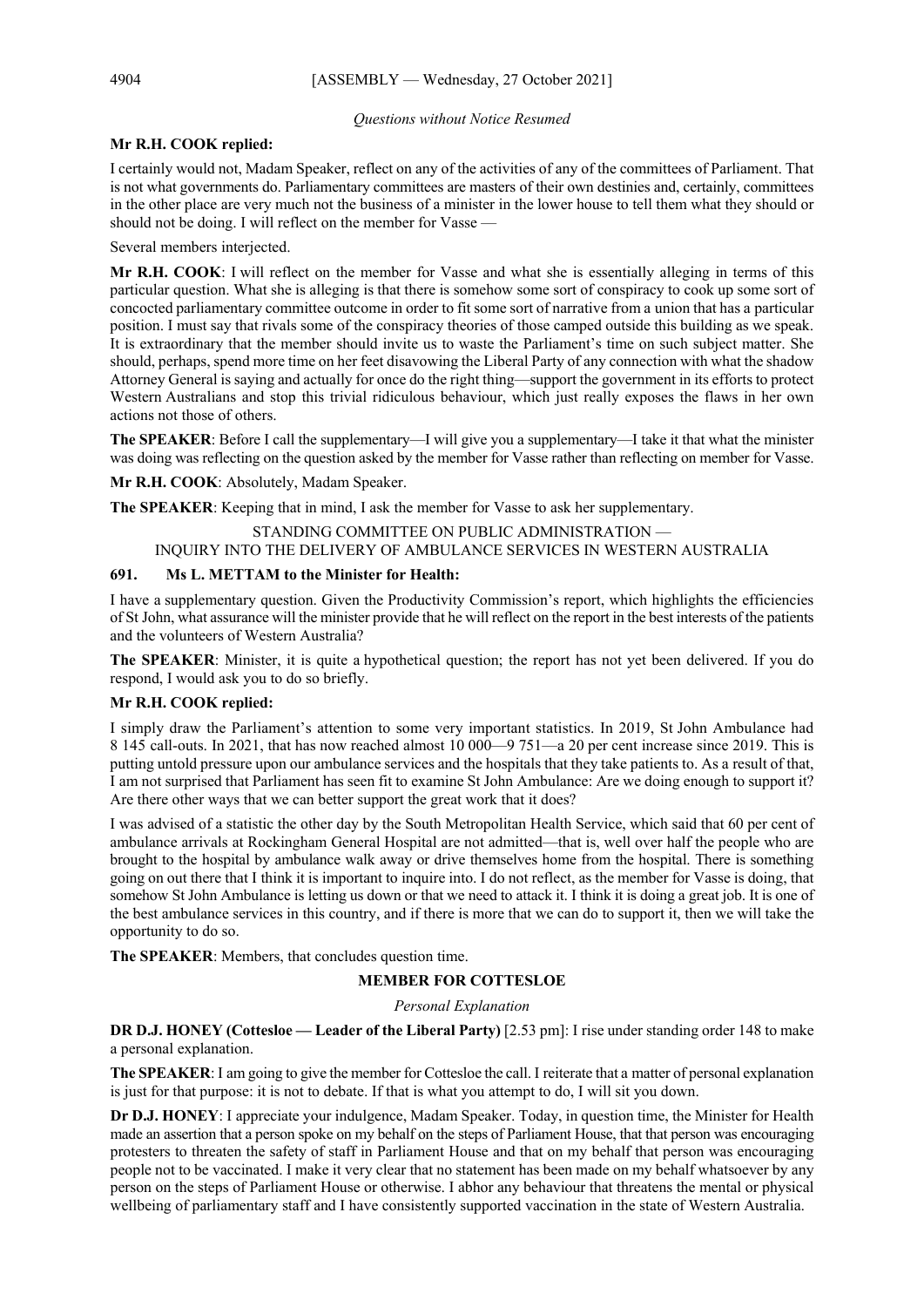*Questions without Notice Resumed*

**Mr R.H. COOK replied:**

I certainly would not, Madam Speaker, reflect on any of the activities of any of the committees of Parliament. That is not what governments do. Parliamentary committees are masters of their own destinies and, certainly, committees in the other place are very much not the business of a minister in the lower house to tell them what they should or should not be doing. I will reflect on the member for Vasse —

Several members interjected.

**Mr R.H. COOK**: I will reflect on the member for Vasse and what she is essentially alleging in terms of this particular question. What she is alleging is that there is somehow some sort of conspiracy to cook up some sort of concocted parliamentary committee outcome in order to fit some sort of narrative from a union that has a particular position. I must say that rivals some of the conspiracy theories of those camped outside this building as we speak. It is extraordinary that the member should invite us to waste the Parliament's time on such subject matter. She should, perhaps, spend more time on her feet disavowing the Liberal Party of any connection with what the shadow Attorney General is saying and actually for once do the right thing—support the government in its efforts to protect Western Australians and stop this trivial ridiculous behaviour, which just really exposes the flaws in her own actions not those of others.

**The SPEAKER**: Before I call the supplementary—I will give you a supplementary—I take it that what the minister was doing was reflecting on the question asked by the member for Vasse rather than reflecting on member for Vasse.

**Mr R.H. COOK**: Absolutely, Madam Speaker.

**The SPEAKER**: Keeping that in mind, I ask the member for Vasse to ask her supplementary.

STANDING COMMITTEE ON PUBLIC ADMINISTRATION —
INQUIRY INTO THE DELIVERY OF AMBULANCE SERVICES IN WESTERN AUSTRALIA

**691. Ms L. METTAM to the Minister for Health:**

I have a supplementary question. Given the Productivity Commission's report, which highlights the efficiencies of St John, what assurance will the minister provide that he will reflect on the report in the best interests of the patients and the volunteers of Western Australia?

**The SPEAKER**: Minister, it is quite a hypothetical question; the report has not yet been delivered. If you do respond, I would ask you to do so briefly.

**Mr R.H. COOK replied:**

I simply draw the Parliament's attention to some very important statistics. In 2019, St John Ambulance had 8 145 call-outs. In 2021, that has now reached almost 10 000—9 751—a 20 per cent increase since 2019. This is putting untold pressure upon our ambulance services and the hospitals that they take patients to. As a result of that, I am not surprised that Parliament has seen fit to examine St John Ambulance: Are we doing enough to support it? Are there other ways that we can better support the great work that it does?

I was advised of a statistic the other day by the South Metropolitan Health Service, which said that 60 per cent of ambulance arrivals at Rockingham General Hospital are not admitted—that is, well over half the people who are brought to the hospital by ambulance walk away or drive themselves home from the hospital. There is something going on out there that I think it is important to inquire into. I do not reflect, as the member for Vasse is doing, that somehow St John Ambulance is letting us down or that we need to attack it. I think it is doing a great job. It is one of the best ambulance services in this country, and if there is more that we can do to support it, then we will take the opportunity to do so.

**The SPEAKER**: Members, that concludes question time.

## MEMBER FOR COTTESLOE

*Personal Explanation*

**DR D.J. HONEY (Cottesloe — Leader of the Liberal Party)** [2.53 pm]: I rise under standing order 148 to make a personal explanation.

**The SPEAKER**: I am going to give the member for Cottesloe the call. I reiterate that a matter of personal explanation is just for that purpose: it is not to debate. If that is what you attempt to do, I will sit you down.

**Dr D.J. HONEY**: I appreciate your indulgence, Madam Speaker. Today, in question time, the Minister for Health made an assertion that a person spoke on my behalf on the steps of Parliament House, that that person was encouraging protesters to threaten the safety of staff in Parliament House and that on my behalf that person was encouraging people not to be vaccinated. I make it very clear that no statement has been made on my behalf whatsoever by any person on the steps of Parliament House or otherwise. I abhor any behaviour that threatens the mental or physical wellbeing of parliamentary staff and I have consistently supported vaccination in the state of Western Australia.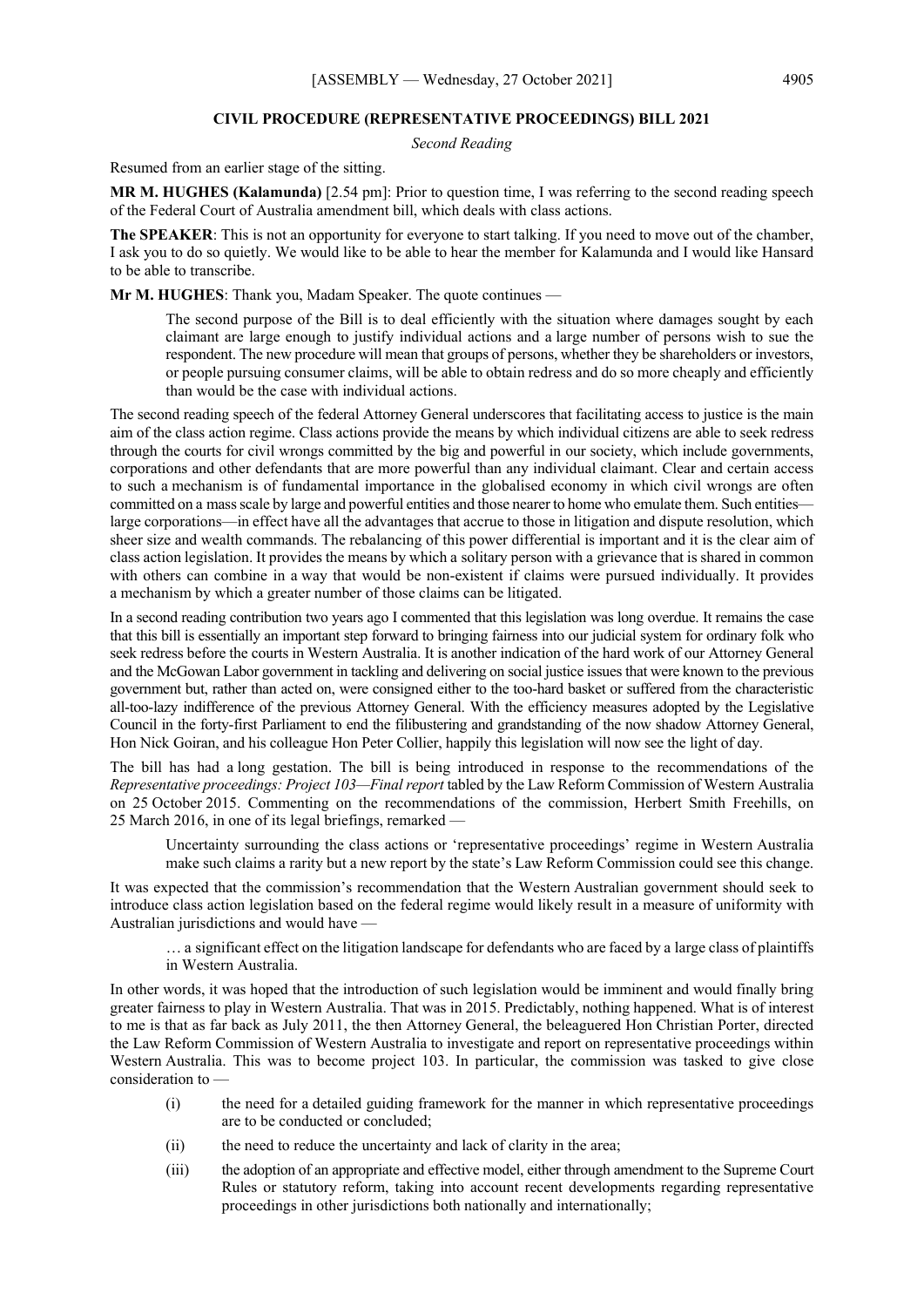**CIVIL PROCEDURE (REPRESENTATIVE PROCEEDINGS) BILL 2021**

*Second Reading*

Resumed from an earlier stage of the sitting.

**MR M. HUGHES (Kalamunda)** [2.54 pm]: Prior to question time, I was referring to the second reading speech of the Federal Court of Australia amendment bill, which deals with class actions.

**The SPEAKER**: This is not an opportunity for everyone to start talking. If you need to move out of the chamber, I ask you to do so quietly. We would like to be able to hear the member for Kalamunda and I would like Hansard to be able to transcribe.

**Mr M. HUGHES**: Thank you, Madam Speaker. The quote continues —

> The second purpose of the Bill is to deal efficiently with the situation where damages sought by each claimant are large enough to justify individual actions and a large number of persons wish to sue the respondent. The new procedure will mean that groups of persons, whether they be shareholders or investors, or people pursuing consumer claims, will be able to obtain redress and do so more cheaply and efficiently than would be the case with individual actions.

The second reading speech of the federal Attorney General underscores that facilitating access to justice is the main aim of the class action regime. Class actions provide the means by which individual citizens are able to seek redress through the courts for civil wrongs committed by the big and powerful in our society, which include governments, corporations and other defendants that are more powerful than any individual claimant. Clear and certain access to such a mechanism is of fundamental importance in the globalised economy in which civil wrongs are often committed on a mass scale by large and powerful entities and those nearer to home who emulate them. Such entities—large corporations—in effect have all the advantages that accrue to those in litigation and dispute resolution, which sheer size and wealth commands. The rebalancing of this power differential is important and it is the clear aim of class action legislation. It provides the means by which a solitary person with a grievance that is shared in common with others can combine in a way that would be non-existent if claims were pursued individually. It provides a mechanism by which a greater number of those claims can be litigated.

In a second reading contribution two years ago I commented that this legislation was long overdue. It remains the case that this bill is essentially an important step forward to bringing fairness into our judicial system for ordinary folk who seek redress before the courts in Western Australia. It is another indication of the hard work of our Attorney General and the McGowan Labor government in tackling and delivering on social justice issues that were known to the previous government but, rather than acted on, were consigned either to the too-hard basket or suffered from the characteristic all-too-lazy indifference of the previous Attorney General. With the efficiency measures adopted by the Legislative Council in the forty-first Parliament to end the filibustering and grandstanding of the now shadow Attorney General, Hon Nick Goiran, and his colleague Hon Peter Collier, happily this legislation will now see the light of day.

The bill has had a long gestation. The bill is being introduced in response to the recommendations of the *Representative proceedings: Project 103—Final report* tabled by the Law Reform Commission of Western Australia on 25 October 2015. Commenting on the recommendations of the commission, Herbert Smith Freehills, on 25 March 2016, in one of its legal briefings, remarked —

> Uncertainty surrounding the class actions or 'representative proceedings' regime in Western Australia make such claims a rarity but a new report by the state's Law Reform Commission could see this change.

It was expected that the commission's recommendation that the Western Australian government should seek to introduce class action legislation based on the federal regime would likely result in a measure of uniformity with Australian jurisdictions and would have —

> … a significant effect on the litigation landscape for defendants who are faced by a large class of plaintiffs in Western Australia.

In other words, it was hoped that the introduction of such legislation would be imminent and would finally bring greater fairness to play in Western Australia. That was in 2015. Predictably, nothing happened. What is of interest to me is that as far back as July 2011, the then Attorney General, the beleaguered Hon Christian Porter, directed the Law Reform Commission of Western Australia to investigate and report on representative proceedings within Western Australia. This was to become project 103. In particular, the commission was tasked to give close consideration to —

> (i) the need for a detailed guiding framework for the manner in which representative proceedings are to be conducted or concluded;
>
> (ii) the need to reduce the uncertainty and lack of clarity in the area;
>
> (iii) the adoption of an appropriate and effective model, either through amendment to the Supreme Court Rules or statutory reform, taking into account recent developments regarding representative proceedings in other jurisdictions both nationally and internationally;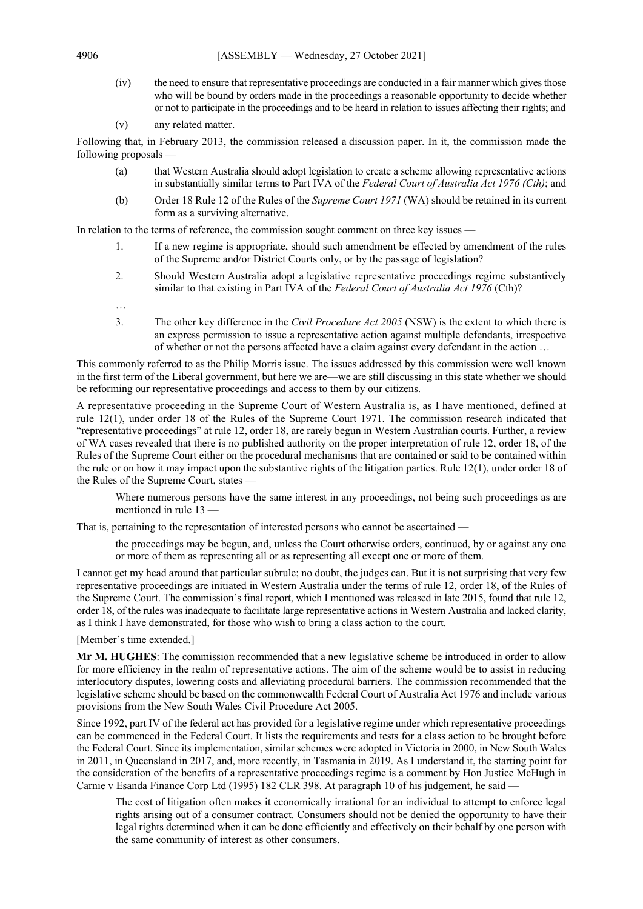(iv) the need to ensure that representative proceedings are conducted in a fair manner which gives those who will be bound by orders made in the proceedings a reasonable opportunity to decide whether or not to participate in the proceedings and to be heard in relation to issues affecting their rights; and

(v) any related matter.

Following that, in February 2013, the commission released a discussion paper. In it, the commission made the following proposals —

(a) that Western Australia should adopt legislation to create a scheme allowing representative actions in substantially similar terms to Part IVA of the *Federal Court of Australia Act 1976 (Cth)*; and

(b) Order 18 Rule 12 of the Rules of the *Supreme Court 1971* (WA) should be retained in its current form as a surviving alternative.

In relation to the terms of reference, the commission sought comment on three key issues —

1. If a new regime is appropriate, should such amendment be effected by amendment of the rules of the Supreme and/or District Courts only, or by the passage of legislation?

2. Should Western Australia adopt a legislative representative proceedings regime substantively similar to that existing in Part IVA of the *Federal Court of Australia Act 1976* (Cth)?

…

3. The other key difference in the *Civil Procedure Act 2005* (NSW) is the extent to which there is an express permission to issue a representative action against multiple defendants, irrespective of whether or not the persons affected have a claim against every defendant in the action …

This commonly referred to as the Philip Morris issue. The issues addressed by this commission were well known in the first term of the Liberal government, but here we are—we are still discussing in this state whether we should be reforming our representative proceedings and access to them by our citizens.

A representative proceeding in the Supreme Court of Western Australia is, as I have mentioned, defined at rule 12(1), under order 18 of the Rules of the Supreme Court 1971. The commission research indicated that "representative proceedings" at rule 12, order 18, are rarely begun in Western Australian courts. Further, a review of WA cases revealed that there is no published authority on the proper interpretation of rule 12, order 18, of the Rules of the Supreme Court either on the procedural mechanisms that are contained or said to be contained within the rule or on how it may impact upon the substantive rights of the litigation parties. Rule 12(1), under order 18 of the Rules of the Supreme Court, states —

> Where numerous persons have the same interest in any proceedings, not being such proceedings as are mentioned in rule 13 —

That is, pertaining to the representation of interested persons who cannot be ascertained —

> the proceedings may be begun, and, unless the Court otherwise orders, continued, by or against any one or more of them as representing all or as representing all except one or more of them.

I cannot get my head around that particular subrule; no doubt, the judges can. But it is not surprising that very few representative proceedings are initiated in Western Australia under the terms of rule 12, order 18, of the Rules of the Supreme Court. The commission's final report, which I mentioned was released in late 2015, found that rule 12, order 18, of the rules was inadequate to facilitate large representative actions in Western Australia and lacked clarity, as I think I have demonstrated, for those who wish to bring a class action to the court.

[Member's time extended.]

**Mr M. HUGHES**: The commission recommended that a new legislative scheme be introduced in order to allow for more efficiency in the realm of representative actions. The aim of the scheme would be to assist in reducing interlocutory disputes, lowering costs and alleviating procedural barriers. The commission recommended that the legislative scheme should be based on the commonwealth Federal Court of Australia Act 1976 and include various provisions from the New South Wales Civil Procedure Act 2005.

Since 1992, part IV of the federal act has provided for a legislative regime under which representative proceedings can be commenced in the Federal Court. It lists the requirements and tests for a class action to be brought before the Federal Court. Since its implementation, similar schemes were adopted in Victoria in 2000, in New South Wales in 2011, in Queensland in 2017, and, more recently, in Tasmania in 2019. As I understand it, the starting point for the consideration of the benefits of a representative proceedings regime is a comment by Hon Justice McHugh in Carnie v Esanda Finance Corp Ltd (1995) 182 CLR 398. At paragraph 10 of his judgement, he said —

> The cost of litigation often makes it economically irrational for an individual to attempt to enforce legal rights arising out of a consumer contract. Consumers should not be denied the opportunity to have their legal rights determined when it can be done efficiently and effectively on their behalf by one person with the same community of interest as other consumers.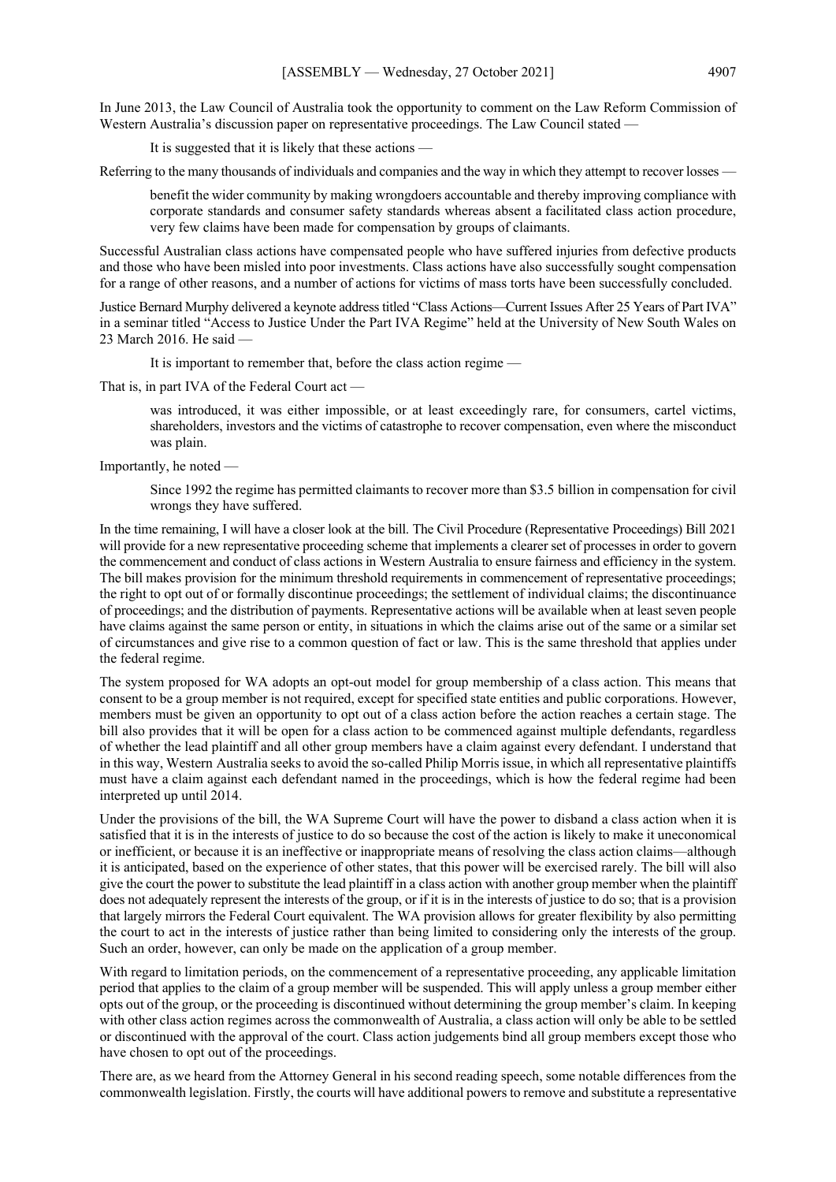In June 2013, the Law Council of Australia took the opportunity to comment on the Law Reform Commission of Western Australia's discussion paper on representative proceedings. The Law Council stated —

> It is suggested that it is likely that these actions —

Referring to the many thousands of individuals and companies and the way in which they attempt to recover losses —

> benefit the wider community by making wrongdoers accountable and thereby improving compliance with corporate standards and consumer safety standards whereas absent a facilitated class action procedure, very few claims have been made for compensation by groups of claimants.

Successful Australian class actions have compensated people who have suffered injuries from defective products and those who have been misled into poor investments. Class actions have also successfully sought compensation for a range of other reasons, and a number of actions for victims of mass torts have been successfully concluded.

Justice Bernard Murphy delivered a keynote address titled "Class Actions—Current Issues After 25 Years of Part IVA" in a seminar titled "Access to Justice Under the Part IVA Regime" held at the University of New South Wales on 23 March 2016. He said —

> It is important to remember that, before the class action regime —

That is, in part IVA of the Federal Court act —

> was introduced, it was either impossible, or at least exceedingly rare, for consumers, cartel victims, shareholders, investors and the victims of catastrophe to recover compensation, even where the misconduct was plain.

Importantly, he noted —

> Since 1992 the regime has permitted claimants to recover more than $3.5 billion in compensation for civil wrongs they have suffered.

In the time remaining, I will have a closer look at the bill. The Civil Procedure (Representative Proceedings) Bill 2021 will provide for a new representative proceeding scheme that implements a clearer set of processes in order to govern the commencement and conduct of class actions in Western Australia to ensure fairness and efficiency in the system. The bill makes provision for the minimum threshold requirements in commencement of representative proceedings; the right to opt out of or formally discontinue proceedings; the settlement of individual claims; the discontinuance of proceedings; and the distribution of payments. Representative actions will be available when at least seven people have claims against the same person or entity, in situations in which the claims arise out of the same or a similar set of circumstances and give rise to a common question of fact or law. This is the same threshold that applies under the federal regime.

The system proposed for WA adopts an opt-out model for group membership of a class action. This means that consent to be a group member is not required, except for specified state entities and public corporations. However, members must be given an opportunity to opt out of a class action before the action reaches a certain stage. The bill also provides that it will be open for a class action to be commenced against multiple defendants, regardless of whether the lead plaintiff and all other group members have a claim against every defendant. I understand that in this way, Western Australia seeks to avoid the so-called Philip Morris issue, in which all representative plaintiffs must have a claim against each defendant named in the proceedings, which is how the federal regime had been interpreted up until 2014.

Under the provisions of the bill, the WA Supreme Court will have the power to disband a class action when it is satisfied that it is in the interests of justice to do so because the cost of the action is likely to make it uneconomical or inefficient, or because it is an ineffective or inappropriate means of resolving the class action claims—although it is anticipated, based on the experience of other states, that this power will be exercised rarely. The bill will also give the court the power to substitute the lead plaintiff in a class action with another group member when the plaintiff does not adequately represent the interests of the group, or if it is in the interests of justice to do so; that is a provision that largely mirrors the Federal Court equivalent. The WA provision allows for greater flexibility by also permitting the court to act in the interests of justice rather than being limited to considering only the interests of the group. Such an order, however, can only be made on the application of a group member.

With regard to limitation periods, on the commencement of a representative proceeding, any applicable limitation period that applies to the claim of a group member will be suspended. This will apply unless a group member either opts out of the group, or the proceeding is discontinued without determining the group member's claim. In keeping with other class action regimes across the commonwealth of Australia, a class action will only be able to be settled or discontinued with the approval of the court. Class action judgements bind all group members except those who have chosen to opt out of the proceedings.

There are, as we heard from the Attorney General in his second reading speech, some notable differences from the commonwealth legislation. Firstly, the courts will have additional powers to remove and substitute a representative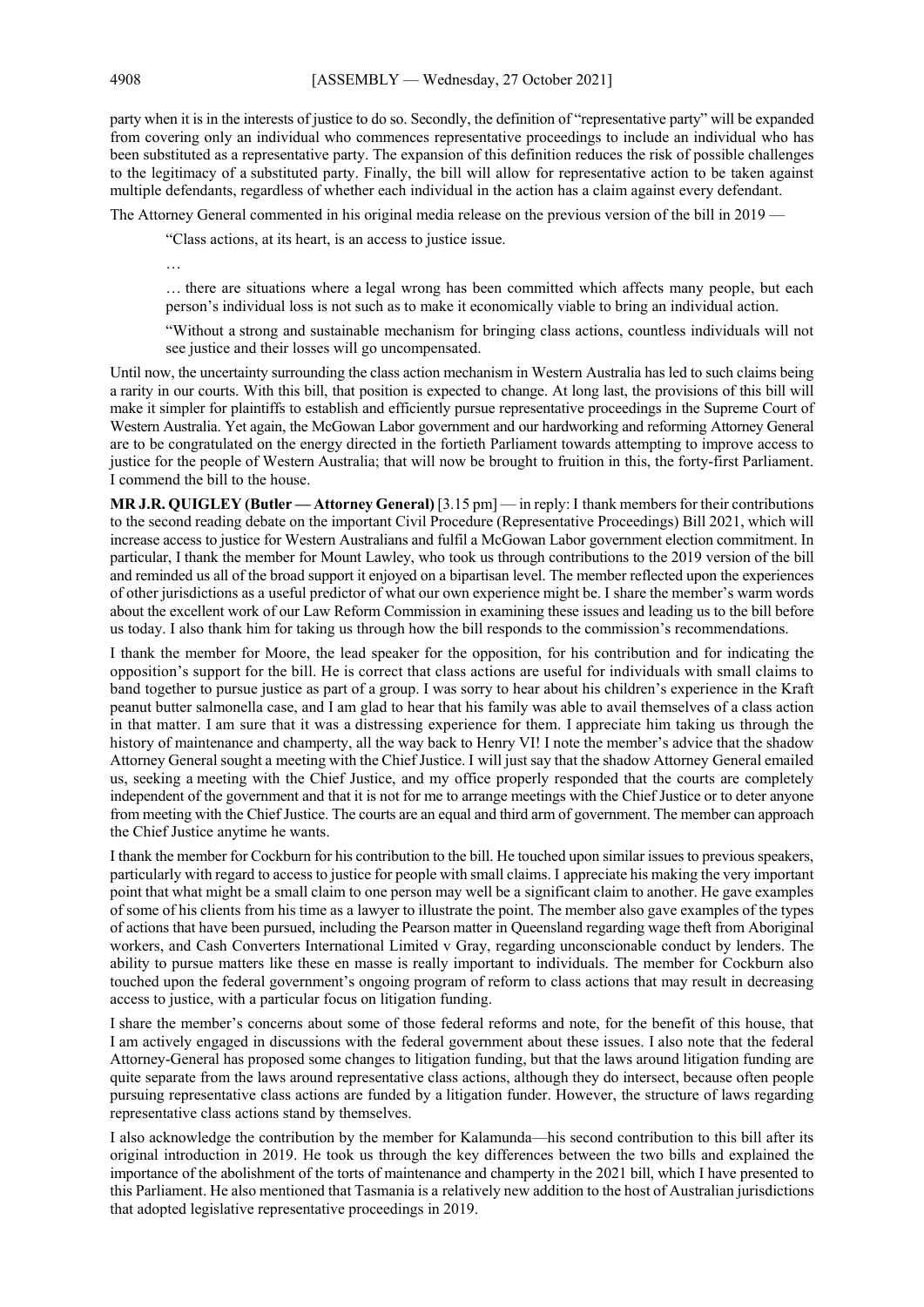party when it is in the interests of justice to do so. Secondly, the definition of "representative party" will be expanded from covering only an individual who commences representative proceedings to include an individual who has been substituted as a representative party. The expansion of this definition reduces the risk of possible challenges to the legitimacy of a substituted party. Finally, the bill will allow for representative action to be taken against multiple defendants, regardless of whether each individual in the action has a claim against every defendant.

The Attorney General commented in his original media release on the previous version of the bill in 2019 —

> "Class actions, at its heart, is an access to justice issue.
>
> …
>
> … there are situations where a legal wrong has been committed which affects many people, but each person's individual loss is not such as to make it economically viable to bring an individual action.
>
> "Without a strong and sustainable mechanism for bringing class actions, countless individuals will not see justice and their losses will go uncompensated.

Until now, the uncertainty surrounding the class action mechanism in Western Australia has led to such claims being a rarity in our courts. With this bill, that position is expected to change. At long last, the provisions of this bill will make it simpler for plaintiffs to establish and efficiently pursue representative proceedings in the Supreme Court of Western Australia. Yet again, the McGowan Labor government and our hardworking and reforming Attorney General are to be congratulated on the energy directed in the fortieth Parliament towards attempting to improve access to justice for the people of Western Australia; that will now be brought to fruition in this, the forty-first Parliament. I commend the bill to the house.

**MR J.R. QUIGLEY (Butler — Attorney General)** [3.15 pm] — in reply: I thank members for their contributions to the second reading debate on the important Civil Procedure (Representative Proceedings) Bill 2021, which will increase access to justice for Western Australians and fulfil a McGowan Labor government election commitment. In particular, I thank the member for Mount Lawley, who took us through contributions to the 2019 version of the bill and reminded us all of the broad support it enjoyed on a bipartisan level. The member reflected upon the experiences of other jurisdictions as a useful predictor of what our own experience might be. I share the member's warm words about the excellent work of our Law Reform Commission in examining these issues and leading us to the bill before us today. I also thank him for taking us through how the bill responds to the commission's recommendations.

I thank the member for Moore, the lead speaker for the opposition, for his contribution and for indicating the opposition's support for the bill. He is correct that class actions are useful for individuals with small claims to band together to pursue justice as part of a group. I was sorry to hear about his children's experience in the Kraft peanut butter salmonella case, and I am glad to hear that his family was able to avail themselves of a class action in that matter. I am sure that it was a distressing experience for them. I appreciate him taking us through the history of maintenance and champerty, all the way back to Henry VI! I note the member's advice that the shadow Attorney General sought a meeting with the Chief Justice. I will just say that the shadow Attorney General emailed us, seeking a meeting with the Chief Justice, and my office properly responded that the courts are completely independent of the government and that it is not for me to arrange meetings with the Chief Justice or to deter anyone from meeting with the Chief Justice. The courts are an equal and third arm of government. The member can approach the Chief Justice anytime he wants.

I thank the member for Cockburn for his contribution to the bill. He touched upon similar issues to previous speakers, particularly with regard to access to justice for people with small claims. I appreciate his making the very important point that what might be a small claim to one person may well be a significant claim to another. He gave examples of some of his clients from his time as a lawyer to illustrate the point. The member also gave examples of the types of actions that have been pursued, including the Pearson matter in Queensland regarding wage theft from Aboriginal workers, and Cash Converters International Limited v Gray, regarding unconscionable conduct by lenders. The ability to pursue matters like these en masse is really important to individuals. The member for Cockburn also touched upon the federal government's ongoing program of reform to class actions that may result in decreasing access to justice, with a particular focus on litigation funding.

I share the member's concerns about some of those federal reforms and note, for the benefit of this house, that I am actively engaged in discussions with the federal government about these issues. I also note that the federal Attorney-General has proposed some changes to litigation funding, but that the laws around litigation funding are quite separate from the laws around representative class actions, although they do intersect, because often people pursuing representative class actions are funded by a litigation funder. However, the structure of laws regarding representative class actions stand by themselves.

I also acknowledge the contribution by the member for Kalamunda—his second contribution to this bill after its original introduction in 2019. He took us through the key differences between the two bills and explained the importance of the abolishment of the torts of maintenance and champerty in the 2021 bill, which I have presented to this Parliament. He also mentioned that Tasmania is a relatively new addition to the host of Australian jurisdictions that adopted legislative representative proceedings in 2019.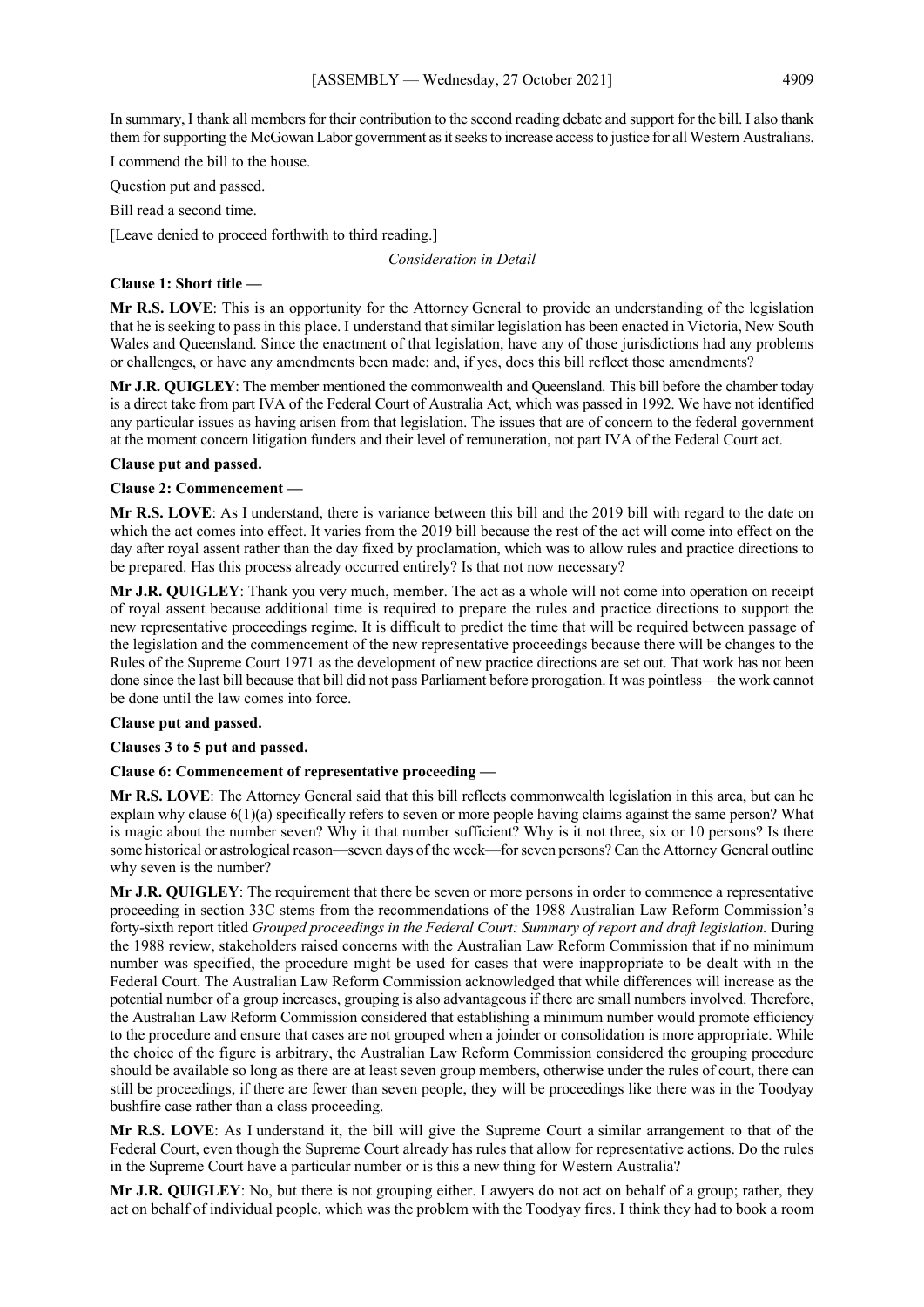In summary, I thank all members for their contribution to the second reading debate and support for the bill. I also thank them for supporting the McGowan Labor government as it seeks to increase access to justice for all Western Australians.

I commend the bill to the house.

Question put and passed.

Bill read a second time.

[Leave denied to proceed forthwith to third reading.]

*Consideration in Detail*

**Clause 1: Short title —**

**Mr R.S. LOVE**: This is an opportunity for the Attorney General to provide an understanding of the legislation that he is seeking to pass in this place. I understand that similar legislation has been enacted in Victoria, New South Wales and Queensland. Since the enactment of that legislation, have any of those jurisdictions had any problems or challenges, or have any amendments been made; and, if yes, does this bill reflect those amendments?

**Mr J.R. QUIGLEY**: The member mentioned the commonwealth and Queensland. This bill before the chamber today is a direct take from part IVA of the Federal Court of Australia Act, which was passed in 1992. We have not identified any particular issues as having arisen from that legislation. The issues that are of concern to the federal government at the moment concern litigation funders and their level of remuneration, not part IVA of the Federal Court act.

**Clause put and passed.**

**Clause 2: Commencement —**

**Mr R.S. LOVE**: As I understand, there is variance between this bill and the 2019 bill with regard to the date on which the act comes into effect. It varies from the 2019 bill because the rest of the act will come into effect on the day after royal assent rather than the day fixed by proclamation, which was to allow rules and practice directions to be prepared. Has this process already occurred entirely? Is that not now necessary?

**Mr J.R. QUIGLEY**: Thank you very much, member. The act as a whole will not come into operation on receipt of royal assent because additional time is required to prepare the rules and practice directions to support the new representative proceedings regime. It is difficult to predict the time that will be required between passage of the legislation and the commencement of the new representative proceedings because there will be changes to the Rules of the Supreme Court 1971 as the development of new practice directions are set out. That work has not been done since the last bill because that bill did not pass Parliament before prorogation. It was pointless—the work cannot be done until the law comes into force.

**Clause put and passed.**

**Clauses 3 to 5 put and passed.**

**Clause 6: Commencement of representative proceeding —**

**Mr R.S. LOVE**: The Attorney General said that this bill reflects commonwealth legislation in this area, but can he explain why clause 6(1)(a) specifically refers to seven or more people having claims against the same person? What is magic about the number seven? Why it that number sufficient? Why is it not three, six or 10 persons? Is there some historical or astrological reason—seven days of the week—for seven persons? Can the Attorney General outline why seven is the number?

**Mr J.R. QUIGLEY**: The requirement that there be seven or more persons in order to commence a representative proceeding in section 33C stems from the recommendations of the 1988 Australian Law Reform Commission's forty-sixth report titled *Grouped proceedings in the Federal Court: Summary of report and draft legislation.* During the 1988 review, stakeholders raised concerns with the Australian Law Reform Commission that if no minimum number was specified, the procedure might be used for cases that were inappropriate to be dealt with in the Federal Court. The Australian Law Reform Commission acknowledged that while differences will increase as the potential number of a group increases, grouping is also advantageous if there are small numbers involved. Therefore, the Australian Law Reform Commission considered that establishing a minimum number would promote efficiency to the procedure and ensure that cases are not grouped when a joinder or consolidation is more appropriate. While the choice of the figure is arbitrary, the Australian Law Reform Commission considered the grouping procedure should be available so long as there are at least seven group members, otherwise under the rules of court, there can still be proceedings, if there are fewer than seven people, they will be proceedings like there was in the Toodyay bushfire case rather than a class proceeding.

**Mr R.S. LOVE**: As I understand it, the bill will give the Supreme Court a similar arrangement to that of the Federal Court, even though the Supreme Court already has rules that allow for representative actions. Do the rules in the Supreme Court have a particular number or is this a new thing for Western Australia?

**Mr J.R. QUIGLEY**: No, but there is not grouping either. Lawyers do not act on behalf of a group; rather, they act on behalf of individual people, which was the problem with the Toodyay fires. I think they had to book a room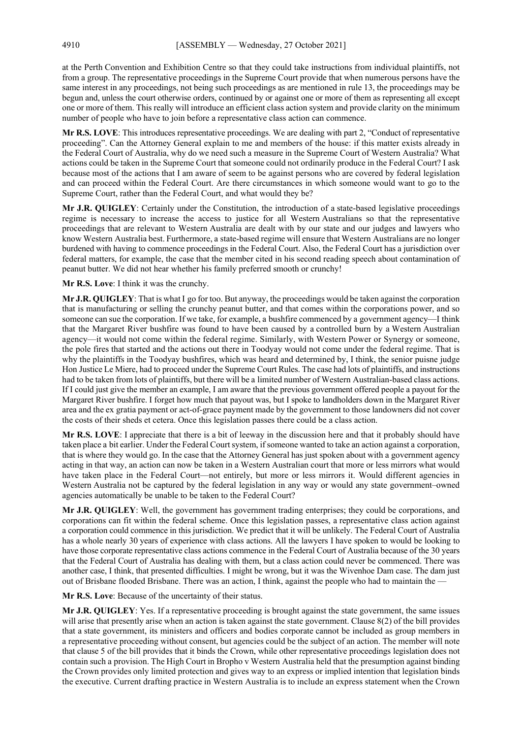at the Perth Convention and Exhibition Centre so that they could take instructions from individual plaintiffs, not from a group. The representative proceedings in the Supreme Court provide that when numerous persons have the same interest in any proceedings, not being such proceedings as are mentioned in rule 13, the proceedings may be begun and, unless the court otherwise orders, continued by or against one or more of them as representing all except one or more of them. This really will introduce an efficient class action system and provide clarity on the minimum number of people who have to join before a representative class action can commence.

**Mr R.S. LOVE**: This introduces representative proceedings. We are dealing with part 2, "Conduct of representative proceeding". Can the Attorney General explain to me and members of the house: if this matter exists already in the Federal Court of Australia, why do we need such a measure in the Supreme Court of Western Australia? What actions could be taken in the Supreme Court that someone could not ordinarily produce in the Federal Court? I ask because most of the actions that I am aware of seem to be against persons who are covered by federal legislation and can proceed within the Federal Court. Are there circumstances in which someone would want to go to the Supreme Court, rather than the Federal Court, and what would they be?

**Mr J.R. QUIGLEY**: Certainly under the Constitution, the introduction of a state-based legislative proceedings regime is necessary to increase the access to justice for all Western Australians so that the representative proceedings that are relevant to Western Australia are dealt with by our state and our judges and lawyers who know Western Australia best. Furthermore, a state-based regime will ensure that Western Australians are no longer burdened with having to commence proceedings in the Federal Court. Also, the Federal Court has a jurisdiction over federal matters, for example, the case that the member cited in his second reading speech about contamination of peanut butter. We did not hear whether his family preferred smooth or crunchy!

**Mr R.S. Love**: I think it was the crunchy.

**Mr J.R. QUIGLEY**: That is what I go for too. But anyway, the proceedings would be taken against the corporation that is manufacturing or selling the crunchy peanut butter, and that comes within the corporations power, and so someone can sue the corporation. If we take, for example, a bushfire commenced by a government agency—I think that the Margaret River bushfire was found to have been caused by a controlled burn by a Western Australian agency—it would not come within the federal regime. Similarly, with Western Power or Synergy or someone, the pole fires that started and the actions out there in Toodyay would not come under the federal regime. That is why the plaintiffs in the Toodyay bushfires, which was heard and determined by, I think, the senior puisne judge Hon Justice Le Miere, had to proceed under the Supreme Court Rules. The case had lots of plaintiffs, and instructions had to be taken from lots of plaintiffs, but there will be a limited number of Western Australian-based class actions. If I could just give the member an example, I am aware that the previous government offered people a payout for the Margaret River bushfire. I forget how much that payout was, but I spoke to landholders down in the Margaret River area and the ex gratia payment or act-of-grace payment made by the government to those landowners did not cover the costs of their sheds et cetera. Once this legislation passes there could be a class action.

**Mr R.S. LOVE**: I appreciate that there is a bit of leeway in the discussion here and that it probably should have taken place a bit earlier. Under the Federal Court system, if someone wanted to take an action against a corporation, that is where they would go. In the case that the Attorney General has just spoken about with a government agency acting in that way, an action can now be taken in a Western Australian court that more or less mirrors what would have taken place in the Federal Court—not entirely, but more or less mirrors it. Would different agencies in Western Australia not be captured by the federal legislation in any way or would any state government–owned agencies automatically be unable to be taken to the Federal Court?

**Mr J.R. QUIGLEY**: Well, the government has government trading enterprises; they could be corporations, and corporations can fit within the federal scheme. Once this legislation passes, a representative class action against a corporation could commence in this jurisdiction. We predict that it will be unlikely. The Federal Court of Australia has a whole nearly 30 years of experience with class actions. All the lawyers I have spoken to would be looking to have those corporate representative class actions commence in the Federal Court of Australia because of the 30 years that the Federal Court of Australia has dealing with them, but a class action could never be commenced. There was another case, I think, that presented difficulties. I might be wrong, but it was the Wivenhoe Dam case. The dam just out of Brisbane flooded Brisbane. There was an action, I think, against the people who had to maintain the —

**Mr R.S. Love**: Because of the uncertainty of their status.

**Mr J.R. QUIGLEY**: Yes. If a representative proceeding is brought against the state government, the same issues will arise that presently arise when an action is taken against the state government. Clause 8(2) of the bill provides that a state government, its ministers and officers and bodies corporate cannot be included as group members in a representative proceeding without consent, but agencies could be the subject of an action. The member will note that clause 5 of the bill provides that it binds the Crown, while other representative proceedings legislation does not contain such a provision. The High Court in Bropho v Western Australia held that the presumption against binding the Crown provides only limited protection and gives way to an express or implied intention that legislation binds the executive. Current drafting practice in Western Australia is to include an express statement when the Crown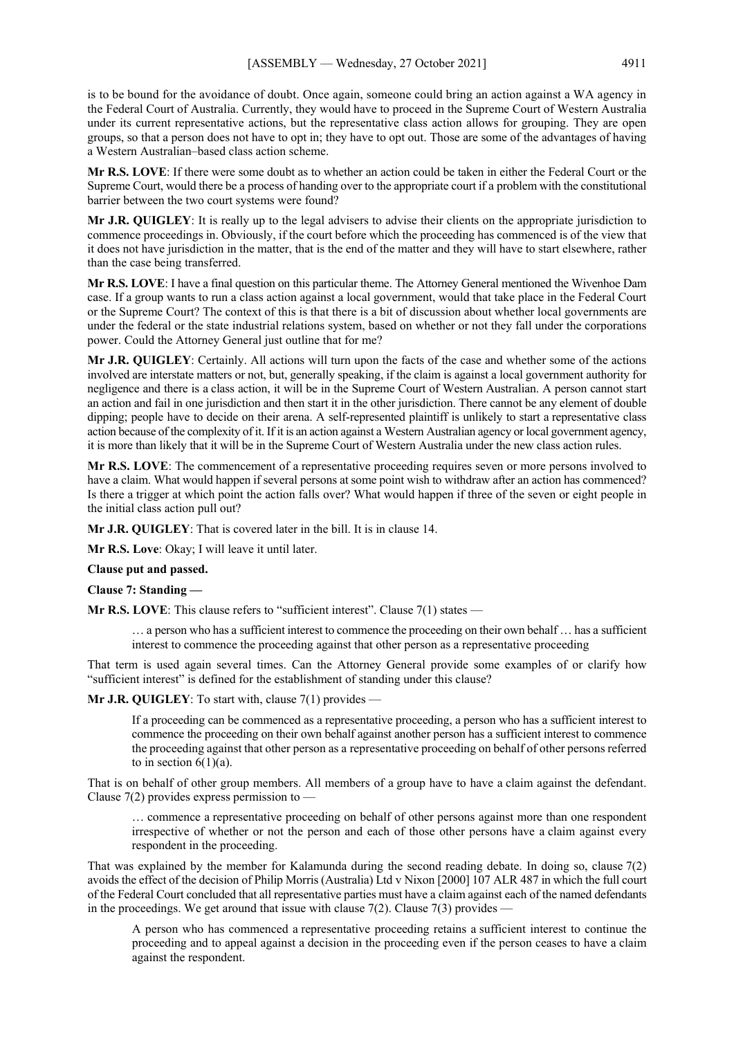is to be bound for the avoidance of doubt. Once again, someone could bring an action against a WA agency in the Federal Court of Australia. Currently, they would have to proceed in the Supreme Court of Western Australia under its current representative actions, but the representative class action allows for grouping. They are open groups, so that a person does not have to opt in; they have to opt out. Those are some of the advantages of having a Western Australian–based class action scheme.

**Mr R.S. LOVE**: If there were some doubt as to whether an action could be taken in either the Federal Court or the Supreme Court, would there be a process of handing over to the appropriate court if a problem with the constitutional barrier between the two court systems were found?

**Mr J.R. QUIGLEY**: It is really up to the legal advisers to advise their clients on the appropriate jurisdiction to commence proceedings in. Obviously, if the court before which the proceeding has commenced is of the view that it does not have jurisdiction in the matter, that is the end of the matter and they will have to start elsewhere, rather than the case being transferred.

**Mr R.S. LOVE**: I have a final question on this particular theme. The Attorney General mentioned the Wivenhoe Dam case. If a group wants to run a class action against a local government, would that take place in the Federal Court or the Supreme Court? The context of this is that there is a bit of discussion about whether local governments are under the federal or the state industrial relations system, based on whether or not they fall under the corporations power. Could the Attorney General just outline that for me?

**Mr J.R. QUIGLEY**: Certainly. All actions will turn upon the facts of the case and whether some of the actions involved are interstate matters or not, but, generally speaking, if the claim is against a local government authority for negligence and there is a class action, it will be in the Supreme Court of Western Australian. A person cannot start an action and fail in one jurisdiction and then start it in the other jurisdiction. There cannot be any element of double dipping; people have to decide on their arena. A self-represented plaintiff is unlikely to start a representative class action because of the complexity of it. If it is an action against a Western Australian agency or local government agency, it is more than likely that it will be in the Supreme Court of Western Australia under the new class action rules.

**Mr R.S. LOVE**: The commencement of a representative proceeding requires seven or more persons involved to have a claim. What would happen if several persons at some point wish to withdraw after an action has commenced? Is there a trigger at which point the action falls over? What would happen if three of the seven or eight people in the initial class action pull out?

**Mr J.R. QUIGLEY**: That is covered later in the bill. It is in clause 14.

**Mr R.S. Love**: Okay; I will leave it until later.

**Clause put and passed.**

**Clause 7: Standing —**

**Mr R.S. LOVE**: This clause refers to "sufficient interest". Clause 7(1) states —

> … a person who has a sufficient interest to commence the proceeding on their own behalf … has a sufficient interest to commence the proceeding against that other person as a representative proceeding

That term is used again several times. Can the Attorney General provide some examples of or clarify how "sufficient interest" is defined for the establishment of standing under this clause?

**Mr J.R. QUIGLEY**: To start with, clause 7(1) provides —

> If a proceeding can be commenced as a representative proceeding, a person who has a sufficient interest to commence the proceeding on their own behalf against another person has a sufficient interest to commence the proceeding against that other person as a representative proceeding on behalf of other persons referred to in section 6(1)(a).

That is on behalf of other group members. All members of a group have to have a claim against the defendant. Clause 7(2) provides express permission to —

> … commence a representative proceeding on behalf of other persons against more than one respondent irrespective of whether or not the person and each of those other persons have a claim against every respondent in the proceeding.

That was explained by the member for Kalamunda during the second reading debate. In doing so, clause 7(2) avoids the effect of the decision of Philip Morris (Australia) Ltd v Nixon [2000] 107 ALR 487 in which the full court of the Federal Court concluded that all representative parties must have a claim against each of the named defendants in the proceedings. We get around that issue with clause 7(2). Clause 7(3) provides —

> A person who has commenced a representative proceeding retains a sufficient interest to continue the proceeding and to appeal against a decision in the proceeding even if the person ceases to have a claim against the respondent.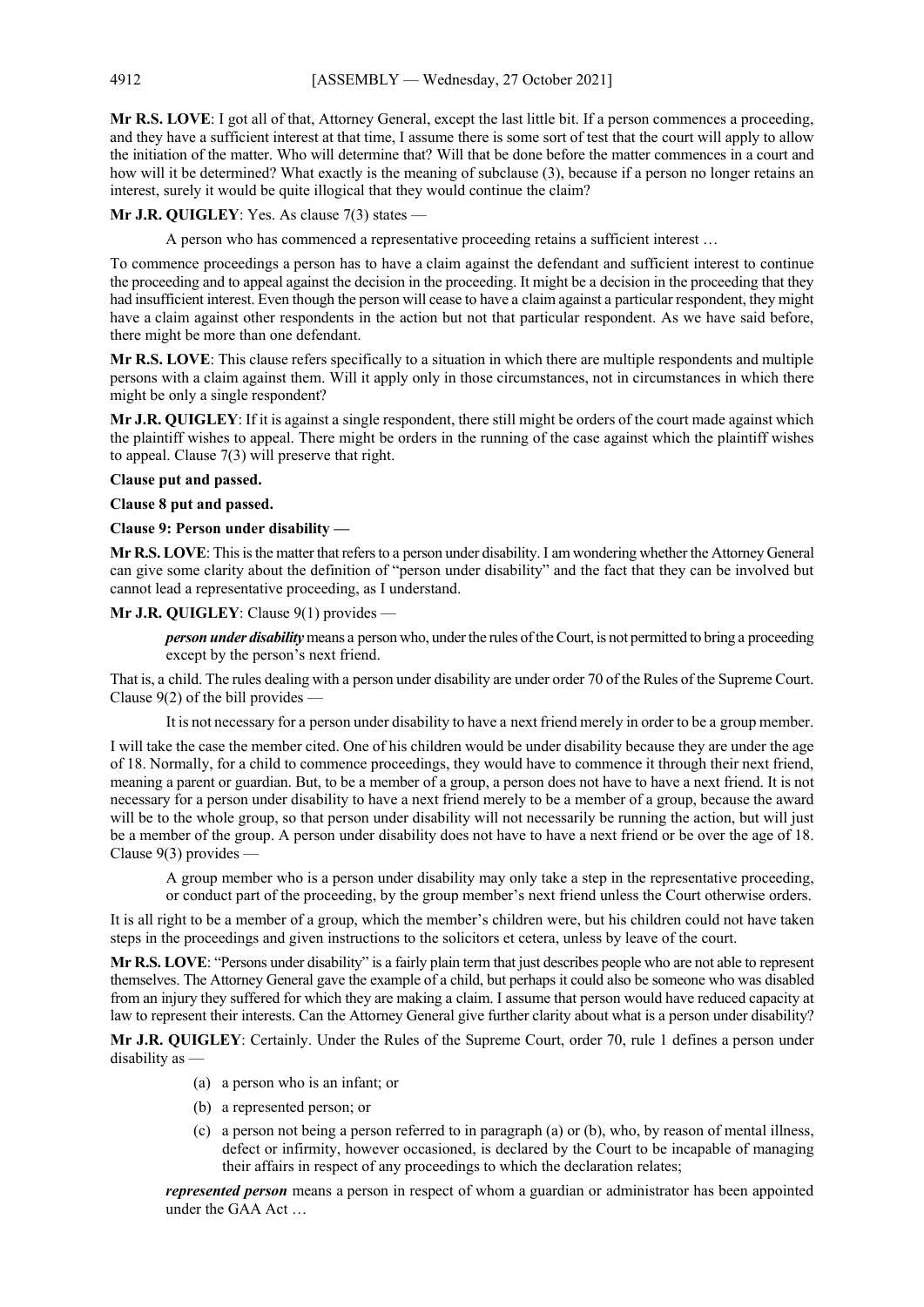**Mr R.S. LOVE**: I got all of that, Attorney General, except the last little bit. If a person commences a proceeding, and they have a sufficient interest at that time, I assume there is some sort of test that the court will apply to allow the initiation of the matter. Who will determine that? Will that be done before the matter commences in a court and how will it be determined? What exactly is the meaning of subclause (3), because if a person no longer retains an interest, surely it would be quite illogical that they would continue the claim?

**Mr J.R. QUIGLEY**: Yes. As clause 7(3) states —

> A person who has commenced a representative proceeding retains a sufficient interest …

To commence proceedings a person has to have a claim against the defendant and sufficient interest to continue the proceeding and to appeal against the decision in the proceeding. It might be a decision in the proceeding that they had insufficient interest. Even though the person will cease to have a claim against a particular respondent, they might have a claim against other respondents in the action but not that particular respondent. As we have said before, there might be more than one defendant.

**Mr R.S. LOVE**: This clause refers specifically to a situation in which there are multiple respondents and multiple persons with a claim against them. Will it apply only in those circumstances, not in circumstances in which there might be only a single respondent?

**Mr J.R. QUIGLEY**: If it is against a single respondent, there still might be orders of the court made against which the plaintiff wishes to appeal. There might be orders in the running of the case against which the plaintiff wishes to appeal. Clause 7(3) will preserve that right.

**Clause put and passed.**

**Clause 8 put and passed.**

**Clause 9: Person under disability —**

**Mr R.S. LOVE**: This is the matter that refers to a person under disability. I am wondering whether the Attorney General can give some clarity about the definition of "person under disability" and the fact that they can be involved but cannot lead a representative proceeding, as I understand.

**Mr J.R. QUIGLEY**: Clause 9(1) provides —

> ***person under disability*** means a person who, under the rules of the Court, is not permitted to bring a proceeding except by the person's next friend.

That is, a child. The rules dealing with a person under disability are under order 70 of the Rules of the Supreme Court. Clause 9(2) of the bill provides —

> It is not necessary for a person under disability to have a next friend merely in order to be a group member.

I will take the case the member cited. One of his children would be under disability because they are under the age of 18. Normally, for a child to commence proceedings, they would have to commence it through their next friend, meaning a parent or guardian. But, to be a member of a group, a person does not have to have a next friend. It is not necessary for a person under disability to have a next friend merely to be a member of a group, because the award will be to the whole group, so that person under disability will not necessarily be running the action, but will just be a member of the group. A person under disability does not have to have a next friend or be over the age of 18. Clause 9(3) provides —

> A group member who is a person under disability may only take a step in the representative proceeding, or conduct part of the proceeding, by the group member's next friend unless the Court otherwise orders.

It is all right to be a member of a group, which the member's children were, but his children could not have taken steps in the proceedings and given instructions to the solicitors et cetera, unless by leave of the court.

**Mr R.S. LOVE**: "Persons under disability" is a fairly plain term that just describes people who are not able to represent themselves. The Attorney General gave the example of a child, but perhaps it could also be someone who was disabled from an injury they suffered for which they are making a claim. I assume that person would have reduced capacity at law to represent their interests. Can the Attorney General give further clarity about what is a person under disability?

**Mr J.R. QUIGLEY**: Certainly. Under the Rules of the Supreme Court, order 70, rule 1 defines a person under disability as —

> (a) a person who is an infant; or
>
> (b) a represented person; or
>
> (c) a person not being a person referred to in paragraph (a) or (b), who, by reason of mental illness, defect or infirmity, however occasioned, is declared by the Court to be incapable of managing their affairs in respect of any proceedings to which the declaration relates;
>
> ***represented person*** means a person in respect of whom a guardian or administrator has been appointed under the GAA Act …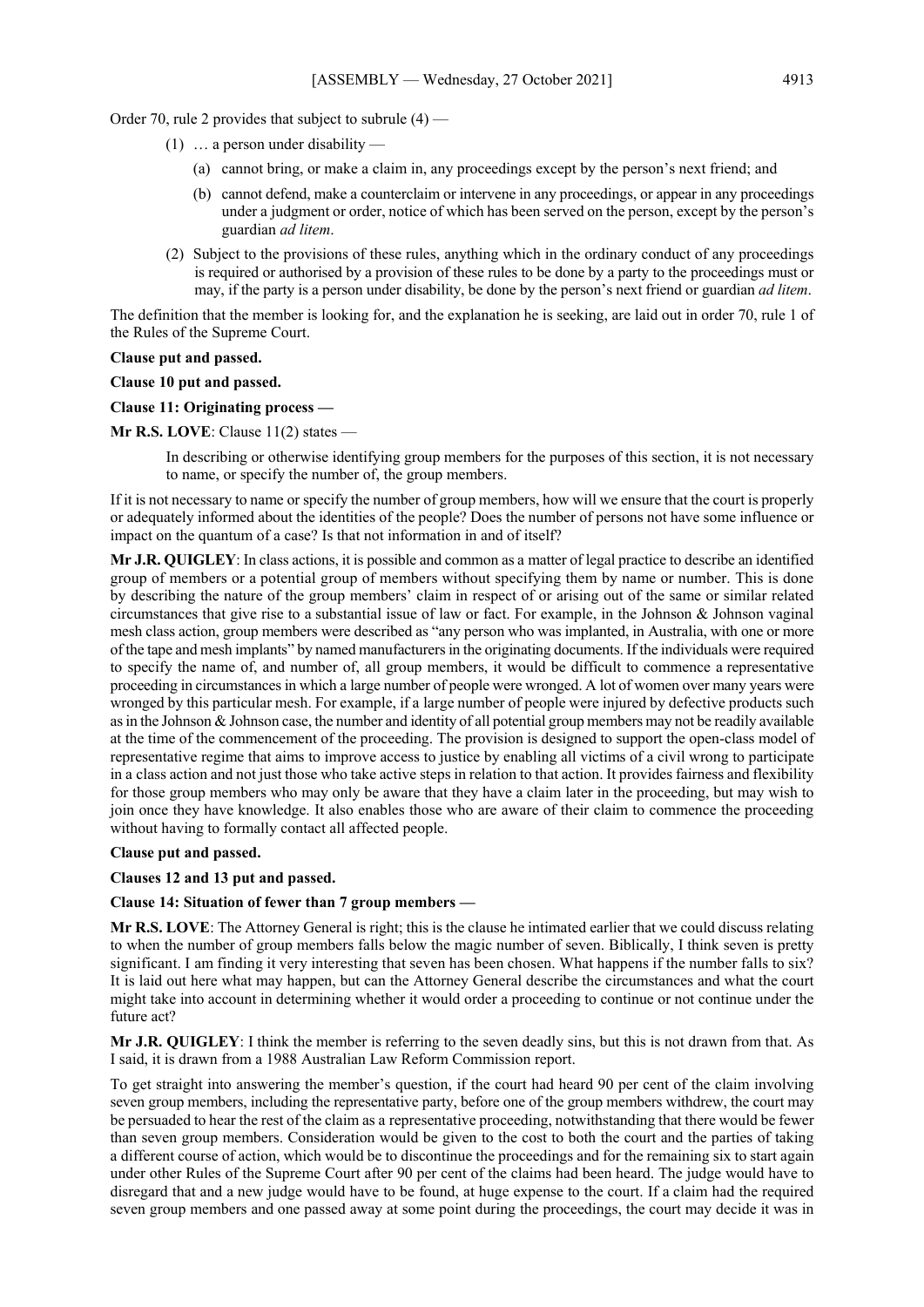Order 70, rule 2 provides that subject to subrule (4) —

> (1) … a person under disability —
>
> > (a) cannot bring, or make a claim in, any proceedings except by the person's next friend; and
> >
> > (b) cannot defend, make a counterclaim or intervene in any proceedings, or appear in any proceedings under a judgment or order, notice of which has been served on the person, except by the person's guardian *ad litem*.
>
> (2) Subject to the provisions of these rules, anything which in the ordinary conduct of any proceedings is required or authorised by a provision of these rules to be done by a party to the proceedings must or may, if the party is a person under disability, be done by the person's next friend or guardian *ad litem*.

The definition that the member is looking for, and the explanation he is seeking, are laid out in order 70, rule 1 of the Rules of the Supreme Court.

**Clause put and passed.**

**Clause 10 put and passed.**

**Clause 11: Originating process —**

**Mr R.S. LOVE**: Clause 11(2) states —

> In describing or otherwise identifying group members for the purposes of this section, it is not necessary to name, or specify the number of, the group members.

If it is not necessary to name or specify the number of group members, how will we ensure that the court is properly or adequately informed about the identities of the people? Does the number of persons not have some influence or impact on the quantum of a case? Is that not information in and of itself?

**Mr J.R. QUIGLEY**: In class actions, it is possible and common as a matter of legal practice to describe an identified group of members or a potential group of members without specifying them by name or number. This is done by describing the nature of the group members' claim in respect of or arising out of the same or similar related circumstances that give rise to a substantial issue of law or fact. For example, in the Johnson & Johnson vaginal mesh class action, group members were described as "any person who was implanted, in Australia, with one or more of the tape and mesh implants" by named manufacturers in the originating documents. If the individuals were required to specify the name of, and number of, all group members, it would be difficult to commence a representative proceeding in circumstances in which a large number of people were wronged. A lot of women over many years were wronged by this particular mesh. For example, if a large number of people were injured by defective products such as in the Johnson & Johnson case, the number and identity of all potential group members may not be readily available at the time of the commencement of the proceeding. The provision is designed to support the open-class model of representative regime that aims to improve access to justice by enabling all victims of a civil wrong to participate in a class action and not just those who take active steps in relation to that action. It provides fairness and flexibility for those group members who may only be aware that they have a claim later in the proceeding, but may wish to join once they have knowledge. It also enables those who are aware of their claim to commence the proceeding without having to formally contact all affected people.

**Clause put and passed.**

**Clauses 12 and 13 put and passed.**

**Clause 14: Situation of fewer than 7 group members —**

**Mr R.S. LOVE**: The Attorney General is right; this is the clause he intimated earlier that we could discuss relating to when the number of group members falls below the magic number of seven. Biblically, I think seven is pretty significant. I am finding it very interesting that seven has been chosen. What happens if the number falls to six? It is laid out here what may happen, but can the Attorney General describe the circumstances and what the court might take into account in determining whether it would order a proceeding to continue or not continue under the future act?

**Mr J.R. QUIGLEY**: I think the member is referring to the seven deadly sins, but this is not drawn from that. As I said, it is drawn from a 1988 Australian Law Reform Commission report.

To get straight into answering the member's question, if the court had heard 90 per cent of the claim involving seven group members, including the representative party, before one of the group members withdrew, the court may be persuaded to hear the rest of the claim as a representative proceeding, notwithstanding that there would be fewer than seven group members. Consideration would be given to the cost to both the court and the parties of taking a different course of action, which would be to discontinue the proceedings and for the remaining six to start again under other Rules of the Supreme Court after 90 per cent of the claims had been heard. The judge would have to disregard that and a new judge would have to be found, at huge expense to the court. If a claim had the required seven group members and one passed away at some point during the proceedings, the court may decide it was in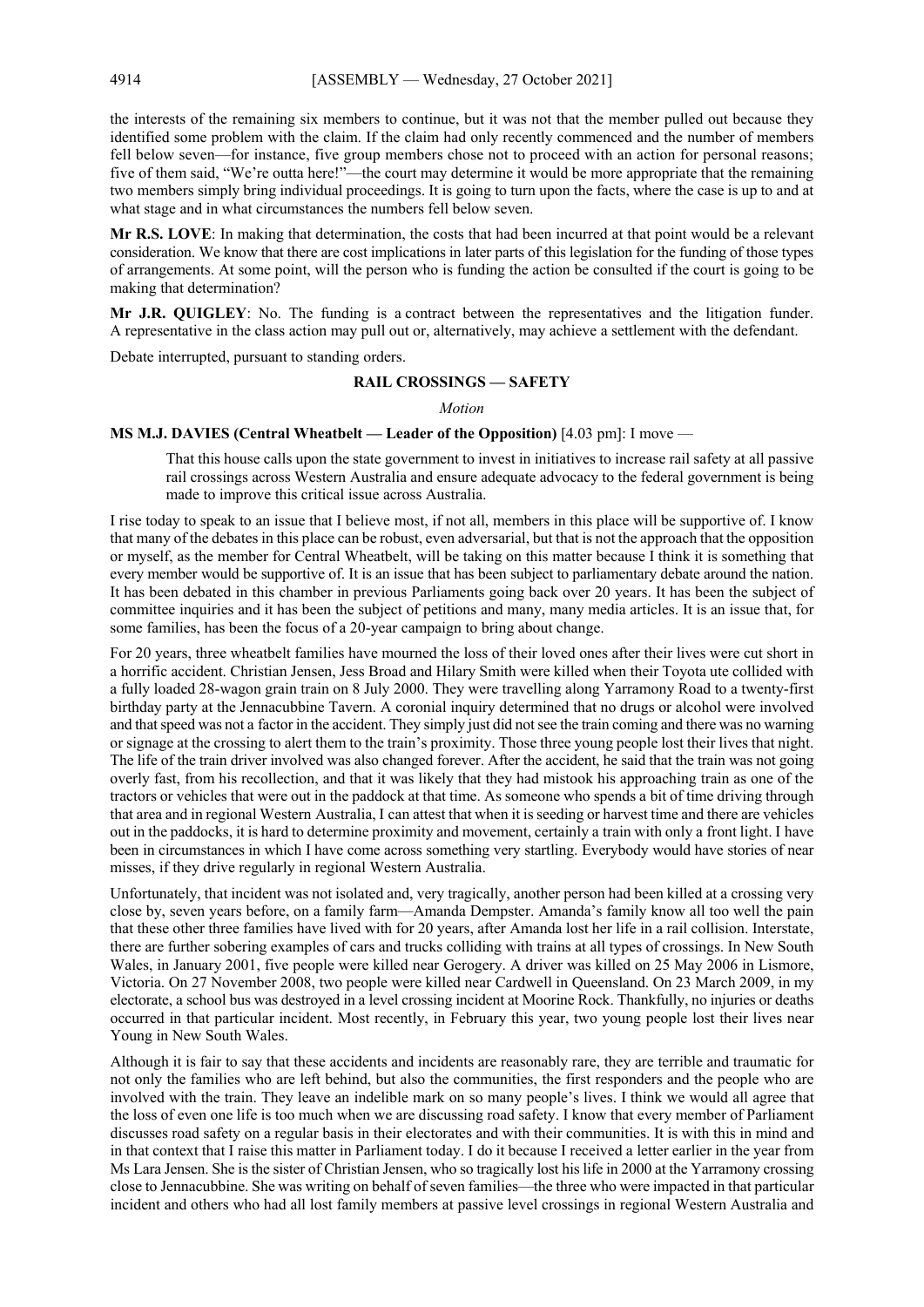the interests of the remaining six members to continue, but it was not that the member pulled out because they identified some problem with the claim. If the claim had only recently commenced and the number of members fell below seven—for instance, five group members chose not to proceed with an action for personal reasons; five of them said, "We're outta here!"—the court may determine it would be more appropriate that the remaining two members simply bring individual proceedings. It is going to turn upon the facts, where the case is up to and at what stage and in what circumstances the numbers fell below seven.

**Mr R.S. LOVE**: In making that determination, the costs that had been incurred at that point would be a relevant consideration. We know that there are cost implications in later parts of this legislation for the funding of those types of arrangements. At some point, will the person who is funding the action be consulted if the court is going to be making that determination?

**Mr J.R. QUIGLEY**: No. The funding is a contract between the representatives and the litigation funder. A representative in the class action may pull out or, alternatively, may achieve a settlement with the defendant.

Debate interrupted, pursuant to standing orders.

## RAIL CROSSINGS — SAFETY

*Motion*

**MS M.J. DAVIES (Central Wheatbelt — Leader of the Opposition)** [4.03 pm]: I move —

> That this house calls upon the state government to invest in initiatives to increase rail safety at all passive rail crossings across Western Australia and ensure adequate advocacy to the federal government is being made to improve this critical issue across Australia.

I rise today to speak to an issue that I believe most, if not all, members in this place will be supportive of. I know that many of the debates in this place can be robust, even adversarial, but that is not the approach that the opposition or myself, as the member for Central Wheatbelt, will be taking on this matter because I think it is something that every member would be supportive of. It is an issue that has been subject to parliamentary debate around the nation. It has been debated in this chamber in previous Parliaments going back over 20 years. It has been the subject of committee inquiries and it has been the subject of petitions and many, many media articles. It is an issue that, for some families, has been the focus of a 20-year campaign to bring about change.

For 20 years, three wheatbelt families have mourned the loss of their loved ones after their lives were cut short in a horrific accident. Christian Jensen, Jess Broad and Hilary Smith were killed when their Toyota ute collided with a fully loaded 28-wagon grain train on 8 July 2000. They were travelling along Yarramony Road to a twenty-first birthday party at the Jennacubbine Tavern. A coronial inquiry determined that no drugs or alcohol were involved and that speed was not a factor in the accident. They simply just did not see the train coming and there was no warning or signage at the crossing to alert them to the train's proximity. Those three young people lost their lives that night. The life of the train driver involved was also changed forever. After the accident, he said that the train was not going overly fast, from his recollection, and that it was likely that they had mistook his approaching train as one of the tractors or vehicles that were out in the paddock at that time. As someone who spends a bit of time driving through that area and in regional Western Australia, I can attest that when it is seeding or harvest time and there are vehicles out in the paddocks, it is hard to determine proximity and movement, certainly a train with only a front light. I have been in circumstances in which I have come across something very startling. Everybody would have stories of near misses, if they drive regularly in regional Western Australia.

Unfortunately, that incident was not isolated and, very tragically, another person had been killed at a crossing very close by, seven years before, on a family farm—Amanda Dempster. Amanda's family know all too well the pain that these other three families have lived with for 20 years, after Amanda lost her life in a rail collision. Interstate, there are further sobering examples of cars and trucks colliding with trains at all types of crossings. In New South Wales, in January 2001, five people were killed near Gerogery. A driver was killed on 25 May 2006 in Lismore, Victoria. On 27 November 2008, two people were killed near Cardwell in Queensland. On 23 March 2009, in my electorate, a school bus was destroyed in a level crossing incident at Moorine Rock. Thankfully, no injuries or deaths occurred in that particular incident. Most recently, in February this year, two young people lost their lives near Young in New South Wales.

Although it is fair to say that these accidents and incidents are reasonably rare, they are terrible and traumatic for not only the families who are left behind, but also the communities, the first responders and the people who are involved with the train. They leave an indelible mark on so many people's lives. I think we would all agree that the loss of even one life is too much when we are discussing road safety. I know that every member of Parliament discusses road safety on a regular basis in their electorates and with their communities. It is with this in mind and in that context that I raise this matter in Parliament today. I do it because I received a letter earlier in the year from Ms Lara Jensen. She is the sister of Christian Jensen, who so tragically lost his life in 2000 at the Yarramony crossing close to Jennacubbine. She was writing on behalf of seven families—the three who were impacted in that particular incident and others who had all lost family members at passive level crossings in regional Western Australia and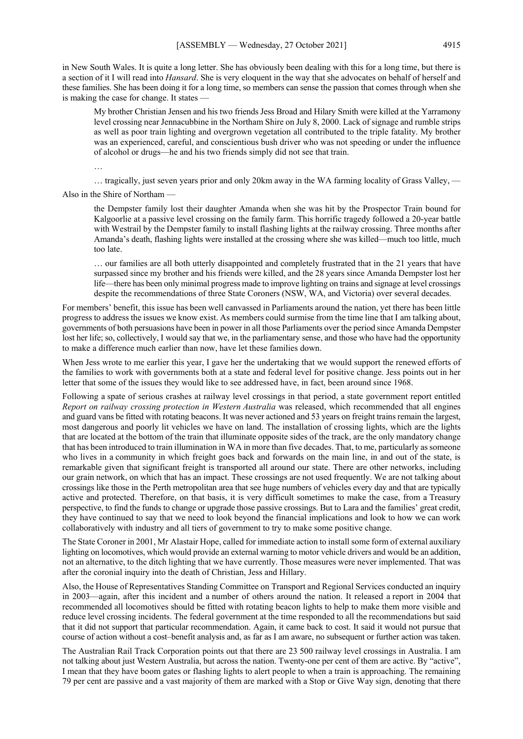in New South Wales. It is quite a long letter. She has obviously been dealing with this for a long time, but there is a section of it I will read into *Hansard*. She is very eloquent in the way that she advocates on behalf of herself and these families. She has been doing it for a long time, so members can sense the passion that comes through when she is making the case for change. It states —

> My brother Christian Jensen and his two friends Jess Broad and Hilary Smith were killed at the Yarramony level crossing near Jennacubbine in the Northam Shire on July 8, 2000. Lack of signage and rumble strips as well as poor train lighting and overgrown vegetation all contributed to the triple fatality. My brother was an experienced, careful, and conscientious bush driver who was not speeding or under the influence of alcohol or drugs—he and his two friends simply did not see that train.
>
> …
>
> … tragically, just seven years prior and only 20km away in the WA farming locality of Grass Valley, —

Also in the Shire of Northam —

> the Dempster family lost their daughter Amanda when she was hit by the Prospector Train bound for Kalgoorlie at a passive level crossing on the family farm. This horrific tragedy followed a 20-year battle with Westrail by the Dempster family to install flashing lights at the railway crossing. Three months after Amanda's death, flashing lights were installed at the crossing where she was killed—much too little, much too late.
>
> … our families are all both utterly disappointed and completely frustrated that in the 21 years that have surpassed since my brother and his friends were killed, and the 28 years since Amanda Dempster lost her life—there has been only minimal progress made to improve lighting on trains and signage at level crossings despite the recommendations of three State Coroners (NSW, WA, and Victoria) over several decades.

For members' benefit, this issue has been well canvassed in Parliaments around the nation, yet there has been little progress to address the issues we know exist. As members could surmise from the time line that I am talking about, governments of both persuasions have been in power in all those Parliaments over the period since Amanda Dempster lost her life; so, collectively, I would say that we, in the parliamentary sense, and those who have had the opportunity to make a difference much earlier than now, have let these families down.

When Jess wrote to me earlier this year, I gave her the undertaking that we would support the renewed efforts of the families to work with governments both at a state and federal level for positive change. Jess points out in her letter that some of the issues they would like to see addressed have, in fact, been around since 1968.

Following a spate of serious crashes at railway level crossings in that period, a state government report entitled *Report on railway crossing protection in Western Australia* was released, which recommended that all engines and guard vans be fitted with rotating beacons. It was never actioned and 53 years on freight trains remain the largest, most dangerous and poorly lit vehicles we have on land. The installation of crossing lights, which are the lights that are located at the bottom of the train that illuminate opposite sides of the track, are the only mandatory change that has been introduced to train illumination in WA in more than five decades. That, to me, particularly as someone who lives in a community in which freight goes back and forwards on the main line, in and out of the state, is remarkable given that significant freight is transported all around our state. There are other networks, including our grain network, on which that has an impact. These crossings are not used frequently. We are not talking about crossings like those in the Perth metropolitan area that see huge numbers of vehicles every day and that are typically active and protected. Therefore, on that basis, it is very difficult sometimes to make the case, from a Treasury perspective, to find the funds to change or upgrade those passive crossings. But to Lara and the families' great credit, they have continued to say that we need to look beyond the financial implications and look to how we can work collaboratively with industry and all tiers of government to try to make some positive change.

The State Coroner in 2001, Mr Alastair Hope, called for immediate action to install some form of external auxiliary lighting on locomotives, which would provide an external warning to motor vehicle drivers and would be an addition, not an alternative, to the ditch lighting that we have currently. Those measures were never implemented. That was after the coronial inquiry into the death of Christian, Jess and Hillary.

Also, the House of Representatives Standing Committee on Transport and Regional Services conducted an inquiry in 2003—again, after this incident and a number of others around the nation. It released a report in 2004 that recommended all locomotives should be fitted with rotating beacon lights to help to make them more visible and reduce level crossing incidents. The federal government at the time responded to all the recommendations but said that it did not support that particular recommendation. Again, it came back to cost. It said it would not pursue that course of action without a cost–benefit analysis and, as far as I am aware, no subsequent or further action was taken.

The Australian Rail Track Corporation points out that there are 23 500 railway level crossings in Australia. I am not talking about just Western Australia, but across the nation. Twenty-one per cent of them are active. By "active", I mean that they have boom gates or flashing lights to alert people to when a train is approaching. The remaining 79 per cent are passive and a vast majority of them are marked with a Stop or Give Way sign, denoting that there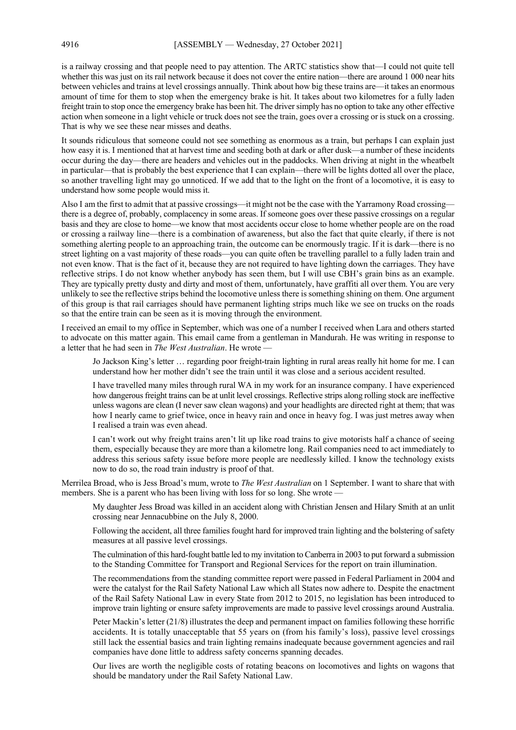is a railway crossing and that people need to pay attention. The ARTC statistics show that—I could not quite tell whether this was just on its rail network because it does not cover the entire nation—there are around 1 000 near hits between vehicles and trains at level crossings annually. Think about how big these trains are—it takes an enormous amount of time for them to stop when the emergency brake is hit. It takes about two kilometres for a fully laden freight train to stop once the emergency brake has been hit. The driver simply has no option to take any other effective action when someone in a light vehicle or truck does not see the train, goes over a crossing or is stuck on a crossing. That is why we see these near misses and deaths.

It sounds ridiculous that someone could not see something as enormous as a train, but perhaps I can explain just how easy it is. I mentioned that at harvest time and seeding both at dark or after dusk—a number of these incidents occur during the day—there are headers and vehicles out in the paddocks. When driving at night in the wheatbelt in particular—that is probably the best experience that I can explain—there will be lights dotted all over the place, so another travelling light may go unnoticed. If we add that to the light on the front of a locomotive, it is easy to understand how some people would miss it.

Also I am the first to admit that at passive crossings—it might not be the case with the Yarramony Road crossing—there is a degree of, probably, complacency in some areas. If someone goes over these passive crossings on a regular basis and they are close to home—we know that most accidents occur close to home whether people are on the road or crossing a railway line—there is a combination of awareness, but also the fact that quite clearly, if there is not something alerting people to an approaching train, the outcome can be enormously tragic. If it is dark—there is no street lighting on a vast majority of these roads—you can quite often be travelling parallel to a fully laden train and not even know. That is the fact of it, because they are not required to have lighting down the carriages. They have reflective strips. I do not know whether anybody has seen them, but I will use CBH's grain bins as an example. They are typically pretty dusty and dirty and most of them, unfortunately, have graffiti all over them. You are very unlikely to see the reflective strips behind the locomotive unless there is something shining on them. One argument of this group is that rail carriages should have permanent lighting strips much like we see on trucks on the roads so that the entire train can be seen as it is moving through the environment.

I received an email to my office in September, which was one of a number I received when Lara and others started to advocate on this matter again. This email came from a gentleman in Mandurah. He was writing in response to a letter that he had seen in *The West Australian*. He wrote —

> Jo Jackson King's letter … regarding poor freight-train lighting in rural areas really hit home for me. I can understand how her mother didn't see the train until it was close and a serious accident resulted.
>
> I have travelled many miles through rural WA in my work for an insurance company. I have experienced how dangerous freight trains can be at unlit level crossings. Reflective strips along rolling stock are ineffective unless wagons are clean (I never saw clean wagons) and your headlights are directed right at them; that was how I nearly came to grief twice, once in heavy rain and once in heavy fog. I was just metres away when I realised a train was even ahead.
>
> I can't work out why freight trains aren't lit up like road trains to give motorists half a chance of seeing them, especially because they are more than a kilometre long. Rail companies need to act immediately to address this serious safety issue before more people are needlessly killed. I know the technology exists now to do so, the road train industry is proof of that.

Merrilea Broad, who is Jess Broad's mum, wrote to *The West Australian* on 1 September. I want to share that with members. She is a parent who has been living with loss for so long. She wrote —

> My daughter Jess Broad was killed in an accident along with Christian Jensen and Hilary Smith at an unlit crossing near Jennacubbine on the July 8, 2000.
>
> Following the accident, all three families fought hard for improved train lighting and the bolstering of safety measures at all passive level crossings.
>
> The culmination of this hard-fought battle led to my invitation to Canberra in 2003 to put forward a submission to the Standing Committee for Transport and Regional Services for the report on train illumination.
>
> The recommendations from the standing committee report were passed in Federal Parliament in 2004 and were the catalyst for the Rail Safety National Law which all States now adhere to. Despite the enactment of the Rail Safety National Law in every State from 2012 to 2015, no legislation has been introduced to improve train lighting or ensure safety improvements are made to passive level crossings around Australia.
>
> Peter Mackin's letter (21/8) illustrates the deep and permanent impact on families following these horrific accidents. It is totally unacceptable that 55 years on (from his family's loss), passive level crossings still lack the essential basics and train lighting remains inadequate because government agencies and rail companies have done little to address safety concerns spanning decades.
>
> Our lives are worth the negligible costs of rotating beacons on locomotives and lights on wagons that should be mandatory under the Rail Safety National Law.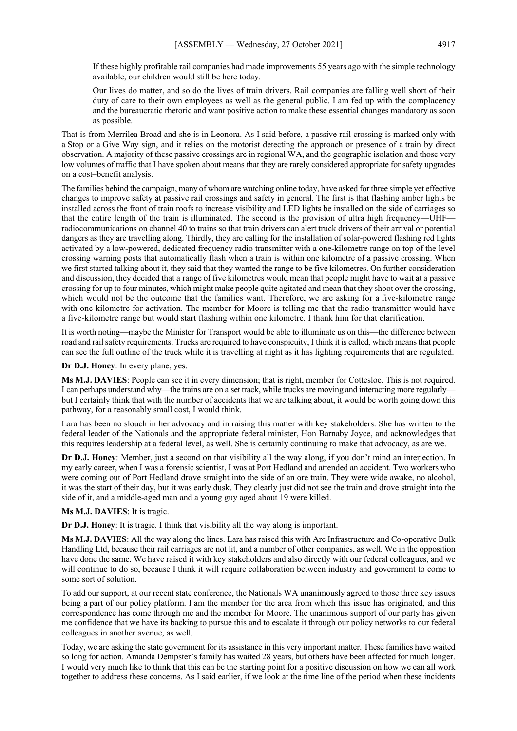> If these highly profitable rail companies had made improvements 55 years ago with the simple technology available, our children would still be here today.
>
> Our lives do matter, and so do the lives of train drivers. Rail companies are falling well short of their duty of care to their own employees as well as the general public. I am fed up with the complacency and the bureaucratic rhetoric and want positive action to make these essential changes mandatory as soon as possible.

That is from Merrilea Broad and she is in Leonora. As I said before, a passive rail crossing is marked only with a Stop or a Give Way sign, and it relies on the motorist detecting the approach or presence of a train by direct observation. A majority of these passive crossings are in regional WA, and the geographic isolation and those very low volumes of traffic that I have spoken about means that they are rarely considered appropriate for safety upgrades on a cost–benefit analysis.

The families behind the campaign, many of whom are watching online today, have asked for three simple yet effective changes to improve safety at passive rail crossings and safety in general. The first is that flashing amber lights be installed across the front of train roofs to increase visibility and LED lights be installed on the side of carriages so that the entire length of the train is illuminated. The second is the provision of ultra high frequency—UHF—radiocommunications on channel 40 to trains so that train drivers can alert truck drivers of their arrival or potential dangers as they are travelling along. Thirdly, they are calling for the installation of solar-powered flashing red lights activated by a low-powered, dedicated frequency radio transmitter with a one-kilometre range on top of the level crossing warning posts that automatically flash when a train is within one kilometre of a passive crossing. When we first started talking about it, they said that they wanted the range to be five kilometres. On further consideration and discussion, they decided that a range of five kilometres would mean that people might have to wait at a passive crossing for up to four minutes, which might make people quite agitated and mean that they shoot over the crossing, which would not be the outcome that the families want. Therefore, we are asking for a five-kilometre range with one kilometre for activation. The member for Moore is telling me that the radio transmitter would have a five-kilometre range but would start flashing within one kilometre. I thank him for that clarification.

It is worth noting—maybe the Minister for Transport would be able to illuminate us on this—the difference between road and rail safety requirements. Trucks are required to have conspicuity, I think it is called, which means that people can see the full outline of the truck while it is travelling at night as it has lighting requirements that are regulated.

**Dr D.J. Honey**: In every plane, yes.

**Ms M.J. DAVIES**: People can see it in every dimension; that is right, member for Cottesloe. This is not required. I can perhaps understand why—the trains are on a set track, while trucks are moving and interacting more regularly—but I certainly think that with the number of accidents that we are talking about, it would be worth going down this pathway, for a reasonably small cost, I would think.

Lara has been no slouch in her advocacy and in raising this matter with key stakeholders. She has written to the federal leader of the Nationals and the appropriate federal minister, Hon Barnaby Joyce, and acknowledges that this requires leadership at a federal level, as well. She is certainly continuing to make that advocacy, as are we.

**Dr D.J. Honey**: Member, just a second on that visibility all the way along, if you don't mind an interjection. In my early career, when I was a forensic scientist, I was at Port Hedland and attended an accident. Two workers who were coming out of Port Hedland drove straight into the side of an ore train. They were wide awake, no alcohol, it was the start of their day, but it was early dusk. They clearly just did not see the train and drove straight into the side of it, and a middle-aged man and a young guy aged about 19 were killed.

**Ms M.J. DAVIES**: It is tragic.

**Dr D.J. Honey**: It is tragic. I think that visibility all the way along is important.

**Ms M.J. DAVIES**: All the way along the lines. Lara has raised this with Arc Infrastructure and Co-operative Bulk Handling Ltd, because their rail carriages are not lit, and a number of other companies, as well. We in the opposition have done the same. We have raised it with key stakeholders and also directly with our federal colleagues, and we will continue to do so, because I think it will require collaboration between industry and government to come to some sort of solution.

To add our support, at our recent state conference, the Nationals WA unanimously agreed to those three key issues being a part of our policy platform. I am the member for the area from which this issue has originated, and this correspondence has come through me and the member for Moore. The unanimous support of our party has given me confidence that we have its backing to pursue this and to escalate it through our policy networks to our federal colleagues in another avenue, as well.

Today, we are asking the state government for its assistance in this very important matter. These families have waited so long for action. Amanda Dempster's family has waited 28 years, but others have been affected for much longer. I would very much like to think that this can be the starting point for a positive discussion on how we can all work together to address these concerns. As I said earlier, if we look at the time line of the period when these incidents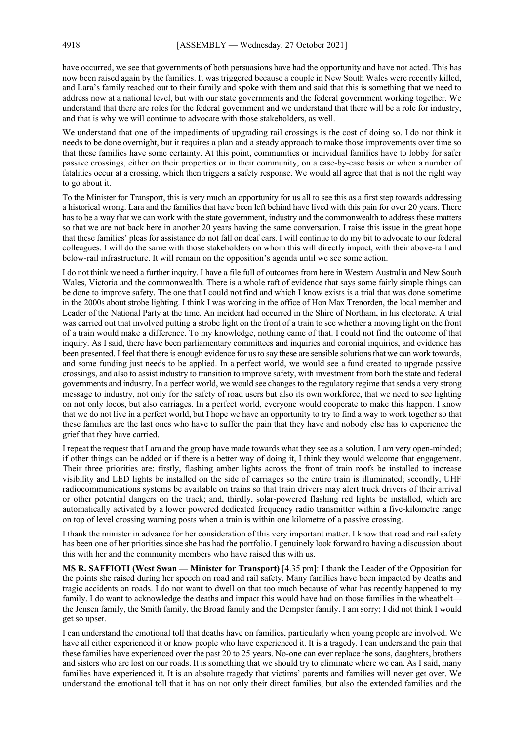have occurred, we see that governments of both persuasions have had the opportunity and have not acted. This has now been raised again by the families. It was triggered because a couple in New South Wales were recently killed, and Lara's family reached out to their family and spoke with them and said that this is something that we need to address now at a national level, but with our state governments and the federal government working together. We understand that there are roles for the federal government and we understand that there will be a role for industry, and that is why we will continue to advocate with those stakeholders, as well.

We understand that one of the impediments of upgrading rail crossings is the cost of doing so. I do not think it needs to be done overnight, but it requires a plan and a steady approach to make those improvements over time so that these families have some certainty. At this point, communities or individual families have to lobby for safer passive crossings, either on their properties or in their community, on a case-by-case basis or when a number of fatalities occur at a crossing, which then triggers a safety response. We would all agree that that is not the right way to go about it.

To the Minister for Transport, this is very much an opportunity for us all to see this as a first step towards addressing a historical wrong. Lara and the families that have been left behind have lived with this pain for over 20 years. There has to be a way that we can work with the state government, industry and the commonwealth to address these matters so that we are not back here in another 20 years having the same conversation. I raise this issue in the great hope that these families' pleas for assistance do not fall on deaf ears. I will continue to do my bit to advocate to our federal colleagues. I will do the same with those stakeholders on whom this will directly impact, with their above-rail and below-rail infrastructure. It will remain on the opposition's agenda until we see some action.

I do not think we need a further inquiry. I have a file full of outcomes from here in Western Australia and New South Wales, Victoria and the commonwealth. There is a whole raft of evidence that says some fairly simple things can be done to improve safety. The one that I could not find and which I know exists is a trial that was done sometime in the 2000s about strobe lighting. I think I was working in the office of Hon Max Trenorden, the local member and Leader of the National Party at the time. An incident had occurred in the Shire of Northam, in his electorate. A trial was carried out that involved putting a strobe light on the front of a train to see whether a moving light on the front of a train would make a difference. To my knowledge, nothing came of that. I could not find the outcome of that inquiry. As I said, there have been parliamentary committees and inquiries and coronial inquiries, and evidence has been presented. I feel that there is enough evidence for us to say these are sensible solutions that we can work towards, and some funding just needs to be applied. In a perfect world, we would see a fund created to upgrade passive crossings, and also to assist industry to transition to improve safety, with investment from both the state and federal governments and industry. In a perfect world, we would see changes to the regulatory regime that sends a very strong message to industry, not only for the safety of road users but also its own workforce, that we need to see lighting on not only locos, but also carriages. In a perfect world, everyone would cooperate to make this happen. I know that we do not live in a perfect world, but I hope we have an opportunity to try to find a way to work together so that these families are the last ones who have to suffer the pain that they have and nobody else has to experience the grief that they have carried.

I repeat the request that Lara and the group have made towards what they see as a solution. I am very open-minded; if other things can be added or if there is a better way of doing it, I think they would welcome that engagement. Their three priorities are: firstly, flashing amber lights across the front of train roofs be installed to increase visibility and LED lights be installed on the side of carriages so the entire train is illuminated; secondly, UHF radiocommunications systems be available on trains so that train drivers may alert truck drivers of their arrival or other potential dangers on the track; and, thirdly, solar-powered flashing red lights be installed, which are automatically activated by a lower powered dedicated frequency radio transmitter within a five-kilometre range on top of level crossing warning posts when a train is within one kilometre of a passive crossing.

I thank the minister in advance for her consideration of this very important matter. I know that road and rail safety has been one of her priorities since she has had the portfolio. I genuinely look forward to having a discussion about this with her and the community members who have raised this with us.

**MS R. SAFFIOTI (West Swan — Minister for Transport)** [4.35 pm]: I thank the Leader of the Opposition for the points she raised during her speech on road and rail safety. Many families have been impacted by deaths and tragic accidents on roads. I do not want to dwell on that too much because of what has recently happened to my family. I do want to acknowledge the deaths and impact this would have had on those families in the wheatbelt—the Jensen family, the Smith family, the Broad family and the Dempster family. I am sorry; I did not think I would get so upset.

I can understand the emotional toll that deaths have on families, particularly when young people are involved. We have all either experienced it or know people who have experienced it. It is a tragedy. I can understand the pain that these families have experienced over the past 20 to 25 years. No-one can ever replace the sons, daughters, brothers and sisters who are lost on our roads. It is something that we should try to eliminate where we can. As I said, many families have experienced it. It is an absolute tragedy that victims' parents and families will never get over. We understand the emotional toll that it has on not only their direct families, but also the extended families and the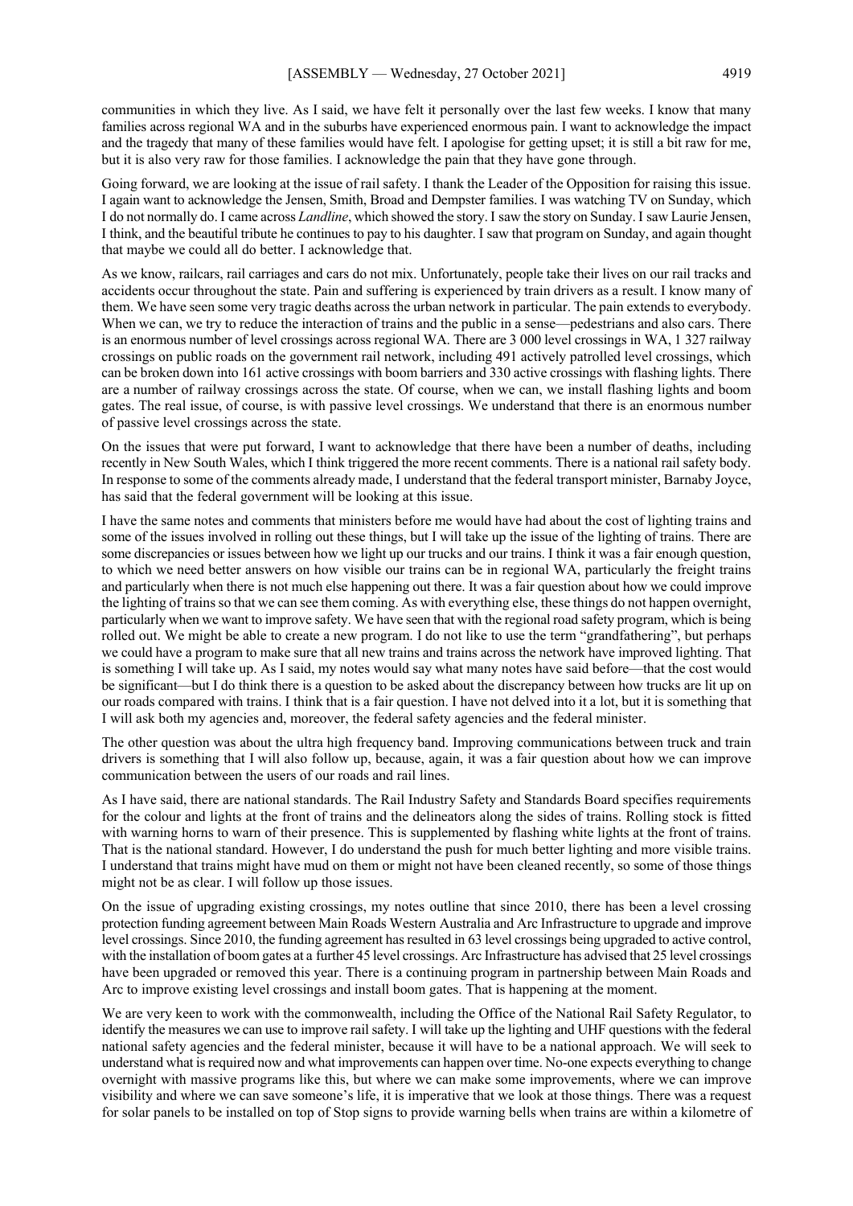communities in which they live. As I said, we have felt it personally over the last few weeks. I know that many families across regional WA and in the suburbs have experienced enormous pain. I want to acknowledge the impact and the tragedy that many of these families would have felt. I apologise for getting upset; it is still a bit raw for me, but it is also very raw for those families. I acknowledge the pain that they have gone through.

Going forward, we are looking at the issue of rail safety. I thank the Leader of the Opposition for raising this issue. I again want to acknowledge the Jensen, Smith, Broad and Dempster families. I was watching TV on Sunday, which I do not normally do. I came across *Landline*, which showed the story. I saw the story on Sunday. I saw Laurie Jensen, I think, and the beautiful tribute he continues to pay to his daughter. I saw that program on Sunday, and again thought that maybe we could all do better. I acknowledge that.

As we know, railcars, rail carriages and cars do not mix. Unfortunately, people take their lives on our rail tracks and accidents occur throughout the state. Pain and suffering is experienced by train drivers as a result. I know many of them. We have seen some very tragic deaths across the urban network in particular. The pain extends to everybody. When we can, we try to reduce the interaction of trains and the public in a sense—pedestrians and also cars. There is an enormous number of level crossings across regional WA. There are 3 000 level crossings in WA, 1 327 railway crossings on public roads on the government rail network, including 491 actively patrolled level crossings, which can be broken down into 161 active crossings with boom barriers and 330 active crossings with flashing lights. There are a number of railway crossings across the state. Of course, when we can, we install flashing lights and boom gates. The real issue, of course, is with passive level crossings. We understand that there is an enormous number of passive level crossings across the state.

On the issues that were put forward, I want to acknowledge that there have been a number of deaths, including recently in New South Wales, which I think triggered the more recent comments. There is a national rail safety body. In response to some of the comments already made, I understand that the federal transport minister, Barnaby Joyce, has said that the federal government will be looking at this issue.

I have the same notes and comments that ministers before me would have had about the cost of lighting trains and some of the issues involved in rolling out these things, but I will take up the issue of the lighting of trains. There are some discrepancies or issues between how we light up our trucks and our trains. I think it was a fair enough question, to which we need better answers on how visible our trains can be in regional WA, particularly the freight trains and particularly when there is not much else happening out there. It was a fair question about how we could improve the lighting of trains so that we can see them coming. As with everything else, these things do not happen overnight, particularly when we want to improve safety. We have seen that with the regional road safety program, which is being rolled out. We might be able to create a new program. I do not like to use the term "grandfathering", but perhaps we could have a program to make sure that all new trains and trains across the network have improved lighting. That is something I will take up. As I said, my notes would say what many notes have said before—that the cost would be significant—but I do think there is a question to be asked about the discrepancy between how trucks are lit up on our roads compared with trains. I think that is a fair question. I have not delved into it a lot, but it is something that I will ask both my agencies and, moreover, the federal safety agencies and the federal minister.

The other question was about the ultra high frequency band. Improving communications between truck and train drivers is something that I will also follow up, because, again, it was a fair question about how we can improve communication between the users of our roads and rail lines.

As I have said, there are national standards. The Rail Industry Safety and Standards Board specifies requirements for the colour and lights at the front of trains and the delineators along the sides of trains. Rolling stock is fitted with warning horns to warn of their presence. This is supplemented by flashing white lights at the front of trains. That is the national standard. However, I do understand the push for much better lighting and more visible trains. I understand that trains might have mud on them or might not have been cleaned recently, so some of those things might not be as clear. I will follow up those issues.

On the issue of upgrading existing crossings, my notes outline that since 2010, there has been a level crossing protection funding agreement between Main Roads Western Australia and Arc Infrastructure to upgrade and improve level crossings. Since 2010, the funding agreement has resulted in 63 level crossings being upgraded to active control, with the installation of boom gates at a further 45 level crossings. Arc Infrastructure has advised that 25 level crossings have been upgraded or removed this year. There is a continuing program in partnership between Main Roads and Arc to improve existing level crossings and install boom gates. That is happening at the moment.

We are very keen to work with the commonwealth, including the Office of the National Rail Safety Regulator, to identify the measures we can use to improve rail safety. I will take up the lighting and UHF questions with the federal national safety agencies and the federal minister, because it will have to be a national approach. We will seek to understand what is required now and what improvements can happen over time. No-one expects everything to change overnight with massive programs like this, but where we can make some improvements, where we can improve visibility and where we can save someone's life, it is imperative that we look at those things. There was a request for solar panels to be installed on top of Stop signs to provide warning bells when trains are within a kilometre of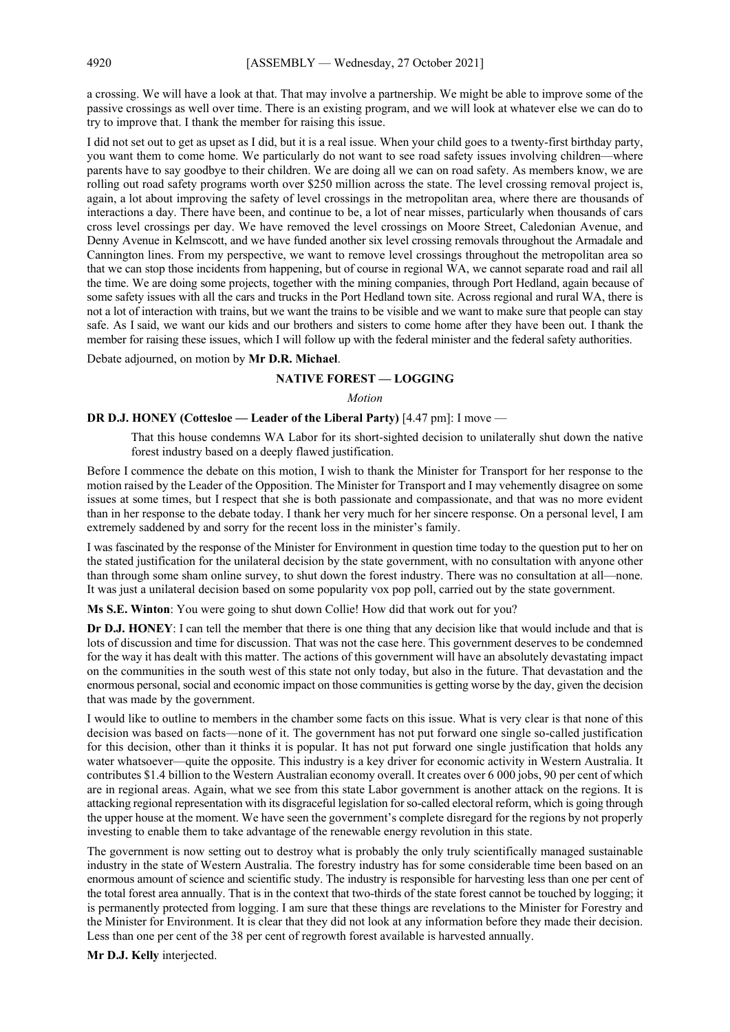a crossing. We will have a look at that. That may involve a partnership. We might be able to improve some of the passive crossings as well over time. There is an existing program, and we will look at whatever else we can do to try to improve that. I thank the member for raising this issue.

I did not set out to get as upset as I did, but it is a real issue. When your child goes to a twenty-first birthday party, you want them to come home. We particularly do not want to see road safety issues involving children—where parents have to say goodbye to their children. We are doing all we can on road safety. As members know, we are rolling out road safety programs worth over $250 million across the state. The level crossing removal project is, again, a lot about improving the safety of level crossings in the metropolitan area, where there are thousands of interactions a day. There have been, and continue to be, a lot of near misses, particularly when thousands of cars cross level crossings per day. We have removed the level crossings on Moore Street, Caledonian Avenue, and Denny Avenue in Kelmscott, and we have funded another six level crossing removals throughout the Armadale and Cannington lines. From my perspective, we want to remove level crossings throughout the metropolitan area so that we can stop those incidents from happening, but of course in regional WA, we cannot separate road and rail all the time. We are doing some projects, together with the mining companies, through Port Hedland, again because of some safety issues with all the cars and trucks in the Port Hedland town site. Across regional and rural WA, there is not a lot of interaction with trains, but we want the trains to be visible and we want to make sure that people can stay safe. As I said, we want our kids and our brothers and sisters to come home after they have been out. I thank the member for raising these issues, which I will follow up with the federal minister and the federal safety authorities.

Debate adjourned, on motion by **Mr D.R. Michael**.

## NATIVE FOREST — LOGGING

*Motion*

**DR D.J. HONEY (Cottesloe — Leader of the Liberal Party)** [4.47 pm]: I move —

> That this house condemns WA Labor for its short-sighted decision to unilaterally shut down the native forest industry based on a deeply flawed justification.

Before I commence the debate on this motion, I wish to thank the Minister for Transport for her response to the motion raised by the Leader of the Opposition. The Minister for Transport and I may vehemently disagree on some issues at some times, but I respect that she is both passionate and compassionate, and that was no more evident than in her response to the debate today. I thank her very much for her sincere response. On a personal level, I am extremely saddened by and sorry for the recent loss in the minister's family.

I was fascinated by the response of the Minister for Environment in question time today to the question put to her on the stated justification for the unilateral decision by the state government, with no consultation with anyone other than through some sham online survey, to shut down the forest industry. There was no consultation at all—none. It was just a unilateral decision based on some popularity vox pop poll, carried out by the state government.

**Ms S.E. Winton**: You were going to shut down Collie! How did that work out for you?

**Dr D.J. HONEY**: I can tell the member that there is one thing that any decision like that would include and that is lots of discussion and time for discussion. That was not the case here. This government deserves to be condemned for the way it has dealt with this matter. The actions of this government will have an absolutely devastating impact on the communities in the south west of this state not only today, but also in the future. That devastation and the enormous personal, social and economic impact on those communities is getting worse by the day, given the decision that was made by the government.

I would like to outline to members in the chamber some facts on this issue. What is very clear is that none of this decision was based on facts—none of it. The government has not put forward one single so-called justification for this decision, other than it thinks it is popular. It has not put forward one single justification that holds any water whatsoever—quite the opposite. This industry is a key driver for economic activity in Western Australia. It contributes $1.4 billion to the Western Australian economy overall. It creates over 6 000 jobs, 90 per cent of which are in regional areas. Again, what we see from this state Labor government is another attack on the regions. It is attacking regional representation with its disgraceful legislation for so-called electoral reform, which is going through the upper house at the moment. We have seen the government's complete disregard for the regions by not properly investing to enable them to take advantage of the renewable energy revolution in this state.

The government is now setting out to destroy what is probably the only truly scientifically managed sustainable industry in the state of Western Australia. The forestry industry has for some considerable time been based on an enormous amount of science and scientific study. The industry is responsible for harvesting less than one per cent of the total forest area annually. That is in the context that two-thirds of the state forest cannot be touched by logging; it is permanently protected from logging. I am sure that these things are revelations to the Minister for Forestry and the Minister for Environment. It is clear that they did not look at any information before they made their decision. Less than one per cent of the 38 per cent of regrowth forest available is harvested annually.

**Mr D.J. Kelly** interjected.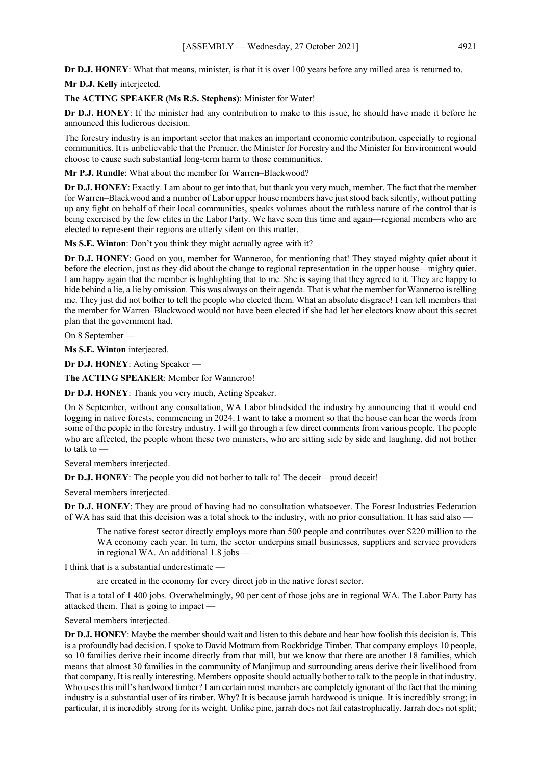**Dr D.J. HONEY**: What that means, minister, is that it is over 100 years before any milled area is returned to.

**Mr D.J. Kelly** interjected.

**The ACTING SPEAKER (Ms R.S. Stephens)**: Minister for Water!

**Dr D.J. HONEY**: If the minister had any contribution to make to this issue, he should have made it before he announced this ludicrous decision.

The forestry industry is an important sector that makes an important economic contribution, especially to regional communities. It is unbelievable that the Premier, the Minister for Forestry and the Minister for Environment would choose to cause such substantial long-term harm to those communities.

**Mr P.J. Rundle**: What about the member for Warren–Blackwood?

**Dr D.J. HONEY**: Exactly. I am about to get into that, but thank you very much, member. The fact that the member for Warren–Blackwood and a number of Labor upper house members have just stood back silently, without putting up any fight on behalf of their local communities, speaks volumes about the ruthless nature of the control that is being exercised by the few elites in the Labor Party. We have seen this time and again—regional members who are elected to represent their regions are utterly silent on this matter.

**Ms S.E. Winton**: Don't you think they might actually agree with it?

**Dr D.J. HONEY**: Good on you, member for Wanneroo, for mentioning that! They stayed mighty quiet about it before the election, just as they did about the change to regional representation in the upper house—mighty quiet. I am happy again that the member is highlighting that to me. She is saying that they agreed to it. They are happy to hide behind a lie, a lie by omission. This was always on their agenda. That is what the member for Wanneroo is telling me. They just did not bother to tell the people who elected them. What an absolute disgrace! I can tell members that the member for Warren–Blackwood would not have been elected if she had let her electors know about this secret plan that the government had.

On 8 September —

**Ms S.E. Winton** interjected.

**Dr D.J. HONEY**: Acting Speaker —

**The ACTING SPEAKER**: Member for Wanneroo!

**Dr D.J. HONEY**: Thank you very much, Acting Speaker.

On 8 September, without any consultation, WA Labor blindsided the industry by announcing that it would end logging in native forests, commencing in 2024. I want to take a moment so that the house can hear the words from some of the people in the forestry industry. I will go through a few direct comments from various people. The people who are affected, the people whom these two ministers, who are sitting side by side and laughing, did not bother to talk to —

Several members interjected.

**Dr D.J. HONEY**: The people you did not bother to talk to! The deceit—proud deceit!

Several members interjected.

**Dr D.J. HONEY**: They are proud of having had no consultation whatsoever. The Forest Industries Federation of WA has said that this decision was a total shock to the industry, with no prior consultation. It has said also —

> The native forest sector directly employs more than 500 people and contributes over $220 million to the WA economy each year. In turn, the sector underpins small businesses, suppliers and service providers in regional WA. An additional 1.8 jobs —

I think that is a substantial underestimate —

> are created in the economy for every direct job in the native forest sector.

That is a total of 1 400 jobs. Overwhelmingly, 90 per cent of those jobs are in regional WA. The Labor Party has attacked them. That is going to impact —

Several members interjected.

**Dr D.J. HONEY**: Maybe the member should wait and listen to this debate and hear how foolish this decision is. This is a profoundly bad decision. I spoke to David Mottram from Rockbridge Timber. That company employs 10 people, so 10 families derive their income directly from that mill, but we know that there are another 18 families, which means that almost 30 families in the community of Manjimup and surrounding areas derive their livelihood from that company. It is really interesting. Members opposite should actually bother to talk to the people in that industry. Who uses this mill's hardwood timber? I am certain most members are completely ignorant of the fact that the mining industry is a substantial user of its timber. Why? It is because jarrah hardwood is unique. It is incredibly strong; in particular, it is incredibly strong for its weight. Unlike pine, jarrah does not fail catastrophically. Jarrah does not split;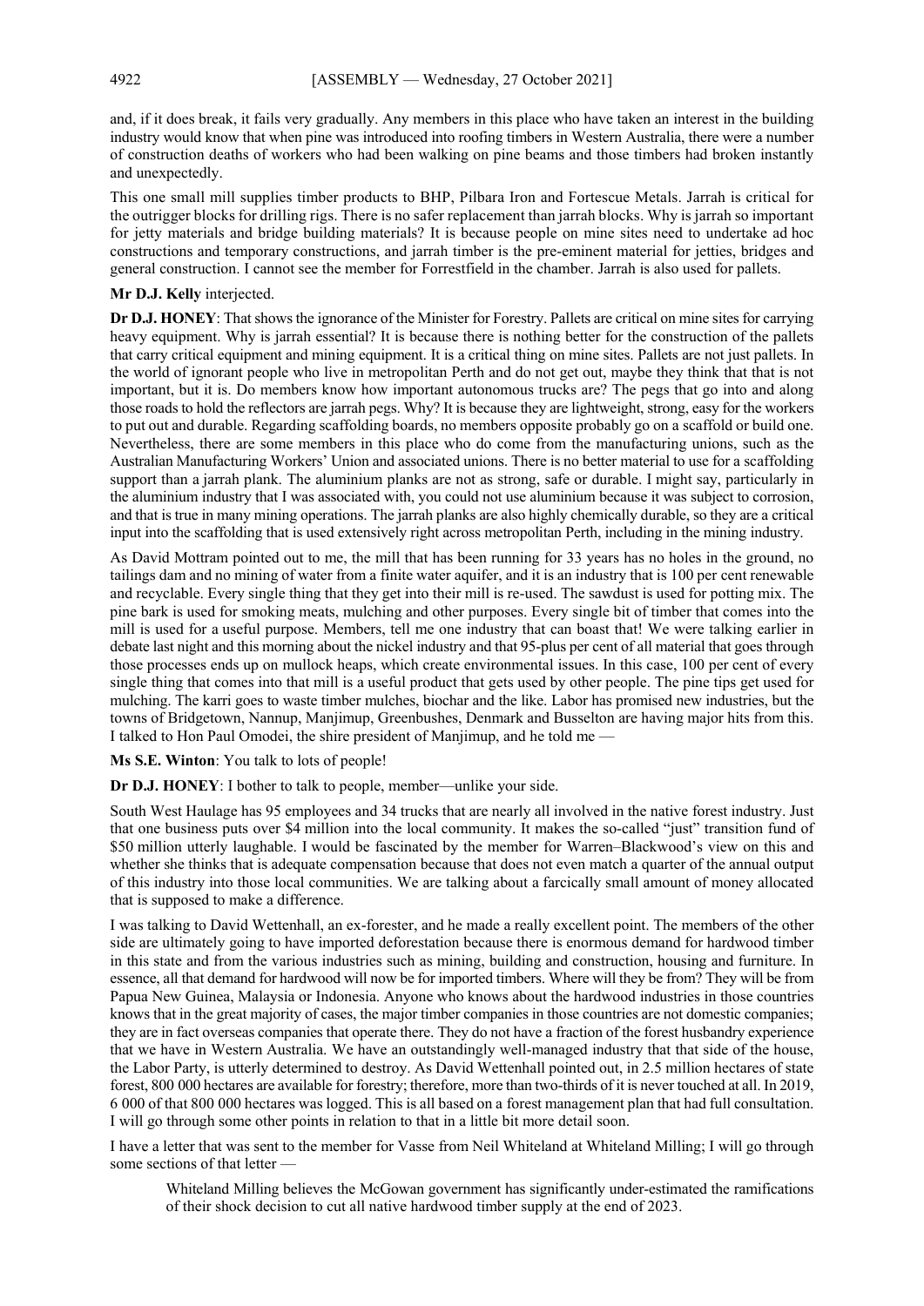and, if it does break, it fails very gradually. Any members in this place who have taken an interest in the building industry would know that when pine was introduced into roofing timbers in Western Australia, there were a number of construction deaths of workers who had been walking on pine beams and those timbers had broken instantly and unexpectedly.

This one small mill supplies timber products to BHP, Pilbara Iron and Fortescue Metals. Jarrah is critical for the outrigger blocks for drilling rigs. There is no safer replacement than jarrah blocks. Why is jarrah so important for jetty materials and bridge building materials? It is because people on mine sites need to undertake ad hoc constructions and temporary constructions, and jarrah timber is the pre-eminent material for jetties, bridges and general construction. I cannot see the member for Forrestfield in the chamber. Jarrah is also used for pallets.

**Mr D.J. Kelly** interjected.

**Dr D.J. HONEY**: That shows the ignorance of the Minister for Forestry. Pallets are critical on mine sites for carrying heavy equipment. Why is jarrah essential? It is because there is nothing better for the construction of the pallets that carry critical equipment and mining equipment. It is a critical thing on mine sites. Pallets are not just pallets. In the world of ignorant people who live in metropolitan Perth and do not get out, maybe they think that that is not important, but it is. Do members know how important autonomous trucks are? The pegs that go into and along those roads to hold the reflectors are jarrah pegs. Why? It is because they are lightweight, strong, easy for the workers to put out and durable. Regarding scaffolding boards, no members opposite probably go on a scaffold or build one. Nevertheless, there are some members in this place who do come from the manufacturing unions, such as the Australian Manufacturing Workers' Union and associated unions. There is no better material to use for a scaffolding support than a jarrah plank. The aluminium planks are not as strong, safe or durable. I might say, particularly in the aluminium industry that I was associated with, you could not use aluminium because it was subject to corrosion, and that is true in many mining operations. The jarrah planks are also highly chemically durable, so they are a critical input into the scaffolding that is used extensively right across metropolitan Perth, including in the mining industry.

As David Mottram pointed out to me, the mill that has been running for 33 years has no holes in the ground, no tailings dam and no mining of water from a finite water aquifer, and it is an industry that is 100 per cent renewable and recyclable. Every single thing that they get into their mill is re-used. The sawdust is used for potting mix. The pine bark is used for smoking meats, mulching and other purposes. Every single bit of timber that comes into the mill is used for a useful purpose. Members, tell me one industry that can boast that! We were talking earlier in debate last night and this morning about the nickel industry and that 95-plus per cent of all material that goes through those processes ends up on mullock heaps, which create environmental issues. In this case, 100 per cent of every single thing that comes into that mill is a useful product that gets used by other people. The pine tips get used for mulching. The karri goes to waste timber mulches, biochar and the like. Labor has promised new industries, but the towns of Bridgetown, Nannup, Manjimup, Greenbushes, Denmark and Busselton are having major hits from this. I talked to Hon Paul Omodei, the shire president of Manjimup, and he told me —

**Ms S.E. Winton**: You talk to lots of people!

**Dr D.J. HONEY**: I bother to talk to people, member—unlike your side.

South West Haulage has 95 employees and 34 trucks that are nearly all involved in the native forest industry. Just that one business puts over $4 million into the local community. It makes the so-called "just" transition fund of $50 million utterly laughable. I would be fascinated by the member for Warren–Blackwood's view on this and whether she thinks that is adequate compensation because that does not even match a quarter of the annual output of this industry into those local communities. We are talking about a farcically small amount of money allocated that is supposed to make a difference.

I was talking to David Wettenhall, an ex-forester, and he made a really excellent point. The members of the other side are ultimately going to have imported deforestation because there is enormous demand for hardwood timber in this state and from the various industries such as mining, building and construction, housing and furniture. In essence, all that demand for hardwood will now be for imported timbers. Where will they be from? They will be from Papua New Guinea, Malaysia or Indonesia. Anyone who knows about the hardwood industries in those countries knows that in the great majority of cases, the major timber companies in those countries are not domestic companies; they are in fact overseas companies that operate there. They do not have a fraction of the forest husbandry experience that we have in Western Australia. We have an outstandingly well-managed industry that that side of the house, the Labor Party, is utterly determined to destroy. As David Wettenhall pointed out, in 2.5 million hectares of state forest, 800 000 hectares are available for forestry; therefore, more than two-thirds of it is never touched at all. In 2019, 6 000 of that 800 000 hectares was logged. This is all based on a forest management plan that had full consultation. I will go through some other points in relation to that in a little bit more detail soon.

I have a letter that was sent to the member for Vasse from Neil Whiteland at Whiteland Milling; I will go through some sections of that letter —

> Whiteland Milling believes the McGowan government has significantly under-estimated the ramifications of their shock decision to cut all native hardwood timber supply at the end of 2023.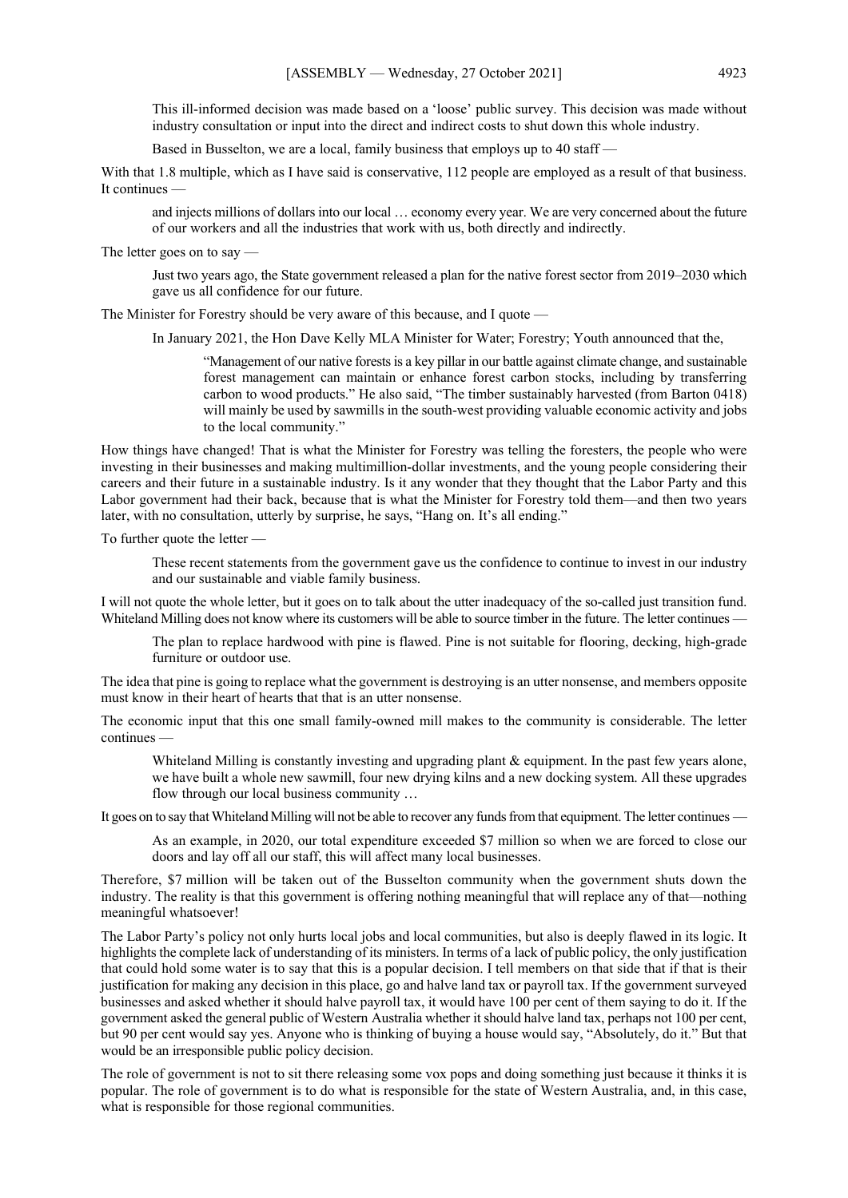This ill-informed decision was made based on a 'loose' public survey. This decision was made without industry consultation or input into the direct and indirect costs to shut down this whole industry.

Based in Busselton, we are a local, family business that employs up to 40 staff —

With that 1.8 multiple, which as I have said is conservative, 112 people are employed as a result of that business. It continues —

and injects millions of dollars into our local … economy every year. We are very concerned about the future of our workers and all the industries that work with us, both directly and indirectly.

The letter goes on to say —

Just two years ago, the State government released a plan for the native forest sector from 2019–2030 which gave us all confidence for our future.

The Minister for Forestry should be very aware of this because, and I quote —

In January 2021, the Hon Dave Kelly MLA Minister for Water; Forestry; Youth announced that the,

"Management of our native forests is a key pillar in our battle against climate change, and sustainable forest management can maintain or enhance forest carbon stocks, including by transferring carbon to wood products." He also said, "The timber sustainably harvested (from Barton 0418) will mainly be used by sawmills in the south-west providing valuable economic activity and jobs to the local community."

How things have changed! That is what the Minister for Forestry was telling the foresters, the people who were investing in their businesses and making multimillion-dollar investments, and the young people considering their careers and their future in a sustainable industry. Is it any wonder that they thought that the Labor Party and this Labor government had their back, because that is what the Minister for Forestry told them—and then two years later, with no consultation, utterly by surprise, he says, "Hang on. It's all ending."

To further quote the letter —

These recent statements from the government gave us the confidence to continue to invest in our industry and our sustainable and viable family business.

I will not quote the whole letter, but it goes on to talk about the utter inadequacy of the so-called just transition fund. Whiteland Milling does not know where its customers will be able to source timber in the future. The letter continues —

The plan to replace hardwood with pine is flawed. Pine is not suitable for flooring, decking, high-grade furniture or outdoor use.

The idea that pine is going to replace what the government is destroying is an utter nonsense, and members opposite must know in their heart of hearts that that is an utter nonsense.

The economic input that this one small family-owned mill makes to the community is considerable. The letter continues —

Whiteland Milling is constantly investing and upgrading plant & equipment. In the past few years alone, we have built a whole new sawmill, four new drying kilns and a new docking system. All these upgrades flow through our local business community …

It goes on to say that Whiteland Milling will not be able to recover any funds from that equipment. The letter continues —

As an example, in 2020, our total expenditure exceeded $7 million so when we are forced to close our doors and lay off all our staff, this will affect many local businesses.

Therefore, $7 million will be taken out of the Busselton community when the government shuts down the industry. The reality is that this government is offering nothing meaningful that will replace any of that—nothing meaningful whatsoever!

The Labor Party's policy not only hurts local jobs and local communities, but also is deeply flawed in its logic. It highlights the complete lack of understanding of its ministers. In terms of a lack of public policy, the only justification that could hold some water is to say that this is a popular decision. I tell members on that side that if that is their justification for making any decision in this place, go and halve land tax or payroll tax. If the government surveyed businesses and asked whether it should halve payroll tax, it would have 100 per cent of them saying to do it. If the government asked the general public of Western Australia whether it should halve land tax, perhaps not 100 per cent, but 90 per cent would say yes. Anyone who is thinking of buying a house would say, "Absolutely, do it." But that would be an irresponsible public policy decision.

The role of government is not to sit there releasing some vox pops and doing something just because it thinks it is popular. The role of government is to do what is responsible for the state of Western Australia, and, in this case, what is responsible for those regional communities.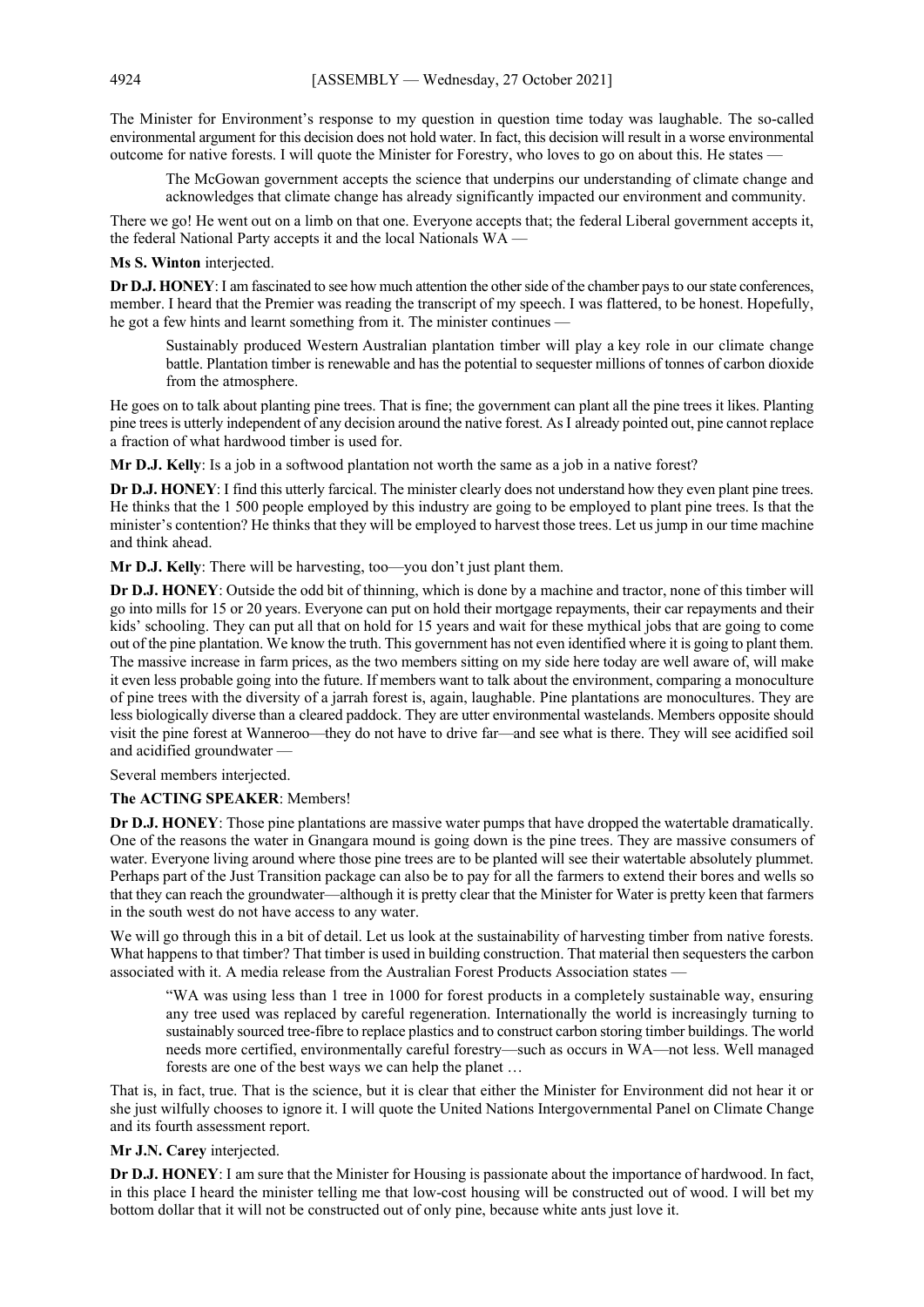The Minister for Environment's response to my question in question time today was laughable. The so-called environmental argument for this decision does not hold water. In fact, this decision will result in a worse environmental outcome for native forests. I will quote the Minister for Forestry, who loves to go on about this. He states —

> The McGowan government accepts the science that underpins our understanding of climate change and acknowledges that climate change has already significantly impacted our environment and community.

There we go! He went out on a limb on that one. Everyone accepts that; the federal Liberal government accepts it, the federal National Party accepts it and the local Nationals WA —

**Ms S. Winton** interjected.

**Dr D.J. HONEY**: I am fascinated to see how much attention the other side of the chamber pays to our state conferences, member. I heard that the Premier was reading the transcript of my speech. I was flattered, to be honest. Hopefully, he got a few hints and learnt something from it. The minister continues —

> Sustainably produced Western Australian plantation timber will play a key role in our climate change battle. Plantation timber is renewable and has the potential to sequester millions of tonnes of carbon dioxide from the atmosphere.

He goes on to talk about planting pine trees. That is fine; the government can plant all the pine trees it likes. Planting pine trees is utterly independent of any decision around the native forest. As I already pointed out, pine cannot replace a fraction of what hardwood timber is used for.

**Mr D.J. Kelly**: Is a job in a softwood plantation not worth the same as a job in a native forest?

**Dr D.J. HONEY**: I find this utterly farcical. The minister clearly does not understand how they even plant pine trees. He thinks that the 1 500 people employed by this industry are going to be employed to plant pine trees. Is that the minister's contention? He thinks that they will be employed to harvest those trees. Let us jump in our time machine and think ahead.

**Mr D.J. Kelly**: There will be harvesting, too—you don't just plant them.

**Dr D.J. HONEY**: Outside the odd bit of thinning, which is done by a machine and tractor, none of this timber will go into mills for 15 or 20 years. Everyone can put on hold their mortgage repayments, their car repayments and their kids' schooling. They can put all that on hold for 15 years and wait for these mythical jobs that are going to come out of the pine plantation. We know the truth. This government has not even identified where it is going to plant them. The massive increase in farm prices, as the two members sitting on my side here today are well aware of, will make it even less probable going into the future. If members want to talk about the environment, comparing a monoculture of pine trees with the diversity of a jarrah forest is, again, laughable. Pine plantations are monocultures. They are less biologically diverse than a cleared paddock. They are utter environmental wastelands. Members opposite should visit the pine forest at Wanneroo—they do not have to drive far—and see what is there. They will see acidified soil and acidified groundwater —

Several members interjected.

**The ACTING SPEAKER**: Members!

**Dr D.J. HONEY**: Those pine plantations are massive water pumps that have dropped the watertable dramatically. One of the reasons the water in Gnangara mound is going down is the pine trees. They are massive consumers of water. Everyone living around where those pine trees are to be planted will see their watertable absolutely plummet. Perhaps part of the Just Transition package can also be to pay for all the farmers to extend their bores and wells so that they can reach the groundwater—although it is pretty clear that the Minister for Water is pretty keen that farmers in the south west do not have access to any water.

We will go through this in a bit of detail. Let us look at the sustainability of harvesting timber from native forests. What happens to that timber? That timber is used in building construction. That material then sequesters the carbon associated with it. A media release from the Australian Forest Products Association states —

> "WA was using less than 1 tree in 1000 for forest products in a completely sustainable way, ensuring any tree used was replaced by careful regeneration. Internationally the world is increasingly turning to sustainably sourced tree-fibre to replace plastics and to construct carbon storing timber buildings. The world needs more certified, environmentally careful forestry—such as occurs in WA—not less. Well managed forests are one of the best ways we can help the planet …

That is, in fact, true. That is the science, but it is clear that either the Minister for Environment did not hear it or she just wilfully chooses to ignore it. I will quote the United Nations Intergovernmental Panel on Climate Change and its fourth assessment report.

**Mr J.N. Carey** interjected.

**Dr D.J. HONEY**: I am sure that the Minister for Housing is passionate about the importance of hardwood. In fact, in this place I heard the minister telling me that low-cost housing will be constructed out of wood. I will bet my bottom dollar that it will not be constructed out of only pine, because white ants just love it.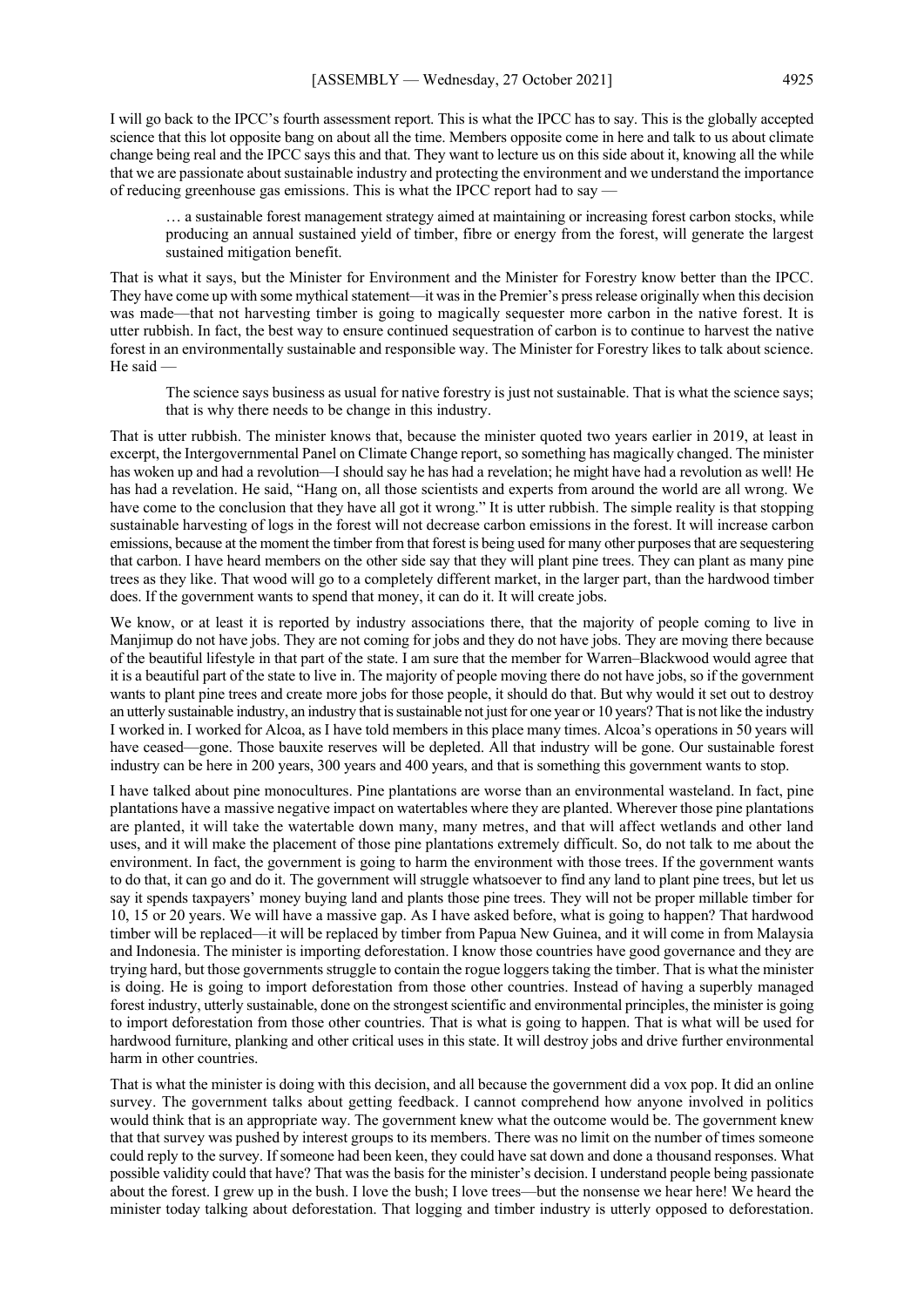I will go back to the IPCC's fourth assessment report. This is what the IPCC has to say. This is the globally accepted science that this lot opposite bang on about all the time. Members opposite come in here and talk to us about climate change being real and the IPCC says this and that. They want to lecture us on this side about it, knowing all the while that we are passionate about sustainable industry and protecting the environment and we understand the importance of reducing greenhouse gas emissions. This is what the IPCC report had to say —

> … a sustainable forest management strategy aimed at maintaining or increasing forest carbon stocks, while producing an annual sustained yield of timber, fibre or energy from the forest, will generate the largest sustained mitigation benefit.

That is what it says, but the Minister for Environment and the Minister for Forestry know better than the IPCC. They have come up with some mythical statement—it was in the Premier's press release originally when this decision was made—that not harvesting timber is going to magically sequester more carbon in the native forest. It is utter rubbish. In fact, the best way to ensure continued sequestration of carbon is to continue to harvest the native forest in an environmentally sustainable and responsible way. The Minister for Forestry likes to talk about science. He said —

> The science says business as usual for native forestry is just not sustainable. That is what the science says; that is why there needs to be change in this industry.

That is utter rubbish. The minister knows that, because the minister quoted two years earlier in 2019, at least in excerpt, the Intergovernmental Panel on Climate Change report, so something has magically changed. The minister has woken up and had a revolution—I should say he has had a revelation; he might have had a revolution as well! He has had a revelation. He said, "Hang on, all those scientists and experts from around the world are all wrong. We have come to the conclusion that they have all got it wrong." It is utter rubbish. The simple reality is that stopping sustainable harvesting of logs in the forest will not decrease carbon emissions in the forest. It will increase carbon emissions, because at the moment the timber from that forest is being used for many other purposes that are sequestering that carbon. I have heard members on the other side say that they will plant pine trees. They can plant as many pine trees as they like. That wood will go to a completely different market, in the larger part, than the hardwood timber does. If the government wants to spend that money, it can do it. It will create jobs.

We know, or at least it is reported by industry associations there, that the majority of people coming to live in Manjimup do not have jobs. They are not coming for jobs and they do not have jobs. They are moving there because of the beautiful lifestyle in that part of the state. I am sure that the member for Warren–Blackwood would agree that it is a beautiful part of the state to live in. The majority of people moving there do not have jobs, so if the government wants to plant pine trees and create more jobs for those people, it should do that. But why would it set out to destroy an utterly sustainable industry, an industry that is sustainable not just for one year or 10 years? That is not like the industry I worked in. I worked for Alcoa, as I have told members in this place many times. Alcoa's operations in 50 years will have ceased—gone. Those bauxite reserves will be depleted. All that industry will be gone. Our sustainable forest industry can be here in 200 years, 300 years and 400 years, and that is something this government wants to stop.

I have talked about pine monocultures. Pine plantations are worse than an environmental wasteland. In fact, pine plantations have a massive negative impact on watertables where they are planted. Wherever those pine plantations are planted, it will take the watertable down many, many metres, and that will affect wetlands and other land uses, and it will make the placement of those pine plantations extremely difficult. So, do not talk to me about the environment. In fact, the government is going to harm the environment with those trees. If the government wants to do that, it can go and do it. The government will struggle whatsoever to find any land to plant pine trees, but let us say it spends taxpayers' money buying land and plants those pine trees. They will not be proper millable timber for 10, 15 or 20 years. We will have a massive gap. As I have asked before, what is going to happen? That hardwood timber will be replaced—it will be replaced by timber from Papua New Guinea, and it will come in from Malaysia and Indonesia. The minister is importing deforestation. I know those countries have good governance and they are trying hard, but those governments struggle to contain the rogue loggers taking the timber. That is what the minister is doing. He is going to import deforestation from those other countries. Instead of having a superbly managed forest industry, utterly sustainable, done on the strongest scientific and environmental principles, the minister is going to import deforestation from those other countries. That is what is going to happen. That is what will be used for hardwood furniture, planking and other critical uses in this state. It will destroy jobs and drive further environmental harm in other countries.

That is what the minister is doing with this decision, and all because the government did a vox pop. It did an online survey. The government talks about getting feedback. I cannot comprehend how anyone involved in politics would think that is an appropriate way. The government knew what the outcome would be. The government knew that that survey was pushed by interest groups to its members. There was no limit on the number of times someone could reply to the survey. If someone had been keen, they could have sat down and done a thousand responses. What possible validity could that have? That was the basis for the minister's decision. I understand people being passionate about the forest. I grew up in the bush. I love the bush; I love trees—but the nonsense we hear here! We heard the minister today talking about deforestation. That logging and timber industry is utterly opposed to deforestation.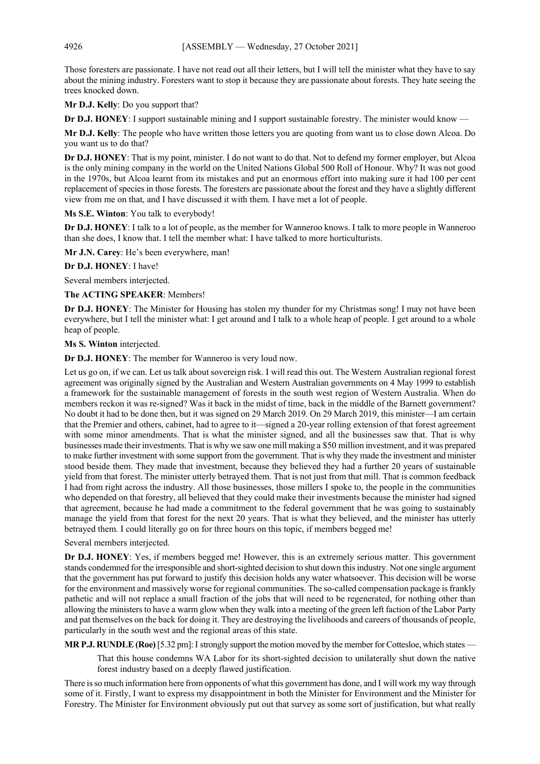Those foresters are passionate. I have not read out all their letters, but I will tell the minister what they have to say about the mining industry. Foresters want to stop it because they are passionate about forests. They hate seeing the trees knocked down.

**Mr D.J. Kelly**: Do you support that?

**Dr D.J. HONEY**: I support sustainable mining and I support sustainable forestry. The minister would know —

**Mr D.J. Kelly**: The people who have written those letters you are quoting from want us to close down Alcoa. Do you want us to do that?

**Dr D.J. HONEY**: That is my point, minister. I do not want to do that. Not to defend my former employer, but Alcoa is the only mining company in the world on the United Nations Global 500 Roll of Honour. Why? It was not good in the 1970s, but Alcoa learnt from its mistakes and put an enormous effort into making sure it had 100 per cent replacement of species in those forests. The foresters are passionate about the forest and they have a slightly different view from me on that, and I have discussed it with them. I have met a lot of people.

**Ms S.E. Winton**: You talk to everybody!

**Dr D.J. HONEY**: I talk to a lot of people, as the member for Wanneroo knows. I talk to more people in Wanneroo than she does, I know that. I tell the member what: I have talked to more horticulturists.

**Mr J.N. Carey**: He's been everywhere, man!

**Dr D.J. HONEY**: I have!

Several members interjected.

**The ACTING SPEAKER**: Members!

**Dr D.J. HONEY**: The Minister for Housing has stolen my thunder for my Christmas song! I may not have been everywhere, but I tell the minister what: I get around and I talk to a whole heap of people. I get around to a whole heap of people.

**Ms S. Winton** interjected.

**Dr D.J. HONEY**: The member for Wanneroo is very loud now.

Let us go on, if we can. Let us talk about sovereign risk. I will read this out. The Western Australian regional forest agreement was originally signed by the Australian and Western Australian governments on 4 May 1999 to establish a framework for the sustainable management of forests in the south west region of Western Australia. When do members reckon it was re-signed? Was it back in the midst of time, back in the middle of the Barnett government? No doubt it had to be done then, but it was signed on 29 March 2019. On 29 March 2019, this minister—I am certain that the Premier and others, cabinet, had to agree to it—signed a 20-year rolling extension of that forest agreement with some minor amendments. That is what the minister signed, and all the businesses saw that. That is why businesses made their investments. That is why we saw one mill making a $50 million investment, and it was prepared to make further investment with some support from the government. That is why they made the investment and minister stood beside them. They made that investment, because they believed they had a further 20 years of sustainable yield from that forest. The minister utterly betrayed them. That is not just from that mill. That is common feedback I had from right across the industry. All those businesses, those millers I spoke to, the people in the communities who depended on that forestry, all believed that they could make their investments because the minister had signed that agreement, because he had made a commitment to the federal government that he was going to sustainably manage the yield from that forest for the next 20 years. That is what they believed, and the minister has utterly betrayed them. I could literally go on for three hours on this topic, if members begged me!

Several members interjected.

**Dr D.J. HONEY**: Yes, if members begged me! However, this is an extremely serious matter. This government stands condemned for the irresponsible and short-sighted decision to shut down this industry. Not one single argument that the government has put forward to justify this decision holds any water whatsoever. This decision will be worse for the environment and massively worse for regional communities. The so-called compensation package is frankly pathetic and will not replace a small fraction of the jobs that will need to be regenerated, for nothing other than allowing the ministers to have a warm glow when they walk into a meeting of the green left faction of the Labor Party and pat themselves on the back for doing it. They are destroying the livelihoods and careers of thousands of people, particularly in the south west and the regional areas of this state.

**MR P.J. RUNDLE (Roe)** [5.32 pm]: I strongly support the motion moved by the member for Cottesloe, which states —

> That this house condemns WA Labor for its short-sighted decision to unilaterally shut down the native forest industry based on a deeply flawed justification.

There is so much information here from opponents of what this government has done, and I will work my way through some of it. Firstly, I want to express my disappointment in both the Minister for Environment and the Minister for Forestry. The Minister for Environment obviously put out that survey as some sort of justification, but what really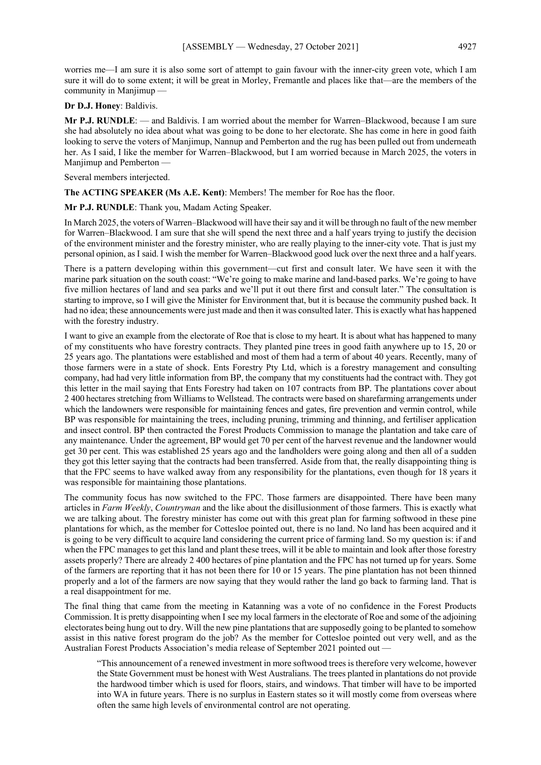worries me—I am sure it is also some sort of attempt to gain favour with the inner-city green vote, which I am sure it will do to some extent; it will be great in Morley, Fremantle and places like that—are the members of the community in Manjimup —

**Dr D.J. Honey**: Baldivis.

**Mr P.J. RUNDLE**: — and Baldivis. I am worried about the member for Warren–Blackwood, because I am sure she had absolutely no idea about what was going to be done to her electorate. She has come in here in good faith looking to serve the voters of Manjimup, Nannup and Pemberton and the rug has been pulled out from underneath her. As I said, I like the member for Warren–Blackwood, but I am worried because in March 2025, the voters in Manjimup and Pemberton —

Several members interjected.

**The ACTING SPEAKER (Ms A.E. Kent)**: Members! The member for Roe has the floor.

**Mr P.J. RUNDLE**: Thank you, Madam Acting Speaker.

In March 2025, the voters of Warren–Blackwood will have their say and it will be through no fault of the new member for Warren–Blackwood. I am sure that she will spend the next three and a half years trying to justify the decision of the environment minister and the forestry minister, who are really playing to the inner-city vote. That is just my personal opinion, as I said. I wish the member for Warren–Blackwood good luck over the next three and a half years.

There is a pattern developing within this government—cut first and consult later. We have seen it with the marine park situation on the south coast: "We're going to make marine and land-based parks. We're going to have five million hectares of land and sea parks and we'll put it out there first and consult later." The consultation is starting to improve, so I will give the Minister for Environment that, but it is because the community pushed back. It had no idea; these announcements were just made and then it was consulted later. This is exactly what has happened with the forestry industry.

I want to give an example from the electorate of Roe that is close to my heart. It is about what has happened to many of my constituents who have forestry contracts. They planted pine trees in good faith anywhere up to 15, 20 or 25 years ago. The plantations were established and most of them had a term of about 40 years. Recently, many of those farmers were in a state of shock. Ents Forestry Pty Ltd, which is a forestry management and consulting company, had had very little information from BP, the company that my constituents had the contract with. They got this letter in the mail saying that Ents Forestry had taken on 107 contracts from BP. The plantations cover about 2 400 hectares stretching from Williams to Wellstead. The contracts were based on sharefarming arrangements under which the landowners were responsible for maintaining fences and gates, fire prevention and vermin control, while BP was responsible for maintaining the trees, including pruning, trimming and thinning, and fertiliser application and insect control. BP then contracted the Forest Products Commission to manage the plantation and take care of any maintenance. Under the agreement, BP would get 70 per cent of the harvest revenue and the landowner would get 30 per cent. This was established 25 years ago and the landholders were going along and then all of a sudden they got this letter saying that the contracts had been transferred. Aside from that, the really disappointing thing is that the FPC seems to have walked away from any responsibility for the plantations, even though for 18 years it was responsible for maintaining those plantations.

The community focus has now switched to the FPC. Those farmers are disappointed. There have been many articles in *Farm Weekly*, *Countryman* and the like about the disillusionment of those farmers. This is exactly what we are talking about. The forestry minister has come out with this great plan for farming softwood in these pine plantations for which, as the member for Cottesloe pointed out, there is no land. No land has been acquired and it is going to be very difficult to acquire land considering the current price of farming land. So my question is: if and when the FPC manages to get this land and plant these trees, will it be able to maintain and look after those forestry assets properly? There are already 2 400 hectares of pine plantation and the FPC has not turned up for years. Some of the farmers are reporting that it has not been there for 10 or 15 years. The pine plantation has not been thinned properly and a lot of the farmers are now saying that they would rather the land go back to farming land. That is a real disappointment for me.

The final thing that came from the meeting in Katanning was a vote of no confidence in the Forest Products Commission. It is pretty disappointing when I see my local farmers in the electorate of Roe and some of the adjoining electorates being hung out to dry. Will the new pine plantations that are supposedly going to be planted to somehow assist in this native forest program do the job? As the member for Cottesloe pointed out very well, and as the Australian Forest Products Association's media release of September 2021 pointed out —

> "This announcement of a renewed investment in more softwood trees is therefore very welcome, however the State Government must be honest with West Australians. The trees planted in plantations do not provide the hardwood timber which is used for floors, stairs, and windows. That timber will have to be imported into WA in future years. There is no surplus in Eastern states so it will mostly come from overseas where often the same high levels of environmental control are not operating.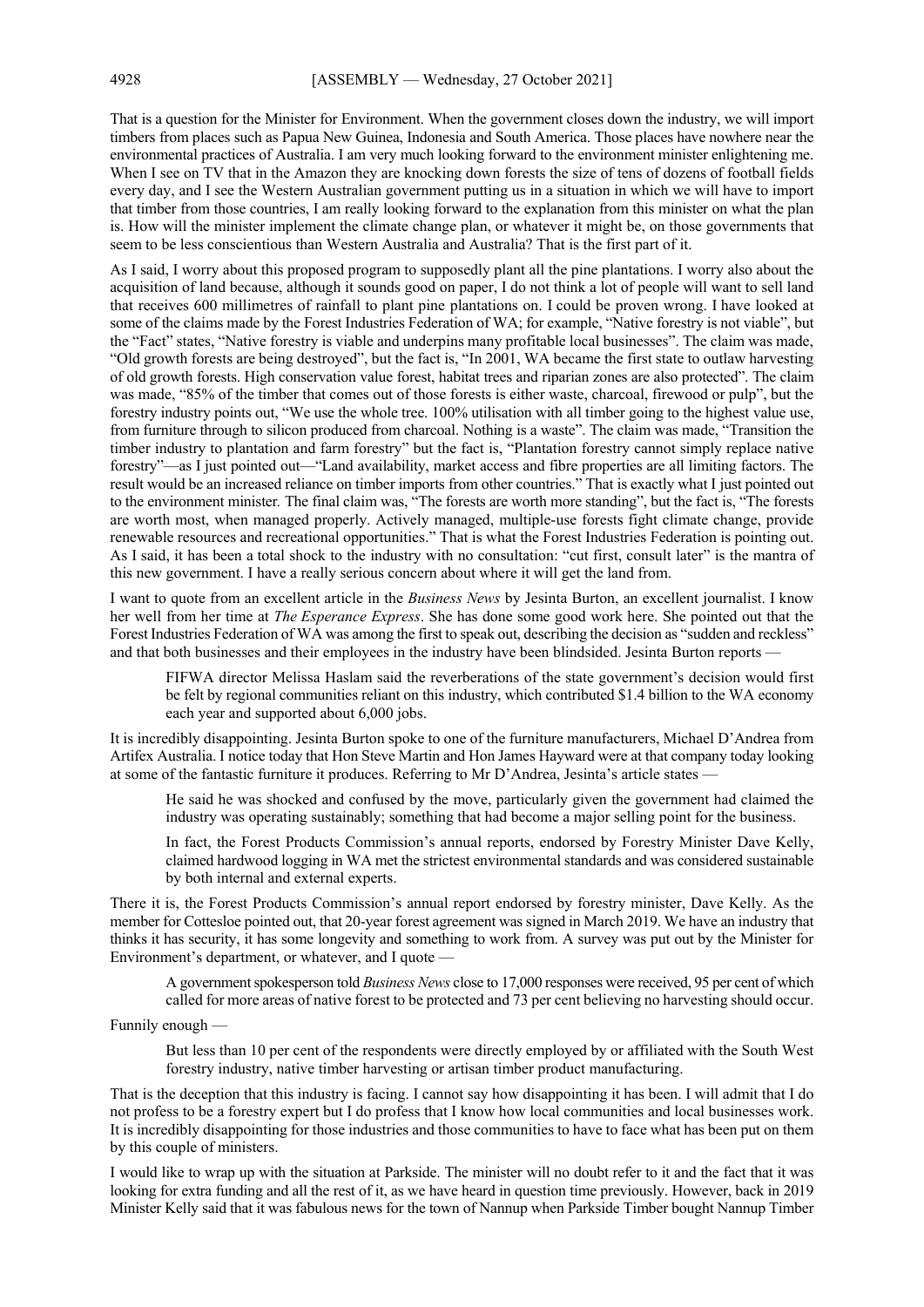That is a question for the Minister for Environment. When the government closes down the industry, we will import timbers from places such as Papua New Guinea, Indonesia and South America. Those places have nowhere near the environmental practices of Australia. I am very much looking forward to the environment minister enlightening me. When I see on TV that in the Amazon they are knocking down forests the size of tens of dozens of football fields every day, and I see the Western Australian government putting us in a situation in which we will have to import that timber from those countries, I am really looking forward to the explanation from this minister on what the plan is. How will the minister implement the climate change plan, or whatever it might be, on those governments that seem to be less conscientious than Western Australia and Australia? That is the first part of it.

As I said, I worry about this proposed program to supposedly plant all the pine plantations. I worry also about the acquisition of land because, although it sounds good on paper, I do not think a lot of people will want to sell land that receives 600 millimetres of rainfall to plant pine plantations on. I could be proven wrong. I have looked at some of the claims made by the Forest Industries Federation of WA; for example, "Native forestry is not viable", but the "Fact" states, "Native forestry is viable and underpins many profitable local businesses". The claim was made, "Old growth forests are being destroyed", but the fact is, "In 2001, WA became the first state to outlaw harvesting of old growth forests. High conservation value forest, habitat trees and riparian zones are also protected". The claim was made, "85% of the timber that comes out of those forests is either waste, charcoal, firewood or pulp", but the forestry industry points out, "We use the whole tree. 100% utilisation with all timber going to the highest value use, from furniture through to silicon produced from charcoal. Nothing is a waste". The claim was made, "Transition the timber industry to plantation and farm forestry" but the fact is, "Plantation forestry cannot simply replace native forestry"—as I just pointed out—"Land availability, market access and fibre properties are all limiting factors. The result would be an increased reliance on timber imports from other countries." That is exactly what I just pointed out to the environment minister. The final claim was, "The forests are worth more standing", but the fact is, "The forests are worth most, when managed properly. Actively managed, multiple-use forests fight climate change, provide renewable resources and recreational opportunities." That is what the Forest Industries Federation is pointing out. As I said, it has been a total shock to the industry with no consultation: "cut first, consult later" is the mantra of this new government. I have a really serious concern about where it will get the land from.

I want to quote from an excellent article in the *Business News* by Jesinta Burton, an excellent journalist. I know her well from her time at *The Esperance Express*. She has done some good work here. She pointed out that the Forest Industries Federation of WA was among the first to speak out, describing the decision as "sudden and reckless" and that both businesses and their employees in the industry have been blindsided. Jesinta Burton reports —

> FIFWA director Melissa Haslam said the reverberations of the state government's decision would first be felt by regional communities reliant on this industry, which contributed \$1.4 billion to the WA economy each year and supported about 6,000 jobs.

It is incredibly disappointing. Jesinta Burton spoke to one of the furniture manufacturers, Michael D'Andrea from Artifex Australia. I notice today that Hon Steve Martin and Hon James Hayward were at that company today looking at some of the fantastic furniture it produces. Referring to Mr D'Andrea, Jesinta's article states —

> He said he was shocked and confused by the move, particularly given the government had claimed the industry was operating sustainably; something that had become a major selling point for the business.
>
> In fact, the Forest Products Commission's annual reports, endorsed by Forestry Minister Dave Kelly, claimed hardwood logging in WA met the strictest environmental standards and was considered sustainable by both internal and external experts.

There it is, the Forest Products Commission's annual report endorsed by forestry minister, Dave Kelly. As the member for Cottesloe pointed out, that 20-year forest agreement was signed in March 2019. We have an industry that thinks it has security, it has some longevity and something to work from. A survey was put out by the Minister for Environment's department, or whatever, and I quote —

> A government spokesperson told *Business News* close to 17,000 responses were received, 95 per cent of which called for more areas of native forest to be protected and 73 per cent believing no harvesting should occur.

Funnily enough —

> But less than 10 per cent of the respondents were directly employed by or affiliated with the South West forestry industry, native timber harvesting or artisan timber product manufacturing.

That is the deception that this industry is facing. I cannot say how disappointing it has been. I will admit that I do not profess to be a forestry expert but I do profess that I know how local communities and local businesses work. It is incredibly disappointing for those industries and those communities to have to face what has been put on them by this couple of ministers.

I would like to wrap up with the situation at Parkside. The minister will no doubt refer to it and the fact that it was looking for extra funding and all the rest of it, as we have heard in question time previously. However, back in 2019 Minister Kelly said that it was fabulous news for the town of Nannup when Parkside Timber bought Nannup Timber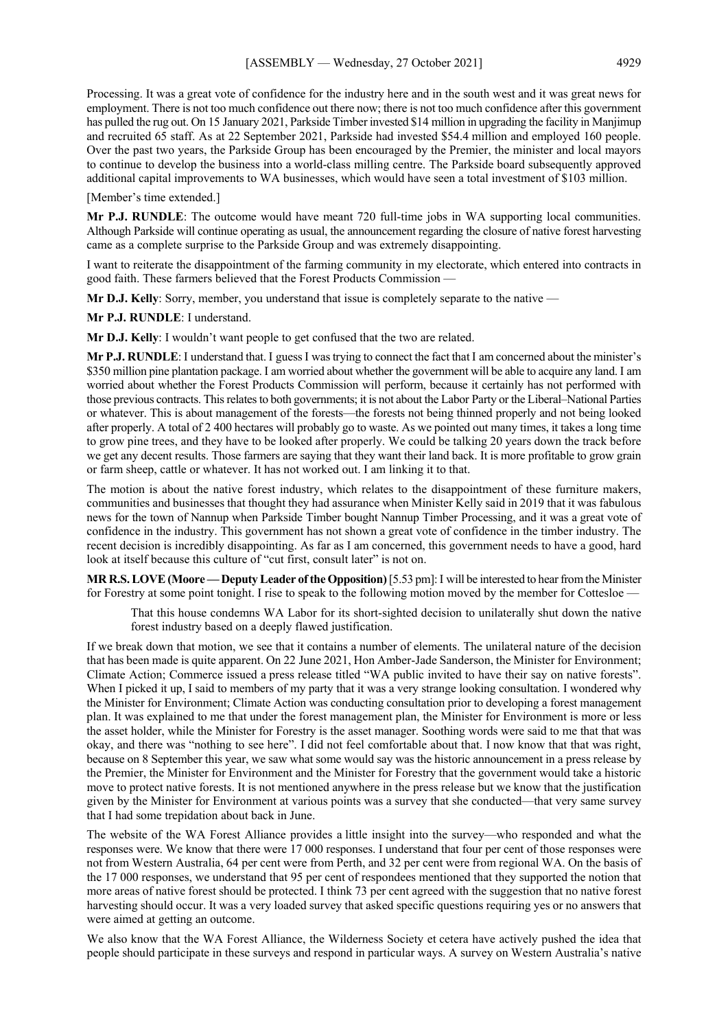Processing. It was a great vote of confidence for the industry here and in the south west and it was great news for employment. There is not too much confidence out there now; there is not too much confidence after this government has pulled the rug out. On 15 January 2021, Parkside Timber invested $14 million in upgrading the facility in Manjimup and recruited 65 staff. As at 22 September 2021, Parkside had invested $54.4 million and employed 160 people. Over the past two years, the Parkside Group has been encouraged by the Premier, the minister and local mayors to continue to develop the business into a world-class milling centre. The Parkside board subsequently approved additional capital improvements to WA businesses, which would have seen a total investment of $103 million.

[Member's time extended.]

**Mr P.J. RUNDLE**: The outcome would have meant 720 full-time jobs in WA supporting local communities. Although Parkside will continue operating as usual, the announcement regarding the closure of native forest harvesting came as a complete surprise to the Parkside Group and was extremely disappointing.

I want to reiterate the disappointment of the farming community in my electorate, which entered into contracts in good faith. These farmers believed that the Forest Products Commission —

**Mr D.J. Kelly**: Sorry, member, you understand that issue is completely separate to the native —

**Mr P.J. RUNDLE**: I understand.

**Mr D.J. Kelly**: I wouldn't want people to get confused that the two are related.

**Mr P.J. RUNDLE**: I understand that. I guess I was trying to connect the fact that I am concerned about the minister's $350 million pine plantation package. I am worried about whether the government will be able to acquire any land. I am worried about whether the Forest Products Commission will perform, because it certainly has not performed with those previous contracts. This relates to both governments; it is not about the Labor Party or the Liberal–National Parties or whatever. This is about management of the forests—the forests not being thinned properly and not being looked after properly. A total of 2 400 hectares will probably go to waste. As we pointed out many times, it takes a long time to grow pine trees, and they have to be looked after properly. We could be talking 20 years down the track before we get any decent results. Those farmers are saying that they want their land back. It is more profitable to grow grain or farm sheep, cattle or whatever. It has not worked out. I am linking it to that.

The motion is about the native forest industry, which relates to the disappointment of these furniture makers, communities and businesses that thought they had assurance when Minister Kelly said in 2019 that it was fabulous news for the town of Nannup when Parkside Timber bought Nannup Timber Processing, and it was a great vote of confidence in the industry. This government has not shown a great vote of confidence in the timber industry. The recent decision is incredibly disappointing. As far as I am concerned, this government needs to have a good, hard look at itself because this culture of "cut first, consult later" is not on.

**MR R.S. LOVE (Moore — Deputy Leader of the Opposition)** [5.53 pm]: I will be interested to hear from the Minister for Forestry at some point tonight. I rise to speak to the following motion moved by the member for Cottesloe —

> That this house condemns WA Labor for its short-sighted decision to unilaterally shut down the native forest industry based on a deeply flawed justification.

If we break down that motion, we see that it contains a number of elements. The unilateral nature of the decision that has been made is quite apparent. On 22 June 2021, Hon Amber-Jade Sanderson, the Minister for Environment; Climate Action; Commerce issued a press release titled "WA public invited to have their say on native forests". When I picked it up, I said to members of my party that it was a very strange looking consultation. I wondered why the Minister for Environment; Climate Action was conducting consultation prior to developing a forest management plan. It was explained to me that under the forest management plan, the Minister for Environment is more or less the asset holder, while the Minister for Forestry is the asset manager. Soothing words were said to me that that was okay, and there was "nothing to see here". I did not feel comfortable about that. I now know that that was right, because on 8 September this year, we saw what some would say was the historic announcement in a press release by the Premier, the Minister for Environment and the Minister for Forestry that the government would take a historic move to protect native forests. It is not mentioned anywhere in the press release but we know that the justification given by the Minister for Environment at various points was a survey that she conducted—that very same survey that I had some trepidation about back in June.

The website of the WA Forest Alliance provides a little insight into the survey—who responded and what the responses were. We know that there were 17 000 responses. I understand that four per cent of those responses were not from Western Australia, 64 per cent were from Perth, and 32 per cent were from regional WA. On the basis of the 17 000 responses, we understand that 95 per cent of respondees mentioned that they supported the notion that more areas of native forest should be protected. I think 73 per cent agreed with the suggestion that no native forest harvesting should occur. It was a very loaded survey that asked specific questions requiring yes or no answers that were aimed at getting an outcome.

We also know that the WA Forest Alliance, the Wilderness Society et cetera have actively pushed the idea that people should participate in these surveys and respond in particular ways. A survey on Western Australia's native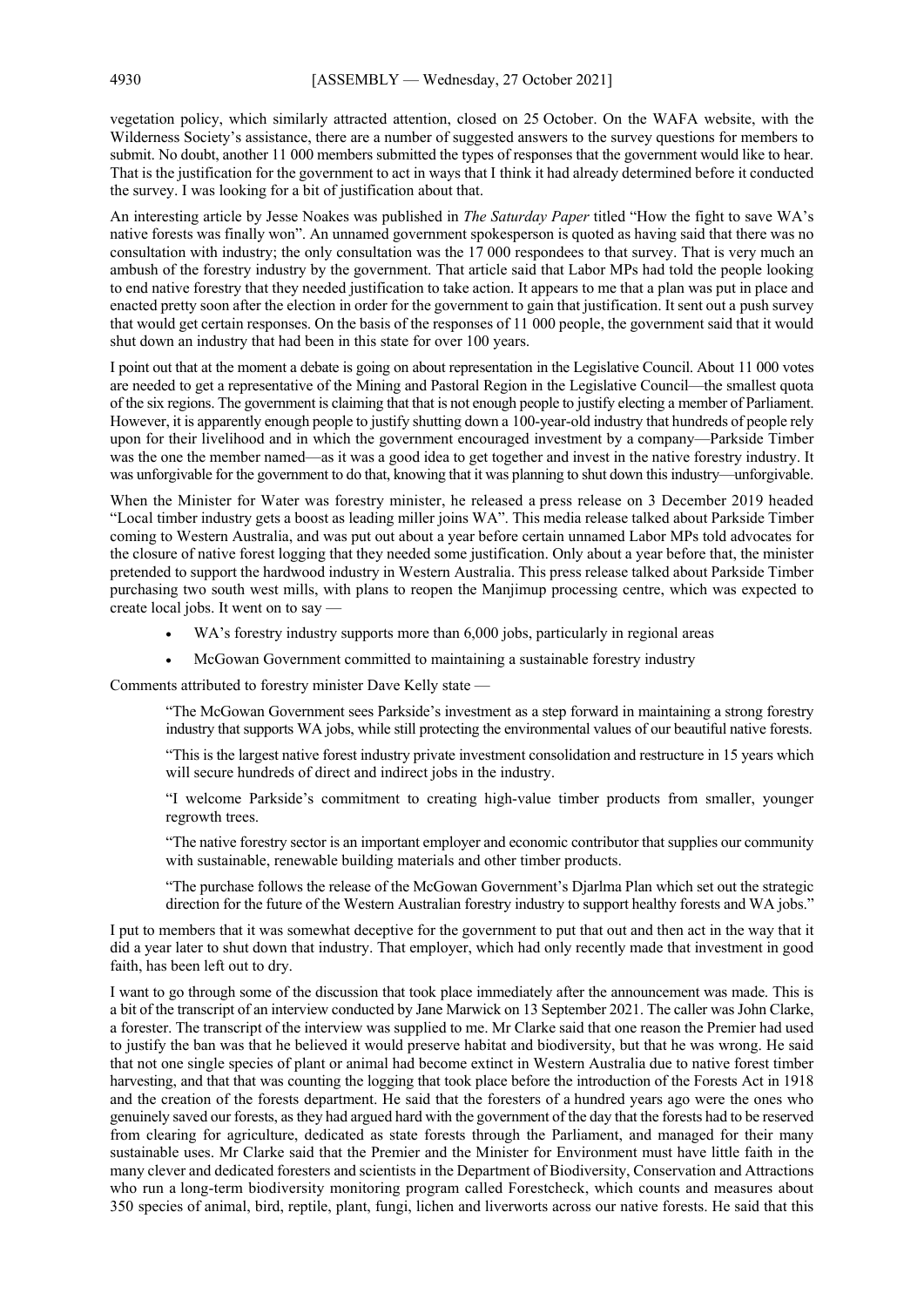vegetation policy, which similarly attracted attention, closed on 25 October. On the WAFA website, with the Wilderness Society's assistance, there are a number of suggested answers to the survey questions for members to submit. No doubt, another 11 000 members submitted the types of responses that the government would like to hear. That is the justification for the government to act in ways that I think it had already determined before it conducted the survey. I was looking for a bit of justification about that.

An interesting article by Jesse Noakes was published in *The Saturday Paper* titled "How the fight to save WA's native forests was finally won". An unnamed government spokesperson is quoted as having said that there was no consultation with industry; the only consultation was the 17 000 respondees to that survey. That is very much an ambush of the forestry industry by the government. That article said that Labor MPs had told the people looking to end native forestry that they needed justification to take action. It appears to me that a plan was put in place and enacted pretty soon after the election in order for the government to gain that justification. It sent out a push survey that would get certain responses. On the basis of the responses of 11 000 people, the government said that it would shut down an industry that had been in this state for over 100 years.

I point out that at the moment a debate is going on about representation in the Legislative Council. About 11 000 votes are needed to get a representative of the Mining and Pastoral Region in the Legislative Council—the smallest quota of the six regions. The government is claiming that that is not enough people to justify electing a member of Parliament. However, it is apparently enough people to justify shutting down a 100-year-old industry that hundreds of people rely upon for their livelihood and in which the government encouraged investment by a company—Parkside Timber was the one the member named—as it was a good idea to get together and invest in the native forestry industry. It was unforgivable for the government to do that, knowing that it was planning to shut down this industry—unforgivable.

When the Minister for Water was forestry minister, he released a press release on 3 December 2019 headed "Local timber industry gets a boost as leading miller joins WA". This media release talked about Parkside Timber coming to Western Australia, and was put out about a year before certain unnamed Labor MPs told advocates for the closure of native forest logging that they needed some justification. Only about a year before that, the minister pretended to support the hardwood industry in Western Australia. This press release talked about Parkside Timber purchasing two south west mills, with plans to reopen the Manjimup processing centre, which was expected to create local jobs. It went on to say —

- WA's forestry industry supports more than 6,000 jobs, particularly in regional areas
- McGowan Government committed to maintaining a sustainable forestry industry

Comments attributed to forestry minister Dave Kelly state —

> "The McGowan Government sees Parkside's investment as a step forward in maintaining a strong forestry industry that supports WA jobs, while still protecting the environmental values of our beautiful native forests.
>
> "This is the largest native forest industry private investment consolidation and restructure in 15 years which will secure hundreds of direct and indirect jobs in the industry.
>
> "I welcome Parkside's commitment to creating high-value timber products from smaller, younger regrowth trees.
>
> "The native forestry sector is an important employer and economic contributor that supplies our community with sustainable, renewable building materials and other timber products.
>
> "The purchase follows the release of the McGowan Government's Djarlma Plan which set out the strategic direction for the future of the Western Australian forestry industry to support healthy forests and WA jobs."

I put to members that it was somewhat deceptive for the government to put that out and then act in the way that it did a year later to shut down that industry. That employer, which had only recently made that investment in good faith, has been left out to dry.

I want to go through some of the discussion that took place immediately after the announcement was made. This is a bit of the transcript of an interview conducted by Jane Marwick on 13 September 2021. The caller was John Clarke, a forester. The transcript of the interview was supplied to me. Mr Clarke said that one reason the Premier had used to justify the ban was that he believed it would preserve habitat and biodiversity, but that he was wrong. He said that not one single species of plant or animal had become extinct in Western Australia due to native forest timber harvesting, and that that was counting the logging that took place before the introduction of the Forests Act in 1918 and the creation of the forests department. He said that the foresters of a hundred years ago were the ones who genuinely saved our forests, as they had argued hard with the government of the day that the forests had to be reserved from clearing for agriculture, dedicated as state forests through the Parliament, and managed for their many sustainable uses. Mr Clarke said that the Premier and the Minister for Environment must have little faith in the many clever and dedicated foresters and scientists in the Department of Biodiversity, Conservation and Attractions who run a long-term biodiversity monitoring program called Forestcheck, which counts and measures about 350 species of animal, bird, reptile, plant, fungi, lichen and liverworts across our native forests. He said that this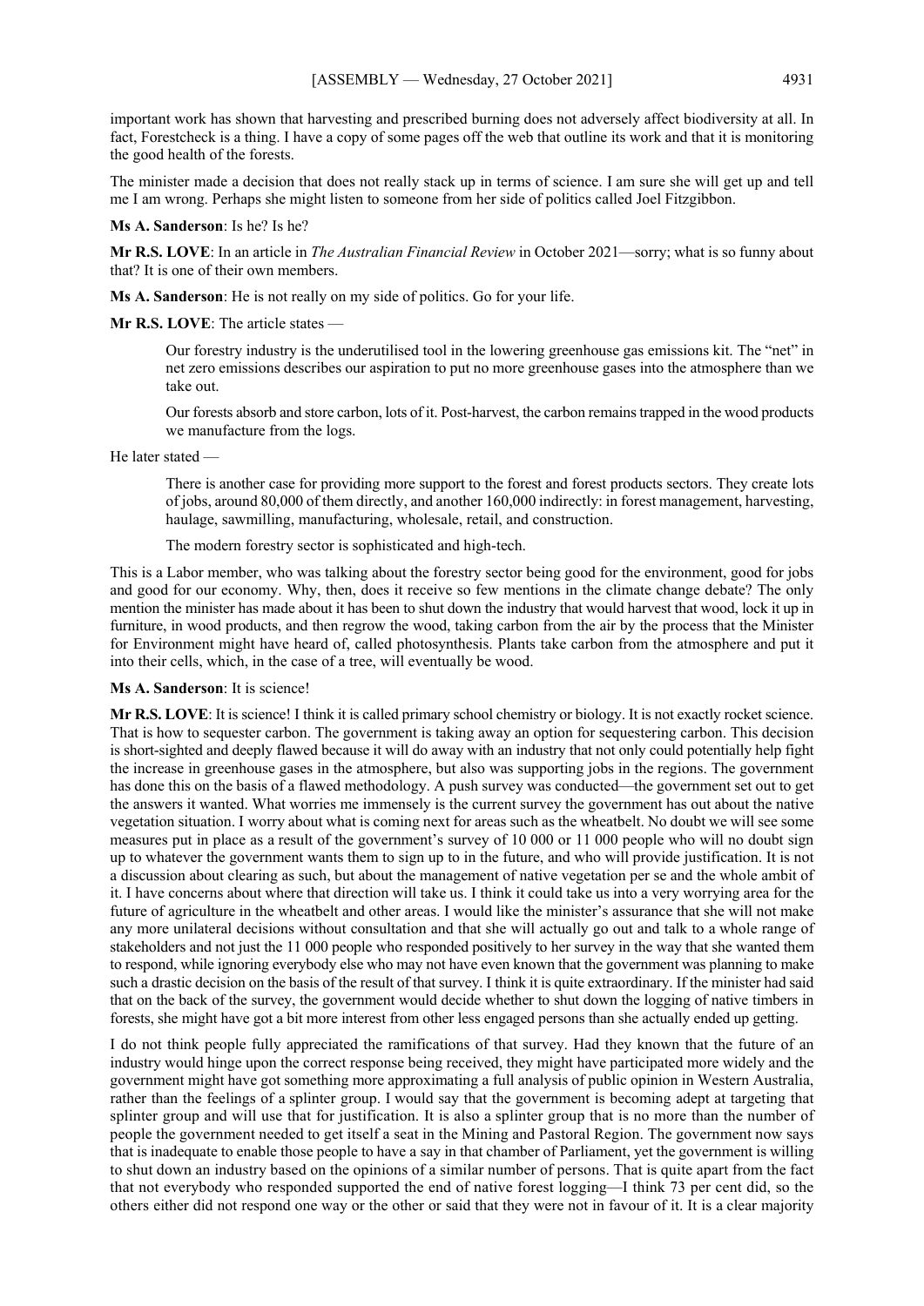important work has shown that harvesting and prescribed burning does not adversely affect biodiversity at all. In fact, Forestcheck is a thing. I have a copy of some pages off the web that outline its work and that it is monitoring the good health of the forests.

The minister made a decision that does not really stack up in terms of science. I am sure she will get up and tell me I am wrong. Perhaps she might listen to someone from her side of politics called Joel Fitzgibbon.

**Ms A. Sanderson**: Is he? Is he?

**Mr R.S. LOVE**: In an article in *The Australian Financial Review* in October 2021—sorry; what is so funny about that? It is one of their own members.

**Ms A. Sanderson**: He is not really on my side of politics. Go for your life.

**Mr R.S. LOVE**: The article states —

> Our forestry industry is the underutilised tool in the lowering greenhouse gas emissions kit. The "net" in net zero emissions describes our aspiration to put no more greenhouse gases into the atmosphere than we take out.
>
> Our forests absorb and store carbon, lots of it. Post-harvest, the carbon remains trapped in the wood products we manufacture from the logs.

He later stated —

> There is another case for providing more support to the forest and forest products sectors. They create lots of jobs, around 80,000 of them directly, and another 160,000 indirectly: in forest management, harvesting, haulage, sawmilling, manufacturing, wholesale, retail, and construction.
>
> The modern forestry sector is sophisticated and high-tech.

This is a Labor member, who was talking about the forestry sector being good for the environment, good for jobs and good for our economy. Why, then, does it receive so few mentions in the climate change debate? The only mention the minister has made about it has been to shut down the industry that would harvest that wood, lock it up in furniture, in wood products, and then regrow the wood, taking carbon from the air by the process that the Minister for Environment might have heard of, called photosynthesis. Plants take carbon from the atmosphere and put it into their cells, which, in the case of a tree, will eventually be wood.

**Ms A. Sanderson**: It is science!

**Mr R.S. LOVE**: It is science! I think it is called primary school chemistry or biology. It is not exactly rocket science. That is how to sequester carbon. The government is taking away an option for sequestering carbon. This decision is short-sighted and deeply flawed because it will do away with an industry that not only could potentially help fight the increase in greenhouse gases in the atmosphere, but also was supporting jobs in the regions. The government has done this on the basis of a flawed methodology. A push survey was conducted—the government set out to get the answers it wanted. What worries me immensely is the current survey the government has out about the native vegetation situation. I worry about what is coming next for areas such as the wheatbelt. No doubt we will see some measures put in place as a result of the government's survey of 10 000 or 11 000 people who will no doubt sign up to whatever the government wants them to sign up to in the future, and who will provide justification. It is not a discussion about clearing as such, but about the management of native vegetation per se and the whole ambit of it. I have concerns about where that direction will take us. I think it could take us into a very worrying area for the future of agriculture in the wheatbelt and other areas. I would like the minister's assurance that she will not make any more unilateral decisions without consultation and that she will actually go out and talk to a whole range of stakeholders and not just the 11 000 people who responded positively to her survey in the way that she wanted them to respond, while ignoring everybody else who may not have even known that the government was planning to make such a drastic decision on the basis of the result of that survey. I think it is quite extraordinary. If the minister had said that on the back of the survey, the government would decide whether to shut down the logging of native timbers in forests, she might have got a bit more interest from other less engaged persons than she actually ended up getting.

I do not think people fully appreciated the ramifications of that survey. Had they known that the future of an industry would hinge upon the correct response being received, they might have participated more widely and the government might have got something more approximating a full analysis of public opinion in Western Australia, rather than the feelings of a splinter group. I would say that the government is becoming adept at targeting that splinter group and will use that for justification. It is also a splinter group that is no more than the number of people the government needed to get itself a seat in the Mining and Pastoral Region. The government now says that is inadequate to enable those people to have a say in that chamber of Parliament, yet the government is willing to shut down an industry based on the opinions of a similar number of persons. That is quite apart from the fact that not everybody who responded supported the end of native forest logging—I think 73 per cent did, so the others either did not respond one way or the other or said that they were not in favour of it. It is a clear majority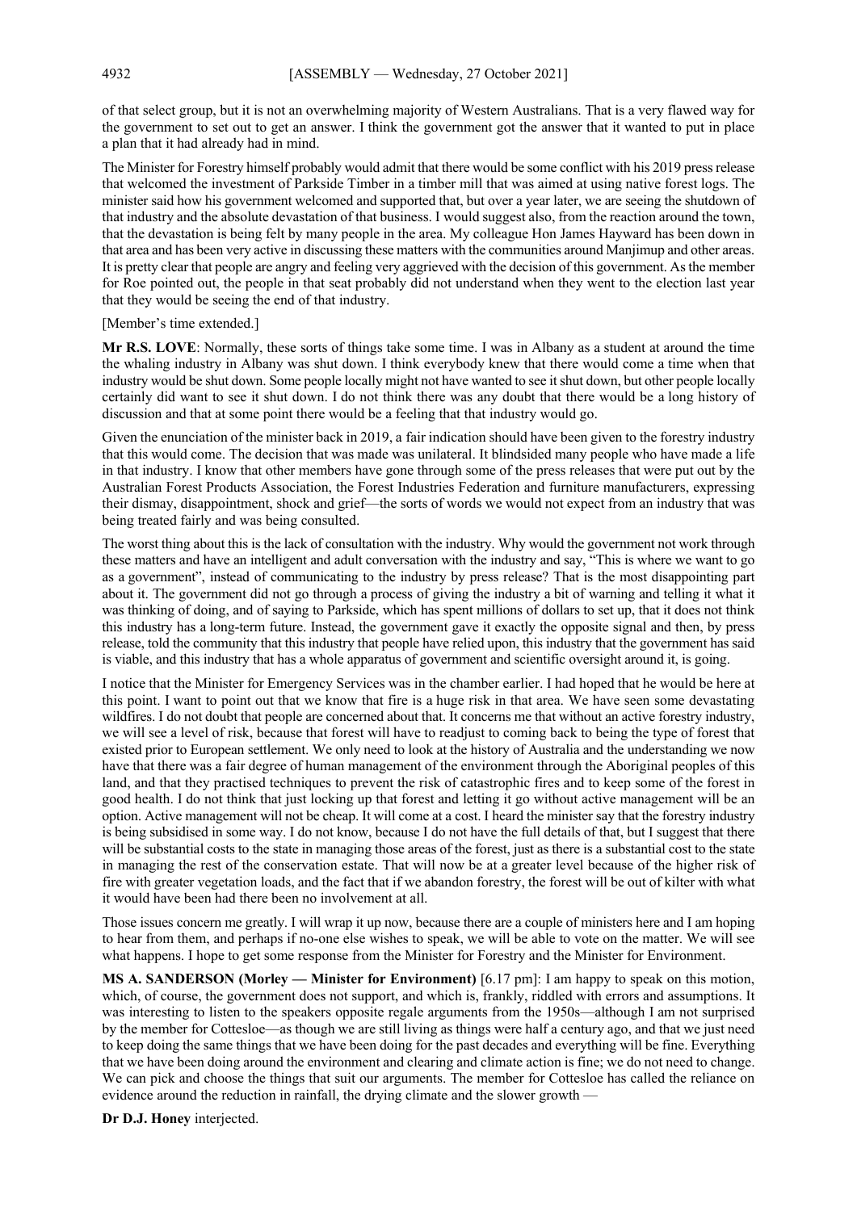of that select group, but it is not an overwhelming majority of Western Australians. That is a very flawed way for the government to set out to get an answer. I think the government got the answer that it wanted to put in place a plan that it had already had in mind.

The Minister for Forestry himself probably would admit that there would be some conflict with his 2019 press release that welcomed the investment of Parkside Timber in a timber mill that was aimed at using native forest logs. The minister said how his government welcomed and supported that, but over a year later, we are seeing the shutdown of that industry and the absolute devastation of that business. I would suggest also, from the reaction around the town, that the devastation is being felt by many people in the area. My colleague Hon James Hayward has been down in that area and has been very active in discussing these matters with the communities around Manjimup and other areas. It is pretty clear that people are angry and feeling very aggrieved with the decision of this government. As the member for Roe pointed out, the people in that seat probably did not understand when they went to the election last year that they would be seeing the end of that industry.

[Member's time extended.]

**Mr R.S. LOVE**: Normally, these sorts of things take some time. I was in Albany as a student at around the time the whaling industry in Albany was shut down. I think everybody knew that there would come a time when that industry would be shut down. Some people locally might not have wanted to see it shut down, but other people locally certainly did want to see it shut down. I do not think there was any doubt that there would be a long history of discussion and that at some point there would be a feeling that that industry would go.

Given the enunciation of the minister back in 2019, a fair indication should have been given to the forestry industry that this would come. The decision that was made was unilateral. It blindsided many people who have made a life in that industry. I know that other members have gone through some of the press releases that were put out by the Australian Forest Products Association, the Forest Industries Federation and furniture manufacturers, expressing their dismay, disappointment, shock and grief—the sorts of words we would not expect from an industry that was being treated fairly and was being consulted.

The worst thing about this is the lack of consultation with the industry. Why would the government not work through these matters and have an intelligent and adult conversation with the industry and say, "This is where we want to go as a government", instead of communicating to the industry by press release? That is the most disappointing part about it. The government did not go through a process of giving the industry a bit of warning and telling it what it was thinking of doing, and of saying to Parkside, which has spent millions of dollars to set up, that it does not think this industry has a long-term future. Instead, the government gave it exactly the opposite signal and then, by press release, told the community that this industry that people have relied upon, this industry that the government has said is viable, and this industry that has a whole apparatus of government and scientific oversight around it, is going.

I notice that the Minister for Emergency Services was in the chamber earlier. I had hoped that he would be here at this point. I want to point out that we know that fire is a huge risk in that area. We have seen some devastating wildfires. I do not doubt that people are concerned about that. It concerns me that without an active forestry industry, we will see a level of risk, because that forest will have to readjust to coming back to being the type of forest that existed prior to European settlement. We only need to look at the history of Australia and the understanding we now have that there was a fair degree of human management of the environment through the Aboriginal peoples of this land, and that they practised techniques to prevent the risk of catastrophic fires and to keep some of the forest in good health. I do not think that just locking up that forest and letting it go without active management will be an option. Active management will not be cheap. It will come at a cost. I heard the minister say that the forestry industry is being subsidised in some way. I do not know, because I do not have the full details of that, but I suggest that there will be substantial costs to the state in managing those areas of the forest, just as there is a substantial cost to the state in managing the rest of the conservation estate. That will now be at a greater level because of the higher risk of fire with greater vegetation loads, and the fact that if we abandon forestry, the forest will be out of kilter with what it would have been had there been no involvement at all.

Those issues concern me greatly. I will wrap it up now, because there are a couple of ministers here and I am hoping to hear from them, and perhaps if no-one else wishes to speak, we will be able to vote on the matter. We will see what happens. I hope to get some response from the Minister for Forestry and the Minister for Environment.

**MS A. SANDERSON (Morley — Minister for Environment)** [6.17 pm]: I am happy to speak on this motion, which, of course, the government does not support, and which is, frankly, riddled with errors and assumptions. It was interesting to listen to the speakers opposite regale arguments from the 1950s—although I am not surprised by the member for Cottesloe—as though we are still living as things were half a century ago, and that we just need to keep doing the same things that we have been doing for the past decades and everything will be fine. Everything that we have been doing around the environment and clearing and climate action is fine; we do not need to change. We can pick and choose the things that suit our arguments. The member for Cottesloe has called the reliance on evidence around the reduction in rainfall, the drying climate and the slower growth —

**Dr D.J. Honey** interjected.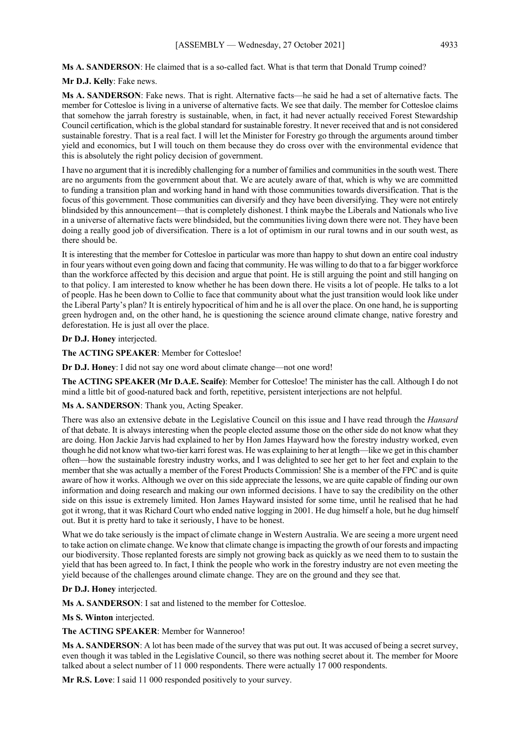**Ms A. SANDERSON**: He claimed that is a so-called fact. What is that term that Donald Trump coined?

**Mr D.J. Kelly**: Fake news.

**Ms A. SANDERSON**: Fake news. That is right. Alternative facts—he said he had a set of alternative facts. The member for Cottesloe is living in a universe of alternative facts. We see that daily. The member for Cottesloe claims that somehow the jarrah forestry is sustainable, when, in fact, it had never actually received Forest Stewardship Council certification, which is the global standard for sustainable forestry. It never received that and is not considered sustainable forestry. That is a real fact. I will let the Minister for Forestry go through the arguments around timber yield and economics, but I will touch on them because they do cross over with the environmental evidence that this is absolutely the right policy decision of government.

I have no argument that it is incredibly challenging for a number of families and communities in the south west. There are no arguments from the government about that. We are acutely aware of that, which is why we are committed to funding a transition plan and working hand in hand with those communities towards diversification. That is the focus of this government. Those communities can diversify and they have been diversifying. They were not entirely blindsided by this announcement—that is completely dishonest. I think maybe the Liberals and Nationals who live in a universe of alternative facts were blindsided, but the communities living down there were not. They have been doing a really good job of diversification. There is a lot of optimism in our rural towns and in our south west, as there should be.

It is interesting that the member for Cottesloe in particular was more than happy to shut down an entire coal industry in four years without even going down and facing that community. He was willing to do that to a far bigger workforce than the workforce affected by this decision and argue that point. He is still arguing the point and still hanging on to that policy. I am interested to know whether he has been down there. He visits a lot of people. He talks to a lot of people. Has he been down to Collie to face that community about what the just transition would look like under the Liberal Party's plan? It is entirely hypocritical of him and he is all over the place. On one hand, he is supporting green hydrogen and, on the other hand, he is questioning the science around climate change, native forestry and deforestation. He is just all over the place.

**Dr D.J. Honey** interjected.

**The ACTING SPEAKER**: Member for Cottesloe!

**Dr D.J. Honey**: I did not say one word about climate change—not one word!

**The ACTING SPEAKER (Mr D.A.E. Scaife)**: Member for Cottesloe! The minister has the call. Although I do not mind a little bit of good-natured back and forth, repetitive, persistent interjections are not helpful.

**Ms A. SANDERSON**: Thank you, Acting Speaker.

There was also an extensive debate in the Legislative Council on this issue and I have read through the *Hansard* of that debate. It is always interesting when the people elected assume those on the other side do not know what they are doing. Hon Jackie Jarvis had explained to her by Hon James Hayward how the forestry industry worked, even though he did not know what two-tier karri forest was. He was explaining to her at length—like we get in this chamber often—how the sustainable forestry industry works, and I was delighted to see her get to her feet and explain to the member that she was actually a member of the Forest Products Commission! She is a member of the FPC and is quite aware of how it works. Although we over on this side appreciate the lessons, we are quite capable of finding our own information and doing research and making our own informed decisions. I have to say the credibility on the other side on this issue is extremely limited. Hon James Hayward insisted for some time, until he realised that he had got it wrong, that it was Richard Court who ended native logging in 2001. He dug himself a hole, but he dug himself out. But it is pretty hard to take it seriously, I have to be honest.

What we do take seriously is the impact of climate change in Western Australia. We are seeing a more urgent need to take action on climate change. We know that climate change is impacting the growth of our forests and impacting our biodiversity. Those replanted forests are simply not growing back as quickly as we need them to to sustain the yield that has been agreed to. In fact, I think the people who work in the forestry industry are not even meeting the yield because of the challenges around climate change. They are on the ground and they see that.

**Dr D.J. Honey** interjected.

**Ms A. SANDERSON**: I sat and listened to the member for Cottesloe.

**Ms S. Winton** interjected.

**The ACTING SPEAKER**: Member for Wanneroo!

**Ms A. SANDERSON**: A lot has been made of the survey that was put out. It was accused of being a secret survey, even though it was tabled in the Legislative Council, so there was nothing secret about it. The member for Moore talked about a select number of 11 000 respondents. There were actually 17 000 respondents.

**Mr R.S. Love**: I said 11 000 responded positively to your survey.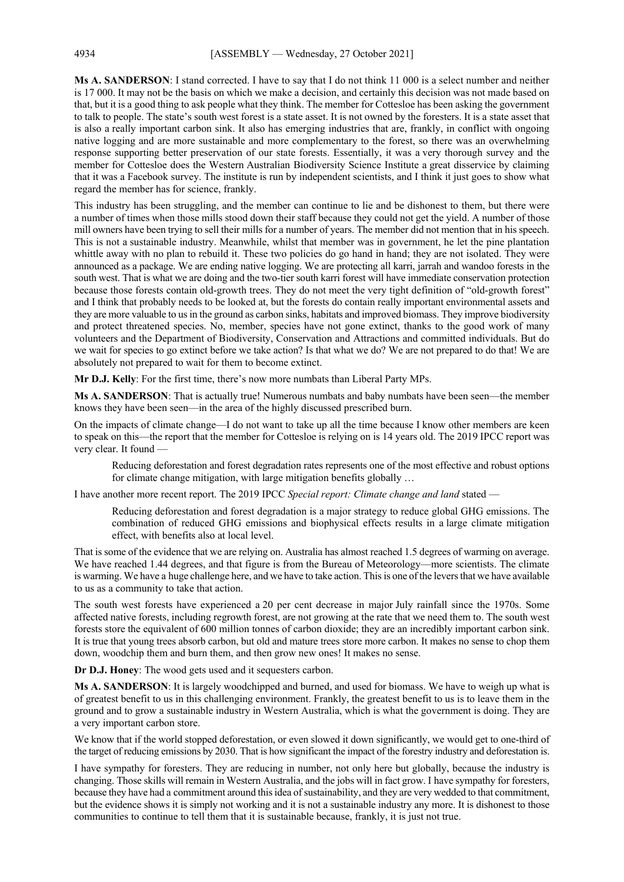**Ms A. SANDERSON**: I stand corrected. I have to say that I do not think 11 000 is a select number and neither is 17 000. It may not be the basis on which we make a decision, and certainly this decision was not made based on that, but it is a good thing to ask people what they think. The member for Cottesloe has been asking the government to talk to people. The state's south west forest is a state asset. It is not owned by the foresters. It is a state asset that is also a really important carbon sink. It also has emerging industries that are, frankly, in conflict with ongoing native logging and are more sustainable and more complementary to the forest, so there was an overwhelming response supporting better preservation of our state forests. Essentially, it was a very thorough survey and the member for Cottesloe does the Western Australian Biodiversity Science Institute a great disservice by claiming that it was a Facebook survey. The institute is run by independent scientists, and I think it just goes to show what regard the member has for science, frankly.

This industry has been struggling, and the member can continue to lie and be dishonest to them, but there were a number of times when those mills stood down their staff because they could not get the yield. A number of those mill owners have been trying to sell their mills for a number of years. The member did not mention that in his speech. This is not a sustainable industry. Meanwhile, whilst that member was in government, he let the pine plantation whittle away with no plan to rebuild it. These two policies do go hand in hand; they are not isolated. They were announced as a package. We are ending native logging. We are protecting all karri, jarrah and wandoo forests in the south west. That is what we are doing and the two-tier south karri forest will have immediate conservation protection because those forests contain old-growth trees. They do not meet the very tight definition of "old-growth forest" and I think that probably needs to be looked at, but the forests do contain really important environmental assets and they are more valuable to us in the ground as carbon sinks, habitats and improved biomass. They improve biodiversity and protect threatened species. No, member, species have not gone extinct, thanks to the good work of many volunteers and the Department of Biodiversity, Conservation and Attractions and committed individuals. But do we wait for species to go extinct before we take action? Is that what we do? We are not prepared to do that! We are absolutely not prepared to wait for them to become extinct.

**Mr D.J. Kelly**: For the first time, there's now more numbats than Liberal Party MPs.

**Ms A. SANDERSON**: That is actually true! Numerous numbats and baby numbats have been seen—the member knows they have been seen—in the area of the highly discussed prescribed burn.

On the impacts of climate change—I do not want to take up all the time because I know other members are keen to speak on this—the report that the member for Cottesloe is relying on is 14 years old. The 2019 IPCC report was very clear. It found —

> Reducing deforestation and forest degradation rates represents one of the most effective and robust options for climate change mitigation, with large mitigation benefits globally …

I have another more recent report. The 2019 IPCC *Special report: Climate change and land* stated —

> Reducing deforestation and forest degradation is a major strategy to reduce global GHG emissions. The combination of reduced GHG emissions and biophysical effects results in a large climate mitigation effect, with benefits also at local level.

That is some of the evidence that we are relying on. Australia has almost reached 1.5 degrees of warming on average. We have reached 1.44 degrees, and that figure is from the Bureau of Meteorology—more scientists. The climate is warming. We have a huge challenge here, and we have to take action. This is one of the levers that we have available to us as a community to take that action.

The south west forests have experienced a 20 per cent decrease in major July rainfall since the 1970s. Some affected native forests, including regrowth forest, are not growing at the rate that we need them to. The south west forests store the equivalent of 600 million tonnes of carbon dioxide; they are an incredibly important carbon sink. It is true that young trees absorb carbon, but old and mature trees store more carbon. It makes no sense to chop them down, woodchip them and burn them, and then grow new ones! It makes no sense.

**Dr D.J. Honey**: The wood gets used and it sequesters carbon.

**Ms A. SANDERSON**: It is largely woodchipped and burned, and used for biomass. We have to weigh up what is of greatest benefit to us in this challenging environment. Frankly, the greatest benefit to us is to leave them in the ground and to grow a sustainable industry in Western Australia, which is what the government is doing. They are a very important carbon store.

We know that if the world stopped deforestation, or even slowed it down significantly, we would get to one-third of the target of reducing emissions by 2030. That is how significant the impact of the forestry industry and deforestation is.

I have sympathy for foresters. They are reducing in number, not only here but globally, because the industry is changing. Those skills will remain in Western Australia, and the jobs will in fact grow. I have sympathy for foresters, because they have had a commitment around this idea of sustainability, and they are very wedded to that commitment, but the evidence shows it is simply not working and it is not a sustainable industry any more. It is dishonest to those communities to continue to tell them that it is sustainable because, frankly, it is just not true.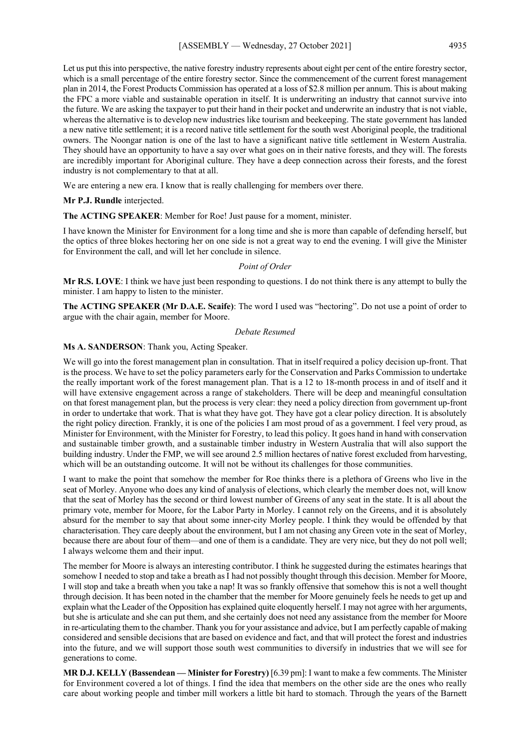Let us put this into perspective, the native forestry industry represents about eight per cent of the entire forestry sector, which is a small percentage of the entire forestry sector. Since the commencement of the current forest management plan in 2014, the Forest Products Commission has operated at a loss of $2.8 million per annum. This is about making the FPC a more viable and sustainable operation in itself. It is underwriting an industry that cannot survive into the future. We are asking the taxpayer to put their hand in their pocket and underwrite an industry that is not viable, whereas the alternative is to develop new industries like tourism and beekeeping. The state government has landed a new native title settlement; it is a record native title settlement for the south west Aboriginal people, the traditional owners. The Noongar nation is one of the last to have a significant native title settlement in Western Australia. They should have an opportunity to have a say over what goes on in their native forests, and they will. The forests are incredibly important for Aboriginal culture. They have a deep connection across their forests, and the forest industry is not complementary to that at all.

We are entering a new era. I know that is really challenging for members over there.

**Mr P.J. Rundle** interjected.

**The ACTING SPEAKER**: Member for Roe! Just pause for a moment, minister.

I have known the Minister for Environment for a long time and she is more than capable of defending herself, but the optics of three blokes hectoring her on one side is not a great way to end the evening. I will give the Minister for Environment the call, and will let her conclude in silence.

*Point of Order*

**Mr R.S. LOVE**: I think we have just been responding to questions. I do not think there is any attempt to bully the minister. I am happy to listen to the minister.

**The ACTING SPEAKER (Mr D.A.E. Scaife)**: The word I used was "hectoring". Do not use a point of order to argue with the chair again, member for Moore.

*Debate Resumed*

**Ms A. SANDERSON**: Thank you, Acting Speaker.

We will go into the forest management plan in consultation. That in itself required a policy decision up-front. That is the process. We have to set the policy parameters early for the Conservation and Parks Commission to undertake the really important work of the forest management plan. That is a 12 to 18-month process in and of itself and it will have extensive engagement across a range of stakeholders. There will be deep and meaningful consultation on that forest management plan, but the process is very clear: they need a policy direction from government up-front in order to undertake that work. That is what they have got. They have got a clear policy direction. It is absolutely the right policy direction. Frankly, it is one of the policies I am most proud of as a government. I feel very proud, as Minister for Environment, with the Minister for Forestry, to lead this policy. It goes hand in hand with conservation and sustainable timber growth, and a sustainable timber industry in Western Australia that will also support the building industry. Under the FMP, we will see around 2.5 million hectares of native forest excluded from harvesting, which will be an outstanding outcome. It will not be without its challenges for those communities.

I want to make the point that somehow the member for Roe thinks there is a plethora of Greens who live in the seat of Morley. Anyone who does any kind of analysis of elections, which clearly the member does not, will know that the seat of Morley has the second or third lowest number of Greens of any seat in the state. It is all about the primary vote, member for Moore, for the Labor Party in Morley. I cannot rely on the Greens, and it is absolutely absurd for the member to say that about some inner-city Morley people. I think they would be offended by that characterisation. They care deeply about the environment, but I am not chasing any Green vote in the seat of Morley, because there are about four of them—and one of them is a candidate. They are very nice, but they do not poll well; I always welcome them and their input.

The member for Moore is always an interesting contributor. I think he suggested during the estimates hearings that somehow I needed to stop and take a breath as I had not possibly thought through this decision. Member for Moore, I will stop and take a breath when you take a nap! It was so frankly offensive that somehow this is not a well thought through decision. It has been noted in the chamber that the member for Moore genuinely feels he needs to get up and explain what the Leader of the Opposition has explained quite eloquently herself. I may not agree with her arguments, but she is articulate and she can put them, and she certainly does not need any assistance from the member for Moore in re-articulating them to the chamber. Thank you for your assistance and advice, but I am perfectly capable of making considered and sensible decisions that are based on evidence and fact, and that will protect the forest and industries into the future, and we will support those south west communities to diversify in industries that we will see for generations to come.

**MR D.J. KELLY (Bassendean — Minister for Forestry)** [6.39 pm]: I want to make a few comments. The Minister for Environment covered a lot of things. I find the idea that members on the other side are the ones who really care about working people and timber mill workers a little bit hard to stomach. Through the years of the Barnett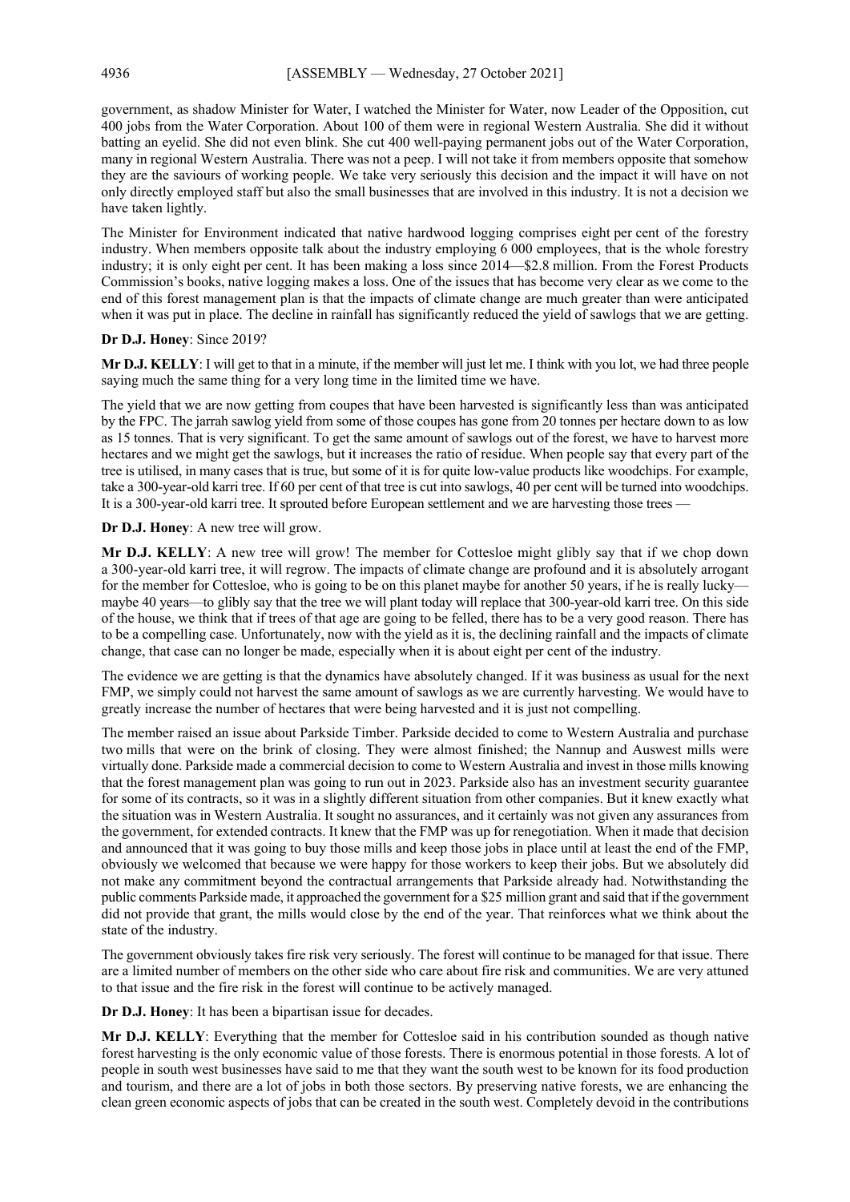government, as shadow Minister for Water, I watched the Minister for Water, now Leader of the Opposition, cut 400 jobs from the Water Corporation. About 100 of them were in regional Western Australia. She did it without batting an eyelid. She did not even blink. She cut 400 well-paying permanent jobs out of the Water Corporation, many in regional Western Australia. There was not a peep. I will not take it from members opposite that somehow they are the saviours of working people. We take very seriously this decision and the impact it will have on not only directly employed staff but also the small businesses that are involved in this industry. It is not a decision we have taken lightly.

The Minister for Environment indicated that native hardwood logging comprises eight per cent of the forestry industry. When members opposite talk about the industry employing 6 000 employees, that is the whole forestry industry; it is only eight per cent. It has been making a loss since 2014—$2.8 million. From the Forest Products Commission's books, native logging makes a loss. One of the issues that has become very clear as we come to the end of this forest management plan is that the impacts of climate change are much greater than were anticipated when it was put in place. The decline in rainfall has significantly reduced the yield of sawlogs that we are getting.

**Dr D.J. Honey**: Since 2019?

**Mr D.J. KELLY**: I will get to that in a minute, if the member will just let me. I think with you lot, we had three people saying much the same thing for a very long time in the limited time we have.

The yield that we are now getting from coupes that have been harvested is significantly less than was anticipated by the FPC. The jarrah sawlog yield from some of those coupes has gone from 20 tonnes per hectare down to as low as 15 tonnes. That is very significant. To get the same amount of sawlogs out of the forest, we have to harvest more hectares and we might get the sawlogs, but it increases the ratio of residue. When people say that every part of the tree is utilised, in many cases that is true, but some of it is for quite low-value products like woodchips. For example, take a 300-year-old karri tree. If 60 per cent of that tree is cut into sawlogs, 40 per cent will be turned into woodchips. It is a 300-year-old karri tree. It sprouted before European settlement and we are harvesting those trees —

**Dr D.J. Honey**: A new tree will grow.

**Mr D.J. KELLY**: A new tree will grow! The member for Cottesloe might glibly say that if we chop down a 300-year-old karri tree, it will regrow. The impacts of climate change are profound and it is absolutely arrogant for the member for Cottesloe, who is going to be on this planet maybe for another 50 years, if he is really lucky—maybe 40 years—to glibly say that the tree we will plant today will replace that 300-year-old karri tree. On this side of the house, we think that if trees of that age are going to be felled, there has to be a very good reason. There has to be a compelling case. Unfortunately, now with the yield as it is, the declining rainfall and the impacts of climate change, that case can no longer be made, especially when it is about eight per cent of the industry.

The evidence we are getting is that the dynamics have absolutely changed. If it was business as usual for the next FMP, we simply could not harvest the same amount of sawlogs as we are currently harvesting. We would have to greatly increase the number of hectares that were being harvested and it is just not compelling.

The member raised an issue about Parkside Timber. Parkside decided to come to Western Australia and purchase two mills that were on the brink of closing. They were almost finished; the Nannup and Auswest mills were virtually done. Parkside made a commercial decision to come to Western Australia and invest in those mills knowing that the forest management plan was going to run out in 2023. Parkside also has an investment security guarantee for some of its contracts, so it was in a slightly different situation from other companies. But it knew exactly what the situation was in Western Australia. It sought no assurances, and it certainly was not given any assurances from the government, for extended contracts. It knew that the FMP was up for renegotiation. When it made that decision and announced that it was going to buy those mills and keep those jobs in place until at least the end of the FMP, obviously we welcomed that because we were happy for those workers to keep their jobs. But we absolutely did not make any commitment beyond the contractual arrangements that Parkside already had. Notwithstanding the public comments Parkside made, it approached the government for a $25 million grant and said that if the government did not provide that grant, the mills would close by the end of the year. That reinforces what we think about the state of the industry.

The government obviously takes fire risk very seriously. The forest will continue to be managed for that issue. There are a limited number of members on the other side who care about fire risk and communities. We are very attuned to that issue and the fire risk in the forest will continue to be actively managed.

**Dr D.J. Honey**: It has been a bipartisan issue for decades.

**Mr D.J. KELLY**: Everything that the member for Cottesloe said in his contribution sounded as though native forest harvesting is the only economic value of those forests. There is enormous potential in those forests. A lot of people in south west businesses have said to me that they want the south west to be known for its food production and tourism, and there are a lot of jobs in both those sectors. By preserving native forests, we are enhancing the clean green economic aspects of jobs that can be created in the south west. Completely devoid in the contributions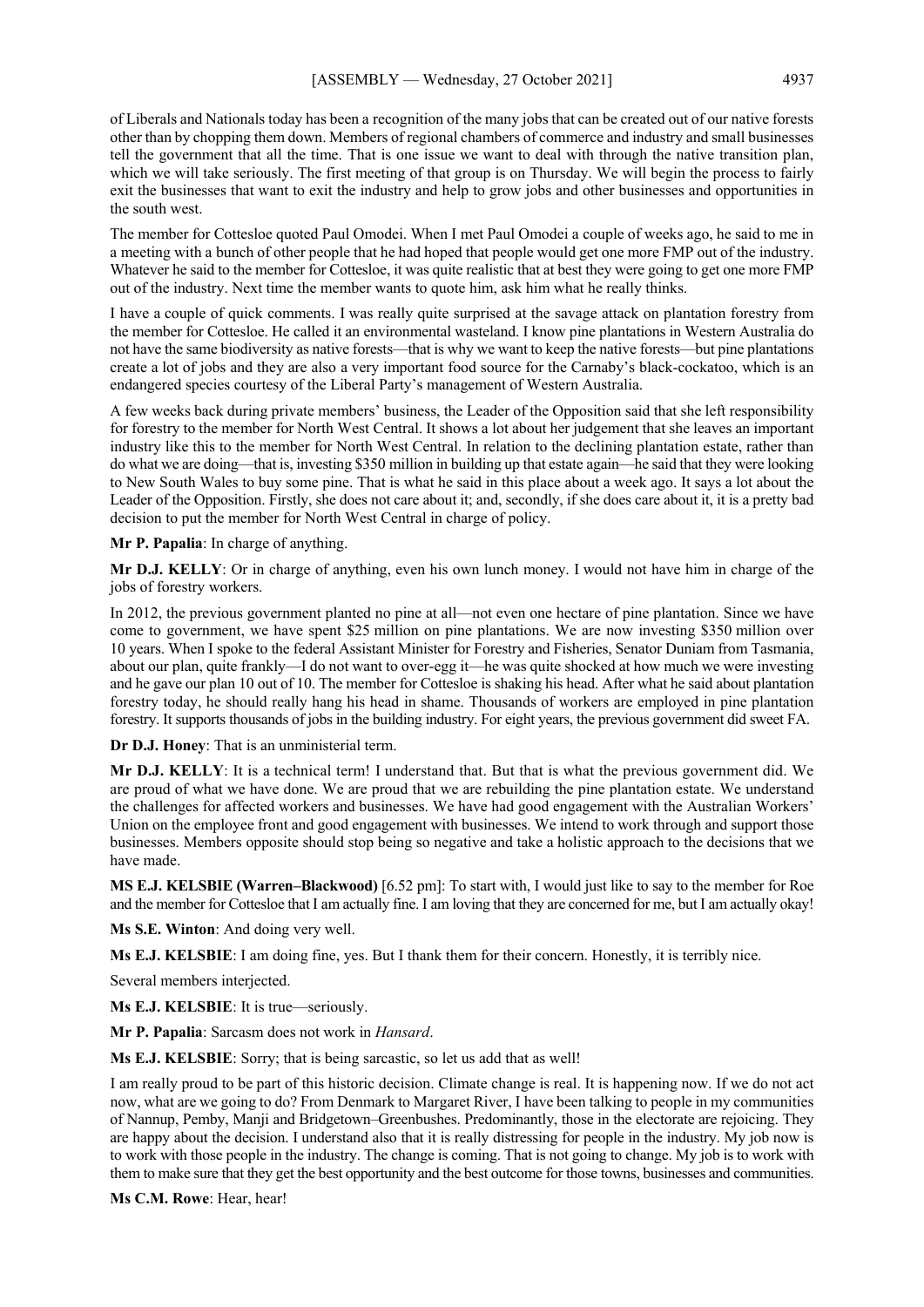of Liberals and Nationals today has been a recognition of the many jobs that can be created out of our native forests other than by chopping them down. Members of regional chambers of commerce and industry and small businesses tell the government that all the time. That is one issue we want to deal with through the native transition plan, which we will take seriously. The first meeting of that group is on Thursday. We will begin the process to fairly exit the businesses that want to exit the industry and help to grow jobs and other businesses and opportunities in the south west.

The member for Cottesloe quoted Paul Omodei. When I met Paul Omodei a couple of weeks ago, he said to me in a meeting with a bunch of other people that he had hoped that people would get one more FMP out of the industry. Whatever he said to the member for Cottesloe, it was quite realistic that at best they were going to get one more FMP out of the industry. Next time the member wants to quote him, ask him what he really thinks.

I have a couple of quick comments. I was really quite surprised at the savage attack on plantation forestry from the member for Cottesloe. He called it an environmental wasteland. I know pine plantations in Western Australia do not have the same biodiversity as native forests—that is why we want to keep the native forests—but pine plantations create a lot of jobs and they are also a very important food source for the Carnaby's black-cockatoo, which is an endangered species courtesy of the Liberal Party's management of Western Australia.

A few weeks back during private members' business, the Leader of the Opposition said that she left responsibility for forestry to the member for North West Central. It shows a lot about her judgement that she leaves an important industry like this to the member for North West Central. In relation to the declining plantation estate, rather than do what we are doing—that is, investing $350 million in building up that estate again—he said that they were looking to New South Wales to buy some pine. That is what he said in this place about a week ago. It says a lot about the Leader of the Opposition. Firstly, she does not care about it; and, secondly, if she does care about it, it is a pretty bad decision to put the member for North West Central in charge of policy.

**Mr P. Papalia**: In charge of anything.

**Mr D.J. KELLY**: Or in charge of anything, even his own lunch money. I would not have him in charge of the jobs of forestry workers.

In 2012, the previous government planted no pine at all—not even one hectare of pine plantation. Since we have come to government, we have spent $25 million on pine plantations. We are now investing $350 million over 10 years. When I spoke to the federal Assistant Minister for Forestry and Fisheries, Senator Duniam from Tasmania, about our plan, quite frankly—I do not want to over-egg it—he was quite shocked at how much we were investing and he gave our plan 10 out of 10. The member for Cottesloe is shaking his head. After what he said about plantation forestry today, he should really hang his head in shame. Thousands of workers are employed in pine plantation forestry. It supports thousands of jobs in the building industry. For eight years, the previous government did sweet FA.

**Dr D.J. Honey**: That is an unministerial term.

**Mr D.J. KELLY**: It is a technical term! I understand that. But that is what the previous government did. We are proud of what we have done. We are proud that we are rebuilding the pine plantation estate. We understand the challenges for affected workers and businesses. We have had good engagement with the Australian Workers' Union on the employee front and good engagement with businesses. We intend to work through and support those businesses. Members opposite should stop being so negative and take a holistic approach to the decisions that we have made.

**MS E.J. KELSBIE (Warren–Blackwood)** [6.52 pm]: To start with, I would just like to say to the member for Roe and the member for Cottesloe that I am actually fine. I am loving that they are concerned for me, but I am actually okay!

**Ms S.E. Winton**: And doing very well.

**Ms E.J. KELSBIE**: I am doing fine, yes. But I thank them for their concern. Honestly, it is terribly nice.

Several members interjected.

**Ms E.J. KELSBIE**: It is true—seriously.

**Mr P. Papalia**: Sarcasm does not work in *Hansard*.

**Ms E.J. KELSBIE**: Sorry; that is being sarcastic, so let us add that as well!

I am really proud to be part of this historic decision. Climate change is real. It is happening now. If we do not act now, what are we going to do? From Denmark to Margaret River, I have been talking to people in my communities of Nannup, Pemby, Manji and Bridgetown–Greenbushes. Predominantly, those in the electorate are rejoicing. They are happy about the decision. I understand also that it is really distressing for people in the industry. My job now is to work with those people in the industry. The change is coming. That is not going to change. My job is to work with them to make sure that they get the best opportunity and the best outcome for those towns, businesses and communities.

**Ms C.M. Rowe**: Hear, hear!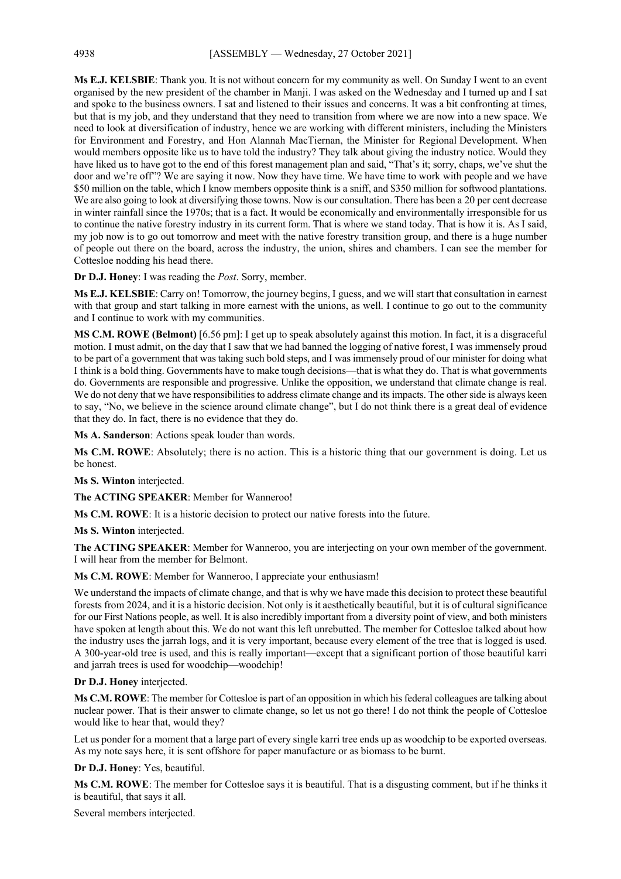**Ms E.J. KELSBIE**: Thank you. It is not without concern for my community as well. On Sunday I went to an event organised by the new president of the chamber in Manji. I was asked on the Wednesday and I turned up and I sat and spoke to the business owners. I sat and listened to their issues and concerns. It was a bit confronting at times, but that is my job, and they understand that they need to transition from where we are now into a new space. We need to look at diversification of industry, hence we are working with different ministers, including the Ministers for Environment and Forestry, and Hon Alannah MacTiernan, the Minister for Regional Development. When would members opposite like us to have told the industry? They talk about giving the industry notice. Would they have liked us to have got to the end of this forest management plan and said, "That's it; sorry, chaps, we've shut the door and we're off"? We are saying it now. Now they have time. We have time to work with people and we have \$50 million on the table, which I know members opposite think is a sniff, and \$350 million for softwood plantations. We are also going to look at diversifying those towns. Now is our consultation. There has been a 20 per cent decrease in winter rainfall since the 1970s; that is a fact. It would be economically and environmentally irresponsible for us to continue the native forestry industry in its current form. That is where we stand today. That is how it is. As I said, my job now is to go out tomorrow and meet with the native forestry transition group, and there is a huge number of people out there on the board, across the industry, the union, shires and chambers. I can see the member for Cottesloe nodding his head there.

**Dr D.J. Honey**: I was reading the *Post*. Sorry, member.

**Ms E.J. KELSBIE**: Carry on! Tomorrow, the journey begins, I guess, and we will start that consultation in earnest with that group and start talking in more earnest with the unions, as well. I continue to go out to the community and I continue to work with my communities.

**MS C.M. ROWE (Belmont)** [6.56 pm]: I get up to speak absolutely against this motion. In fact, it is a disgraceful motion. I must admit, on the day that I saw that we had banned the logging of native forest, I was immensely proud to be part of a government that was taking such bold steps, and I was immensely proud of our minister for doing what I think is a bold thing. Governments have to make tough decisions—that is what they do. That is what governments do. Governments are responsible and progressive. Unlike the opposition, we understand that climate change is real. We do not deny that we have responsibilities to address climate change and its impacts. The other side is always keen to say, "No, we believe in the science around climate change", but I do not think there is a great deal of evidence that they do. In fact, there is no evidence that they do.

**Ms A. Sanderson**: Actions speak louder than words.

**Ms C.M. ROWE**: Absolutely; there is no action. This is a historic thing that our government is doing. Let us be honest.

**Ms S. Winton** interjected.

**The ACTING SPEAKER**: Member for Wanneroo!

**Ms C.M. ROWE**: It is a historic decision to protect our native forests into the future.

**Ms S. Winton** interjected.

**The ACTING SPEAKER**: Member for Wanneroo, you are interjecting on your own member of the government. I will hear from the member for Belmont.

**Ms C.M. ROWE**: Member for Wanneroo, I appreciate your enthusiasm!

We understand the impacts of climate change, and that is why we have made this decision to protect these beautiful forests from 2024, and it is a historic decision. Not only is it aesthetically beautiful, but it is of cultural significance for our First Nations people, as well. It is also incredibly important from a diversity point of view, and both ministers have spoken at length about this. We do not want this left unrebutted. The member for Cottesloe talked about how the industry uses the jarrah logs, and it is very important, because every element of the tree that is logged is used. A 300-year-old tree is used, and this is really important—except that a significant portion of those beautiful karri and jarrah trees is used for woodchip—woodchip!

**Dr D.J. Honey** interjected.

**Ms C.M. ROWE**: The member for Cottesloe is part of an opposition in which his federal colleagues are talking about nuclear power. That is their answer to climate change, so let us not go there! I do not think the people of Cottesloe would like to hear that, would they?

Let us ponder for a moment that a large part of every single karri tree ends up as woodchip to be exported overseas. As my note says here, it is sent offshore for paper manufacture or as biomass to be burnt.

**Dr D.J. Honey**: Yes, beautiful.

**Ms C.M. ROWE**: The member for Cottesloe says it is beautiful. That is a disgusting comment, but if he thinks it is beautiful, that says it all.

Several members interjected.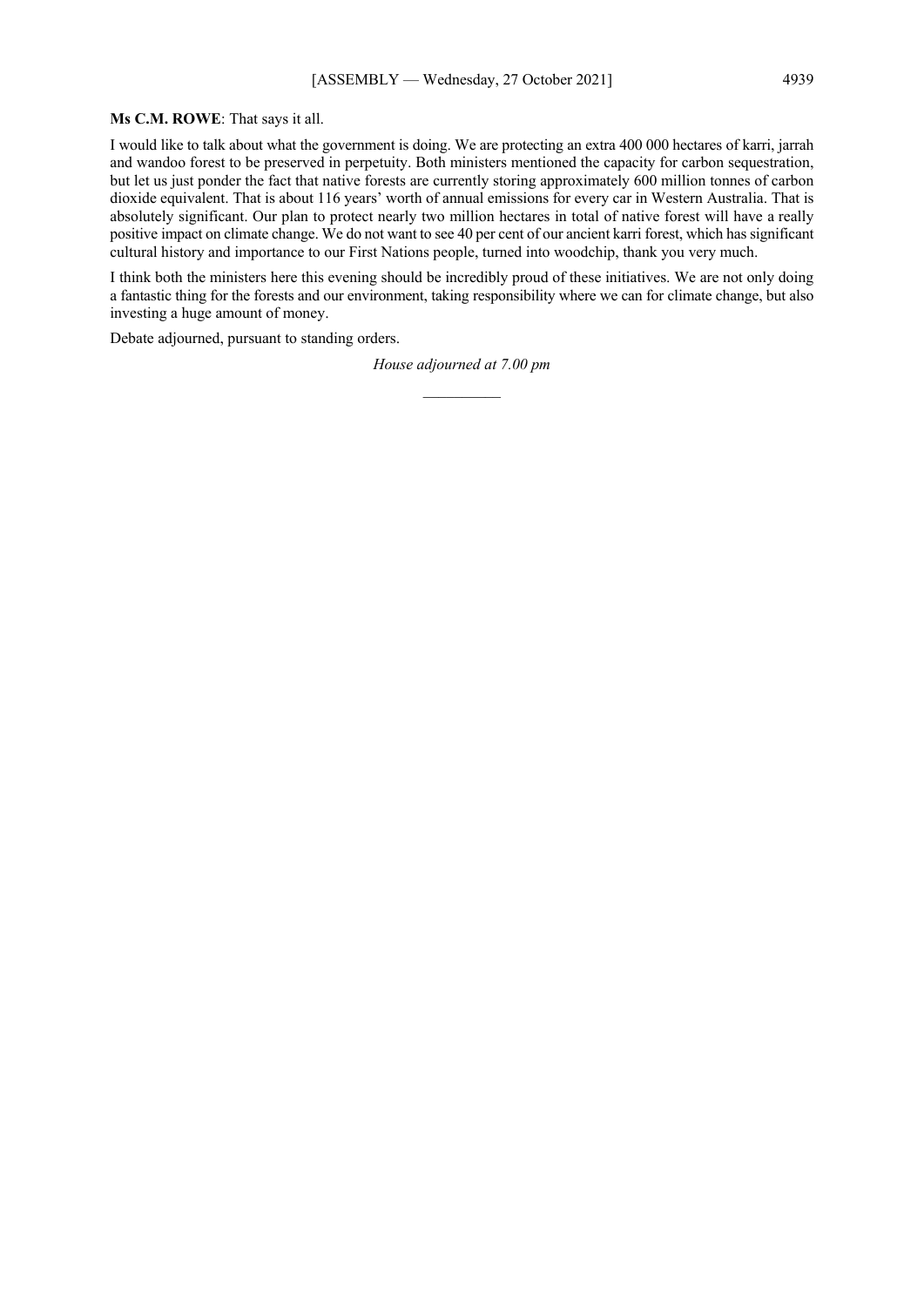**Ms C.M. ROWE**: That says it all.

I would like to talk about what the government is doing. We are protecting an extra 400 000 hectares of karri, jarrah and wandoo forest to be preserved in perpetuity. Both ministers mentioned the capacity for carbon sequestration, but let us just ponder the fact that native forests are currently storing approximately 600 million tonnes of carbon dioxide equivalent. That is about 116 years' worth of annual emissions for every car in Western Australia. That is absolutely significant. Our plan to protect nearly two million hectares in total of native forest will have a really positive impact on climate change. We do not want to see 40 per cent of our ancient karri forest, which has significant cultural history and importance to our First Nations people, turned into woodchip, thank you very much.

I think both the ministers here this evening should be incredibly proud of these initiatives. We are not only doing a fantastic thing for the forests and our environment, taking responsibility where we can for climate change, but also investing a huge amount of money.

Debate adjourned, pursuant to standing orders.

*House adjourned at 7.00 pm*